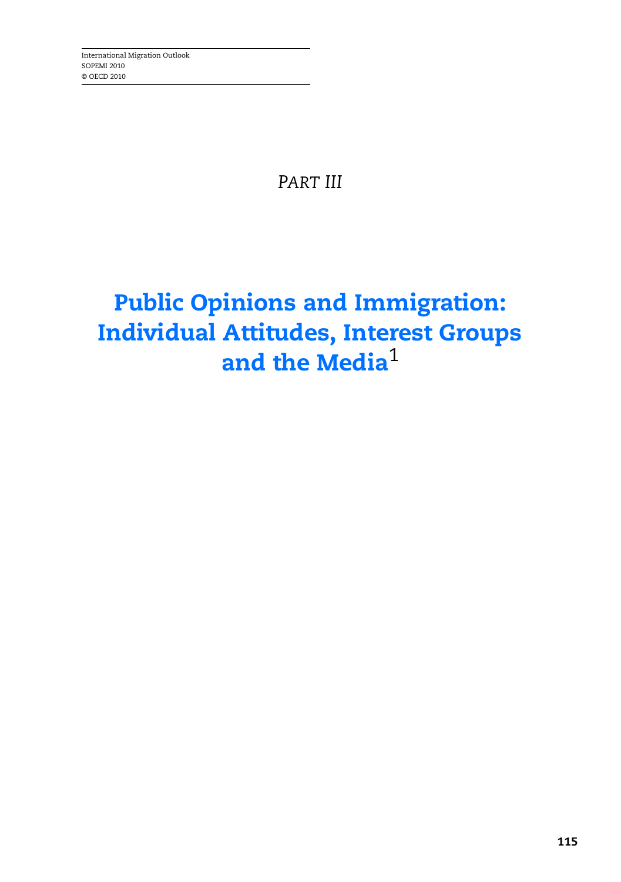International Migration Outlook
SOPEMI 2010
© OECD 2010

*PART III*

# Public Opinions and Immigration: Individual Attitudes, Interest Groups and the Media[1]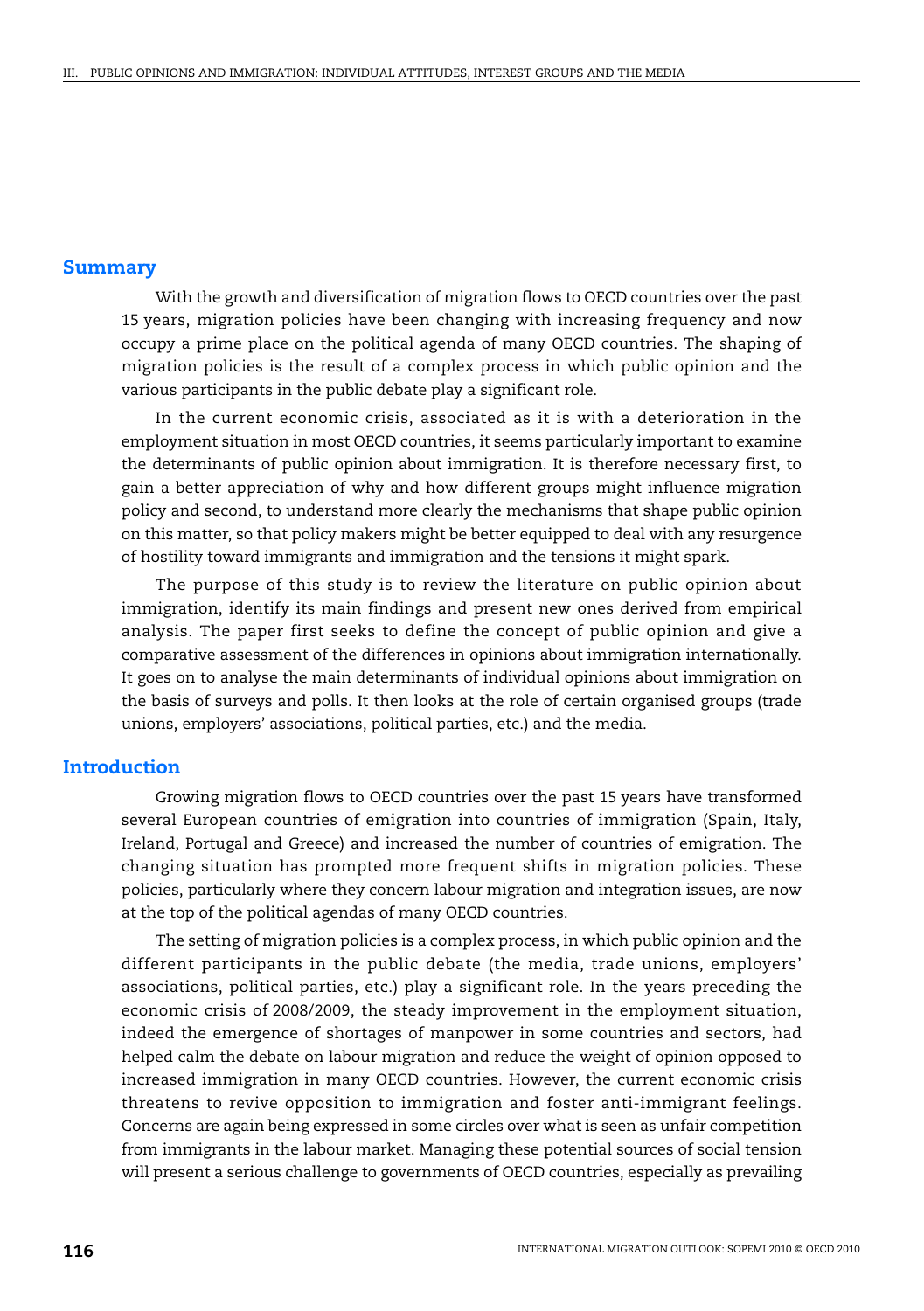## Summary

With the growth and diversification of migration flows to OECD countries over the past 15 years, migration policies have been changing with increasing frequency and now occupy a prime place on the political agenda of many OECD countries. The shaping of migration policies is the result of a complex process in which public opinion and the various participants in the public debate play a significant role.

In the current economic crisis, associated as it is with a deterioration in the employment situation in most OECD countries, it seems particularly important to examine the determinants of public opinion about immigration. It is therefore necessary first, to gain a better appreciation of why and how different groups might influence migration policy and second, to understand more clearly the mechanisms that shape public opinion on this matter, so that policy makers might be better equipped to deal with any resurgence of hostility toward immigrants and immigration and the tensions it might spark.

The purpose of this study is to review the literature on public opinion about immigration, identify its main findings and present new ones derived from empirical analysis. The paper first seeks to define the concept of public opinion and give a comparative assessment of the differences in opinions about immigration internationally. It goes on to analyse the main determinants of individual opinions about immigration on the basis of surveys and polls. It then looks at the role of certain organised groups (trade unions, employers' associations, political parties, etc.) and the media.

## Introduction

Growing migration flows to OECD countries over the past 15 years have transformed several European countries of emigration into countries of immigration (Spain, Italy, Ireland, Portugal and Greece) and increased the number of countries of emigration. The changing situation has prompted more frequent shifts in migration policies. These policies, particularly where they concern labour migration and integration issues, are now at the top of the political agendas of many OECD countries.

The setting of migration policies is a complex process, in which public opinion and the different participants in the public debate (the media, trade unions, employers' associations, political parties, etc.) play a significant role. In the years preceding the economic crisis of 2008/2009, the steady improvement in the employment situation, indeed the emergence of shortages of manpower in some countries and sectors, had helped calm the debate on labour migration and reduce the weight of opinion opposed to increased immigration in many OECD countries. However, the current economic crisis threatens to revive opposition to immigration and foster anti-immigrant feelings. Concerns are again being expressed in some circles over what is seen as unfair competition from immigrants in the labour market. Managing these potential sources of social tension will present a serious challenge to governments of OECD countries, especially as prevailing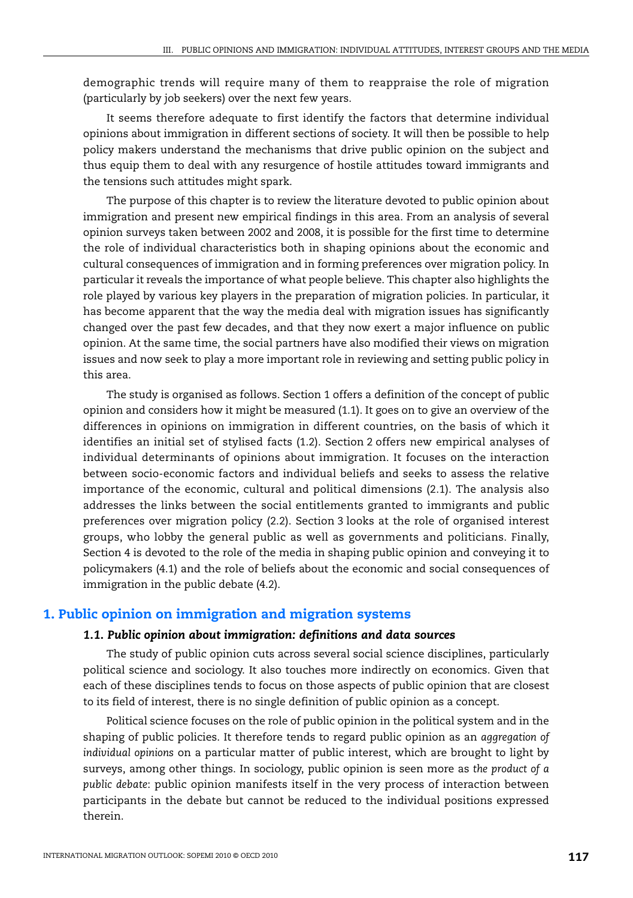demographic trends will require many of them to reappraise the role of migration (particularly by job seekers) over the next few years.

It seems therefore adequate to first identify the factors that determine individual opinions about immigration in different sections of society. It will then be possible to help policy makers understand the mechanisms that drive public opinion on the subject and thus equip them to deal with any resurgence of hostile attitudes toward immigrants and the tensions such attitudes might spark.

The purpose of this chapter is to review the literature devoted to public opinion about immigration and present new empirical findings in this area. From an analysis of several opinion surveys taken between 2002 and 2008, it is possible for the first time to determine the role of individual characteristics both in shaping opinions about the economic and cultural consequences of immigration and in forming preferences over migration policy. In particular it reveals the importance of what people believe. This chapter also highlights the role played by various key players in the preparation of migration policies. In particular, it has become apparent that the way the media deal with migration issues has significantly changed over the past few decades, and that they now exert a major influence on public opinion. At the same time, the social partners have also modified their views on migration issues and now seek to play a more important role in reviewing and setting public policy in this area.

The study is organised as follows. Section 1 offers a definition of the concept of public opinion and considers how it might be measured (1.1). It goes on to give an overview of the differences in opinions on immigration in different countries, on the basis of which it identifies an initial set of stylised facts (1.2). Section 2 offers new empirical analyses of individual determinants of opinions about immigration. It focuses on the interaction between socio-economic factors and individual beliefs and seeks to assess the relative importance of the economic, cultural and political dimensions (2.1). The analysis also addresses the links between the social entitlements granted to immigrants and public preferences over migration policy (2.2). Section 3 looks at the role of organised interest groups, who lobby the general public as well as governments and politicians. Finally, Section 4 is devoted to the role of the media in shaping public opinion and conveying it to policymakers (4.1) and the role of beliefs about the economic and social consequences of immigration in the public debate (4.2).

## 1. Public opinion on immigration and migration systems

### *1.1. Public opinion about immigration: definitions and data sources*

The study of public opinion cuts across several social science disciplines, particularly political science and sociology. It also touches more indirectly on economics. Given that each of these disciplines tends to focus on those aspects of public opinion that are closest to its field of interest, there is no single definition of public opinion as a concept.

Political science focuses on the role of public opinion in the political system and in the shaping of public policies. It therefore tends to regard public opinion as an *aggregation of individual opinions* on a particular matter of public interest, which are brought to light by surveys, among other things. In sociology, public opinion is seen more as *the product of a public debate*: public opinion manifests itself in the very process of interaction between participants in the debate but cannot be reduced to the individual positions expressed therein.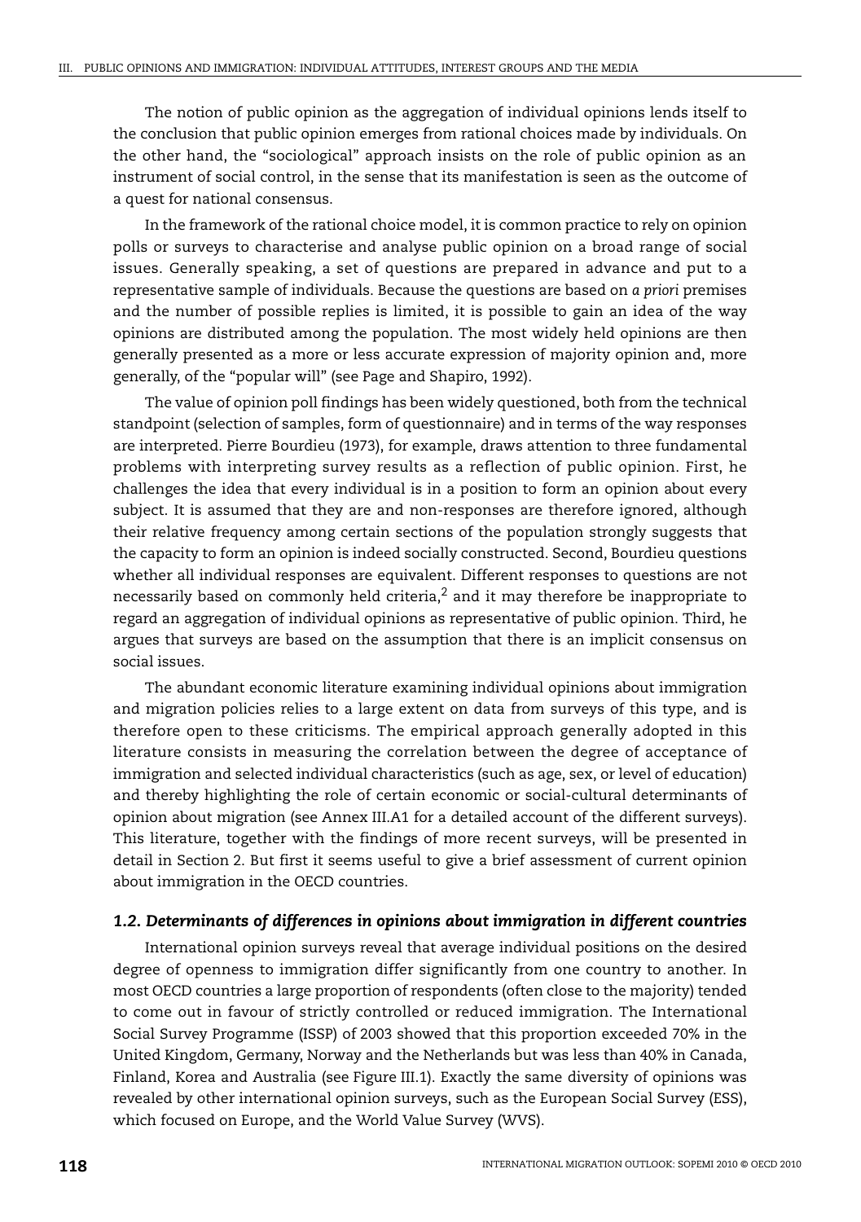The notion of public opinion as the aggregation of individual opinions lends itself to the conclusion that public opinion emerges from rational choices made by individuals. On the other hand, the "sociological" approach insists on the role of public opinion as an instrument of social control, in the sense that its manifestation is seen as the outcome of a quest for national consensus.

In the framework of the rational choice model, it is common practice to rely on opinion polls or surveys to characterise and analyse public opinion on a broad range of social issues. Generally speaking, a set of questions are prepared in advance and put to a representative sample of individuals. Because the questions are based on *a priori* premises and the number of possible replies is limited, it is possible to gain an idea of the way opinions are distributed among the population. The most widely held opinions are then generally presented as a more or less accurate expression of majority opinion and, more generally, of the "popular will" (see Page and Shapiro, 1992).

The value of opinion poll findings has been widely questioned, both from the technical standpoint (selection of samples, form of questionnaire) and in terms of the way responses are interpreted. Pierre Bourdieu (1973), for example, draws attention to three fundamental problems with interpreting survey results as a reflection of public opinion. First, he challenges the idea that every individual is in a position to form an opinion about every subject. It is assumed that they are and non-responses are therefore ignored, although their relative frequency among certain sections of the population strongly suggests that the capacity to form an opinion is indeed socially constructed. Second, Bourdieu questions whether all individual responses are equivalent. Different responses to questions are not necessarily based on commonly held criteria,[2] and it may therefore be inappropriate to regard an aggregation of individual opinions as representative of public opinion. Third, he argues that surveys are based on the assumption that there is an implicit consensus on social issues.

The abundant economic literature examining individual opinions about immigration and migration policies relies to a large extent on data from surveys of this type, and is therefore open to these criticisms. The empirical approach generally adopted in this literature consists in measuring the correlation between the degree of acceptance of immigration and selected individual characteristics (such as age, sex, or level of education) and thereby highlighting the role of certain economic or social-cultural determinants of opinion about migration (see Annex III.A1 for a detailed account of the different surveys). This literature, together with the findings of more recent surveys, will be presented in detail in Section 2. But first it seems useful to give a brief assessment of current opinion about immigration in the OECD countries.

### *1.2. Determinants of differences in opinions about immigration in different countries*

International opinion surveys reveal that average individual positions on the desired degree of openness to immigration differ significantly from one country to another. In most OECD countries a large proportion of respondents (often close to the majority) tended to come out in favour of strictly controlled or reduced immigration. The International Social Survey Programme (ISSP) of 2003 showed that this proportion exceeded 70% in the United Kingdom, Germany, Norway and the Netherlands but was less than 40% in Canada, Finland, Korea and Australia (see Figure III.1). Exactly the same diversity of opinions was revealed by other international opinion surveys, such as the European Social Survey (ESS), which focused on Europe, and the World Value Survey (WVS).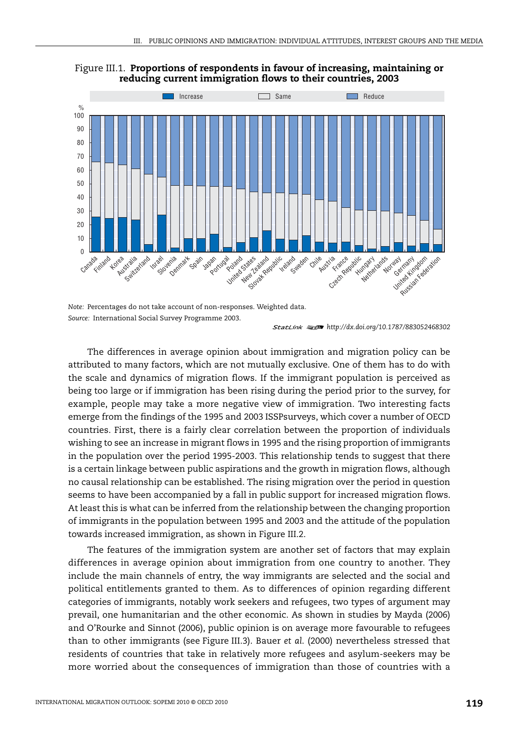Figure III.1. **Proportions of respondents in favour of increasing, maintaining or reducing current immigration flows to their countries, 2003**

*Note:* Percentages do not take account of non-responses. Weighted data.
*Source:* International Social Survey Programme 2003.

StatLink http://dx.doi.org/10.1787/883052468302

The differences in average opinion about immigration and migration policy can be attributed to many factors, which are not mutually exclusive. One of them has to do with the scale and dynamics of migration flows. If the immigrant population is perceived as being too large or if immigration has been rising during the period prior to the survey, for example, people may take a more negative view of immigration. Two interesting facts emerge from the findings of the 1995 and 2003 ISSPsurveys, which cover a number of OECD countries. First, there is a fairly clear correlation between the proportion of individuals wishing to see an increase in migrant flows in 1995 and the rising proportion of immigrants in the population over the period 1995-2003. This relationship tends to suggest that there is a certain linkage between public aspirations and the growth in migration flows, although no causal relationship can be established. The rising migration over the period in question seems to have been accompanied by a fall in public support for increased migration flows. At least this is what can be inferred from the relationship between the changing proportion of immigrants in the population between 1995 and 2003 and the attitude of the population towards increased immigration, as shown in Figure III.2.

The features of the immigration system are another set of factors that may explain differences in average opinion about immigration from one country to another. They include the main channels of entry, the way immigrants are selected and the social and political entitlements granted to them. As to differences of opinion regarding different categories of immigrants, notably work seekers and refugees, two types of argument may prevail, one humanitarian and the other economic. As shown in studies by Mayda (2006) and O'Rourke and Sinnot (2006), public opinion is on average more favourable to refugees than to other immigrants (see Figure III.3). Bauer *et al.* (2000) nevertheless stressed that residents of countries that take in relatively more refugees and asylum-seekers may be more worried about the consequences of immigration than those of countries with a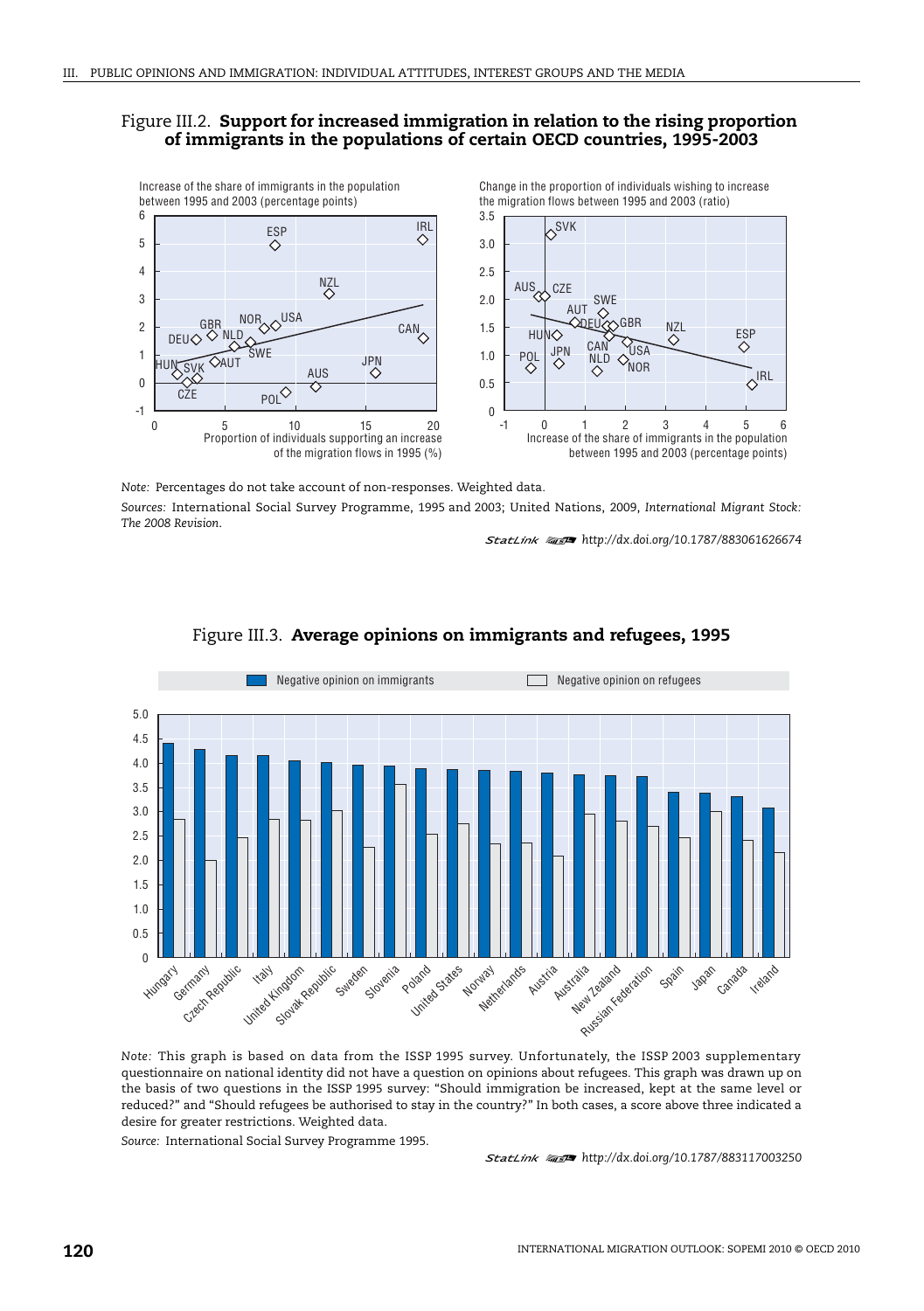## Figure III.2. **Support for increased immigration in relation to the rising proportion of immigrants in the populations of certain OECD countries, 1995-2003**

*Note:* Percentages do not take account of non-responses. Weighted data.

*Sources:* International Social Survey Programme, 1995 and 2003; United Nations, 2009, *International Migrant Stock: The 2008 Revision.*

StatLink http://dx.doi.org/10.1787/883061626674

## Figure III.3. **Average opinions on immigrants and refugees, 1995**

*Note:* This graph is based on data from the ISSP 1995 survey. Unfortunately, the ISSP 2003 supplementary questionnaire on national identity did not have a question on opinions about refugees. This graph was drawn up on the basis of two questions in the ISSP 1995 survey: "Should immigration be increased, kept at the same level or reduced?" and "Should refugees be authorised to stay in the country?" In both cases, a score above three indicated a desire for greater restrictions. Weighted data.

*Source:* International Social Survey Programme 1995.

StatLink http://dx.doi.org/10.1787/883117003250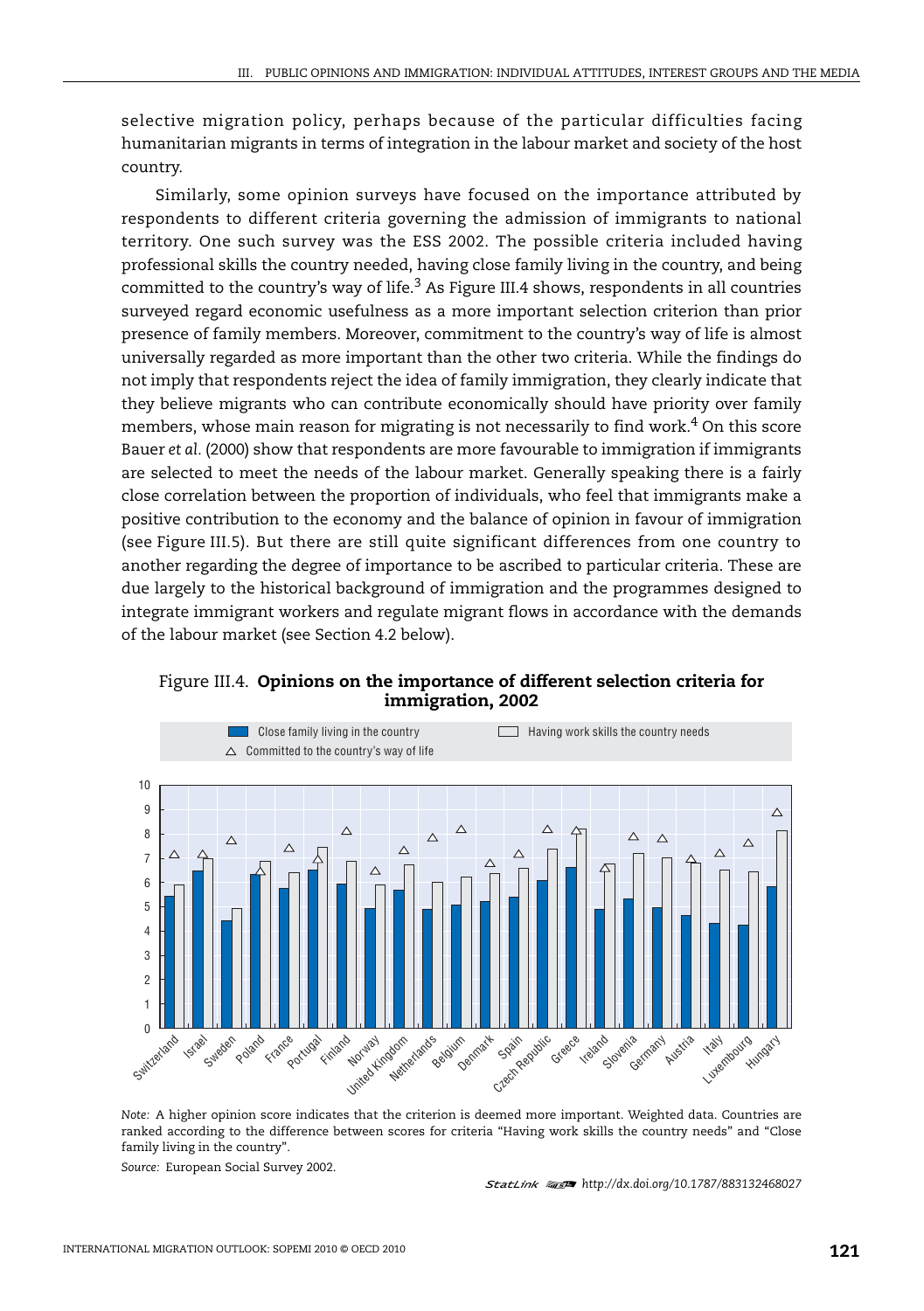selective migration policy, perhaps because of the particular difficulties facing humanitarian migrants in terms of integration in the labour market and society of the host country.

Similarly, some opinion surveys have focused on the importance attributed by respondents to different criteria governing the admission of immigrants to national territory. One such survey was the ESS 2002. The possible criteria included having professional skills the country needed, having close family living in the country, and being committed to the country's way of life.[3] As Figure III.4 shows, respondents in all countries surveyed regard economic usefulness as a more important selection criterion than prior presence of family members. Moreover, commitment to the country's way of life is almost universally regarded as more important than the other two criteria. While the findings do not imply that respondents reject the idea of family immigration, they clearly indicate that they believe migrants who can contribute economically should have priority over family members, whose main reason for migrating is not necessarily to find work.[4] On this score Bauer *et al.* (2000) show that respondents are more favourable to immigration if immigrants are selected to meet the needs of the labour market. Generally speaking there is a fairly close correlation between the proportion of individuals, who feel that immigrants make a positive contribution to the economy and the balance of opinion in favour of immigration (see Figure III.5). But there are still quite significant differences from one country to another regarding the degree of importance to be ascribed to particular criteria. These are due largely to the historical background of immigration and the programmes designed to integrate immigrant workers and regulate migrant flows in accordance with the demands of the labour market (see Section 4.2 below).

Figure III.4. **Opinions on the importance of different selection criteria for immigration, 2002**

*Note:* A higher opinion score indicates that the criterion is deemed more important. Weighted data. Countries are ranked according to the difference between scores for criteria "Having work skills the country needs" and "Close family living in the country".

*Source:* European Social Survey 2002.

StatLink http://dx.doi.org/10.1787/883132468027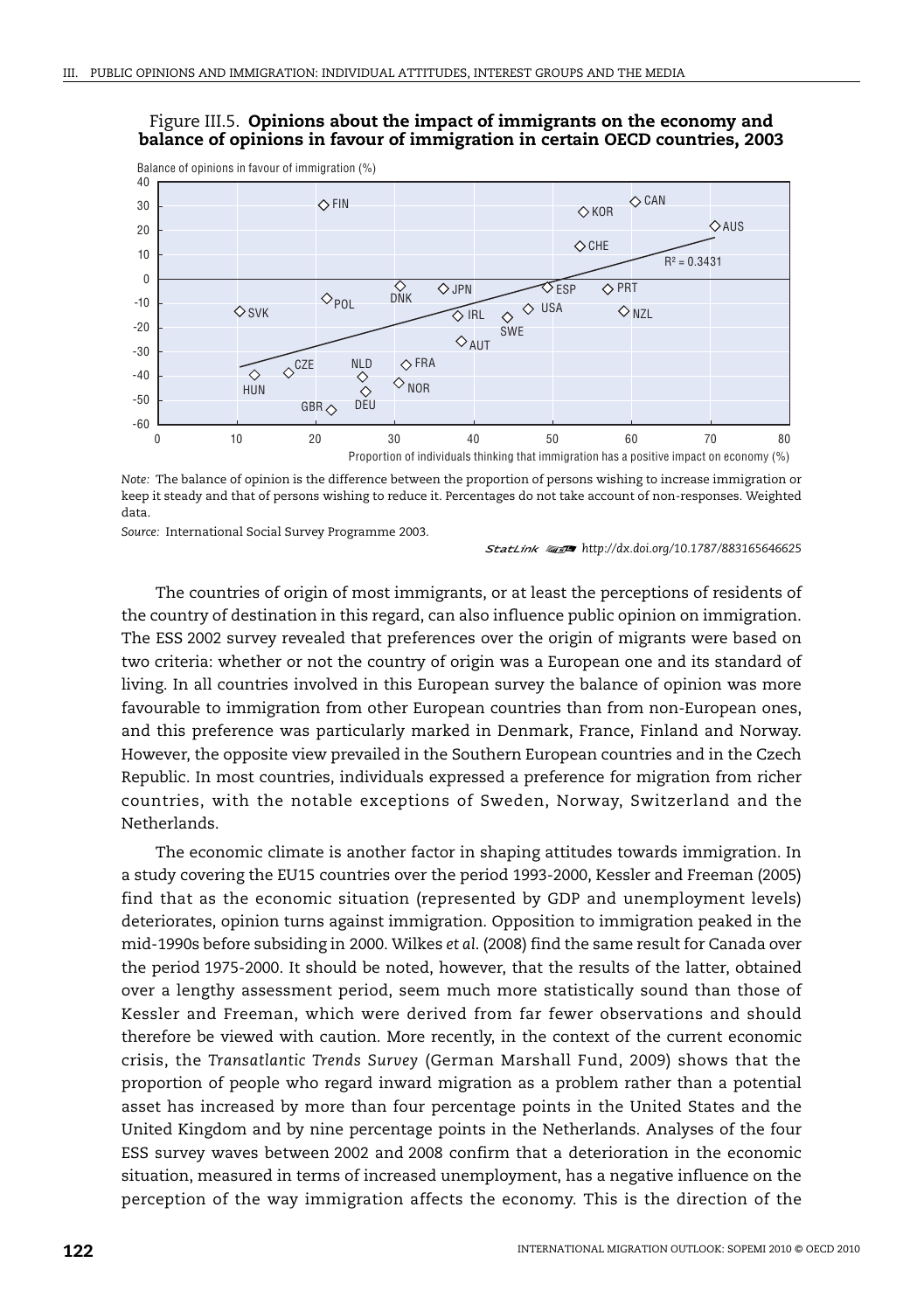Figure III.5. **Opinions about the impact of immigrants on the economy and balance of opinions in favour of immigration in certain OECD countries, 2003**

*Note:* The balance of opinion is the difference between the proportion of persons wishing to increase immigration or keep it steady and that of persons wishing to reduce it. Percentages do not take account of non-responses. Weighted data.

*Source:* International Social Survey Programme 2003.

StatLink http://dx.doi.org/10.1787/883165646625

The countries of origin of most immigrants, or at least the perceptions of residents of the country of destination in this regard, can also influence public opinion on immigration. The ESS 2002 survey revealed that preferences over the origin of migrants were based on two criteria: whether or not the country of origin was a European one and its standard of living. In all countries involved in this European survey the balance of opinion was more favourable to immigration from other European countries than from non-European ones, and this preference was particularly marked in Denmark, France, Finland and Norway. However, the opposite view prevailed in the Southern European countries and in the Czech Republic. In most countries, individuals expressed a preference for migration from richer countries, with the notable exceptions of Sweden, Norway, Switzerland and the Netherlands.

The economic climate is another factor in shaping attitudes towards immigration. In a study covering the EU15 countries over the period 1993-2000, Kessler and Freeman (2005) find that as the economic situation (represented by GDP and unemployment levels) deteriorates, opinion turns against immigration. Opposition to immigration peaked in the mid-1990s before subsiding in 2000. Wilkes *et al.* (2008) find the same result for Canada over the period 1975-2000. It should be noted, however, that the results of the latter, obtained over a lengthy assessment period, seem much more statistically sound than those of Kessler and Freeman, which were derived from far fewer observations and should therefore be viewed with caution. More recently, in the context of the current economic crisis, the *Transatlantic Trends Survey* (German Marshall Fund, 2009) shows that the proportion of people who regard inward migration as a problem rather than a potential asset has increased by more than four percentage points in the United States and the United Kingdom and by nine percentage points in the Netherlands. Analyses of the four ESS survey waves between 2002 and 2008 confirm that a deterioration in the economic situation, measured in terms of increased unemployment, has a negative influence on the perception of the way immigration affects the economy. This is the direction of the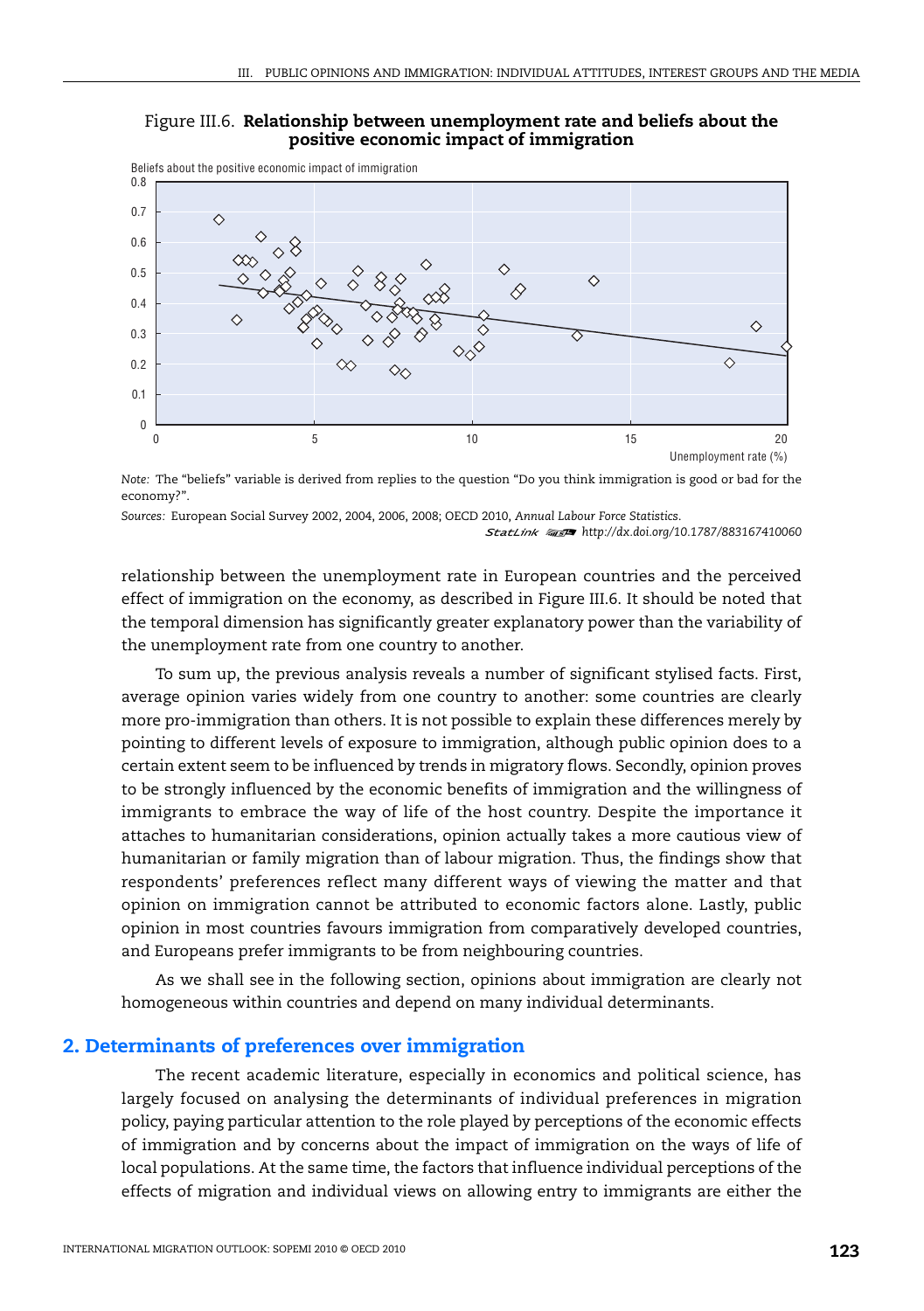Figure III.6. **Relationship between unemployment rate and beliefs about the positive economic impact of immigration**

Beliefs about the positive economic impact of immigration

0.8
0.7
0.6
0.5
0.4
0.3
0.2
0.1
0

0
5
10
15
20

Unemployment rate (%)

*Note:* The "beliefs" variable is derived from replies to the question "Do you think immigration is good or bad for the economy?".

*Sources:* European Social Survey 2002, 2004, 2006, 2008; OECD 2010, *Annual Labour Force Statistics*.

StatLink http://dx.doi.org/10.1787/883167410060

relationship between the unemployment rate in European countries and the perceived effect of immigration on the economy, as described in Figure III.6. It should be noted that the temporal dimension has significantly greater explanatory power than the variability of the unemployment rate from one country to another.

To sum up, the previous analysis reveals a number of significant stylised facts. First, average opinion varies widely from one country to another: some countries are clearly more pro-immigration than others. It is not possible to explain these differences merely by pointing to different levels of exposure to immigration, although public opinion does to a certain extent seem to be influenced by trends in migratory flows. Secondly, opinion proves to be strongly influenced by the economic benefits of immigration and the willingness of immigrants to embrace the way of life of the host country. Despite the importance it attaches to humanitarian considerations, opinion actually takes a more cautious view of humanitarian or family migration than of labour migration. Thus, the findings show that respondents' preferences reflect many different ways of viewing the matter and that opinion on immigration cannot be attributed to economic factors alone. Lastly, public opinion in most countries favours immigration from comparatively developed countries, and Europeans prefer immigrants to be from neighbouring countries.

As we shall see in the following section, opinions about immigration are clearly not homogeneous within countries and depend on many individual determinants.

## 2. Determinants of preferences over immigration

The recent academic literature, especially in economics and political science, has largely focused on analysing the determinants of individual preferences in migration policy, paying particular attention to the role played by perceptions of the economic effects of immigration and by concerns about the impact of immigration on the ways of life of local populations. At the same time, the factors that influence individual perceptions of the effects of migration and individual views on allowing entry to immigrants are either the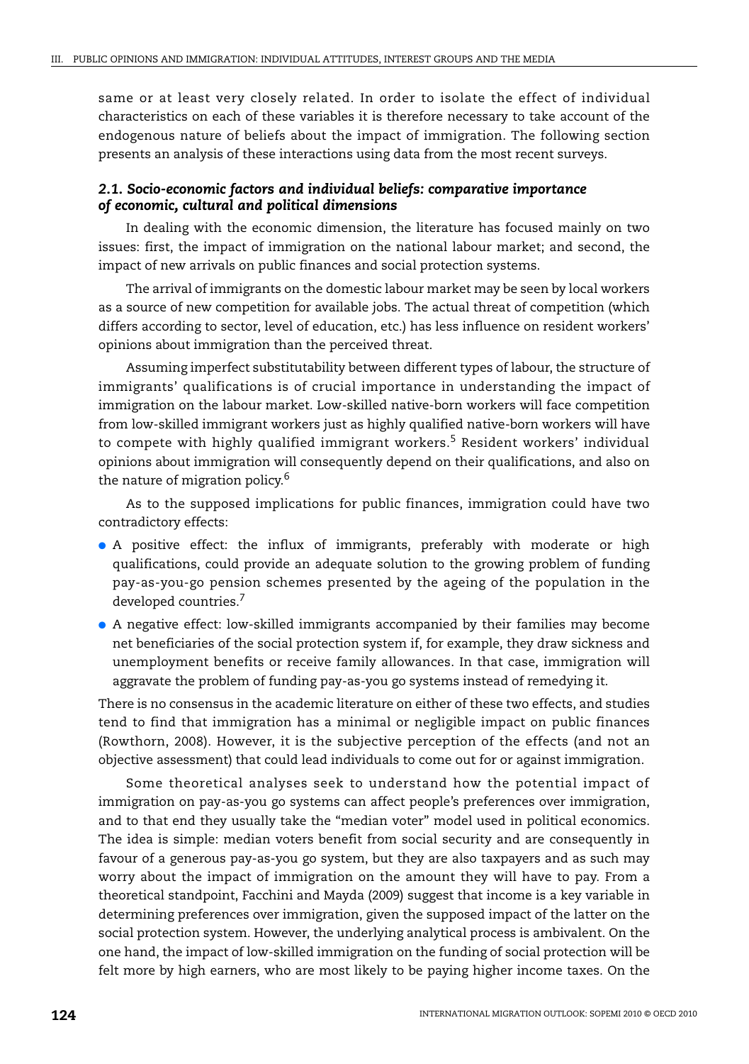same or at least very closely related. In order to isolate the effect of individual characteristics on each of these variables it is therefore necessary to take account of the endogenous nature of beliefs about the impact of immigration. The following section presents an analysis of these interactions using data from the most recent surveys.

### *2.1. Socio-economic factors and individual beliefs: comparative importance of economic, cultural and political dimensions*

In dealing with the economic dimension, the literature has focused mainly on two issues: first, the impact of immigration on the national labour market; and second, the impact of new arrivals on public finances and social protection systems.

The arrival of immigrants on the domestic labour market may be seen by local workers as a source of new competition for available jobs. The actual threat of competition (which differs according to sector, level of education, etc.) has less influence on resident workers' opinions about immigration than the perceived threat.

Assuming imperfect substitutability between different types of labour, the structure of immigrants' qualifications is of crucial importance in understanding the impact of immigration on the labour market. Low-skilled native-born workers will face competition from low-skilled immigrant workers just as highly qualified native-born workers will have to compete with highly qualified immigrant workers.[5] Resident workers' individual opinions about immigration will consequently depend on their qualifications, and also on the nature of migration policy.[6]

As to the supposed implications for public finances, immigration could have two contradictory effects:

- A positive effect: the influx of immigrants, preferably with moderate or high qualifications, could provide an adequate solution to the growing problem of funding pay-as-you-go pension schemes presented by the ageing of the population in the developed countries.[7]
- A negative effect: low-skilled immigrants accompanied by their families may become net beneficiaries of the social protection system if, for example, they draw sickness and unemployment benefits or receive family allowances. In that case, immigration will aggravate the problem of funding pay-as-you go systems instead of remedying it.

There is no consensus in the academic literature on either of these two effects, and studies tend to find that immigration has a minimal or negligible impact on public finances (Rowthorn, 2008). However, it is the subjective perception of the effects (and not an objective assessment) that could lead individuals to come out for or against immigration.

Some theoretical analyses seek to understand how the potential impact of immigration on pay-as-you go systems can affect people's preferences over immigration, and to that end they usually take the "median voter" model used in political economics. The idea is simple: median voters benefit from social security and are consequently in favour of a generous pay-as-you go system, but they are also taxpayers and as such may worry about the impact of immigration on the amount they will have to pay. From a theoretical standpoint, Facchini and Mayda (2009) suggest that income is a key variable in determining preferences over immigration, given the supposed impact of the latter on the social protection system. However, the underlying analytical process is ambivalent. On the one hand, the impact of low-skilled immigration on the funding of social protection will be felt more by high earners, who are most likely to be paying higher income taxes. On the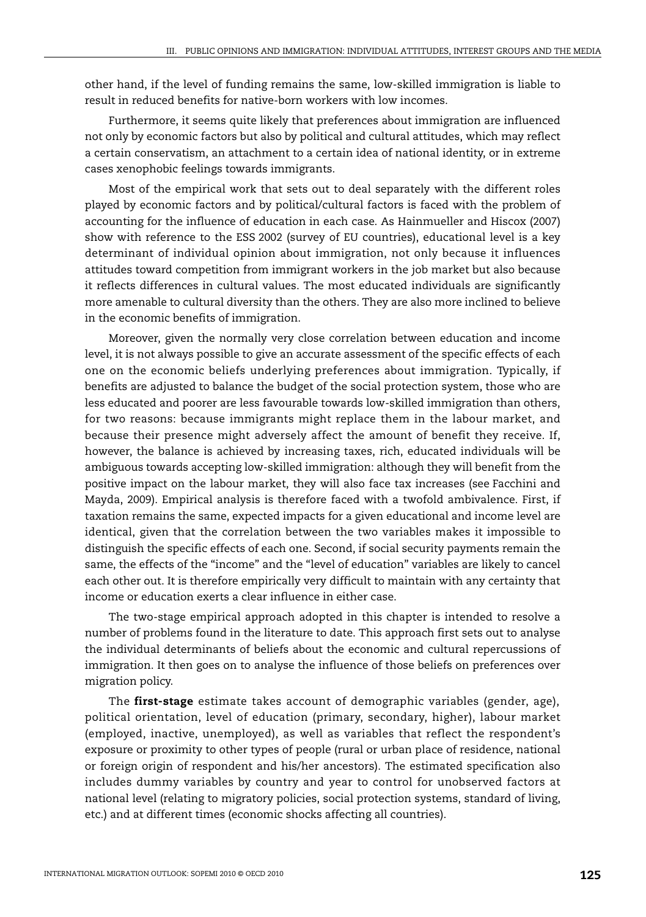other hand, if the level of funding remains the same, low-skilled immigration is liable to result in reduced benefits for native-born workers with low incomes.

Furthermore, it seems quite likely that preferences about immigration are influenced not only by economic factors but also by political and cultural attitudes, which may reflect a certain conservatism, an attachment to a certain idea of national identity, or in extreme cases xenophobic feelings towards immigrants.

Most of the empirical work that sets out to deal separately with the different roles played by economic factors and by political/cultural factors is faced with the problem of accounting for the influence of education in each case. As Hainmueller and Hiscox (2007) show with reference to the ESS 2002 (survey of EU countries), educational level is a key determinant of individual opinion about immigration, not only because it influences attitudes toward competition from immigrant workers in the job market but also because it reflects differences in cultural values. The most educated individuals are significantly more amenable to cultural diversity than the others. They are also more inclined to believe in the economic benefits of immigration.

Moreover, given the normally very close correlation between education and income level, it is not always possible to give an accurate assessment of the specific effects of each one on the economic beliefs underlying preferences about immigration. Typically, if benefits are adjusted to balance the budget of the social protection system, those who are less educated and poorer are less favourable towards low-skilled immigration than others, for two reasons: because immigrants might replace them in the labour market, and because their presence might adversely affect the amount of benefit they receive. If, however, the balance is achieved by increasing taxes, rich, educated individuals will be ambiguous towards accepting low-skilled immigration: although they will benefit from the positive impact on the labour market, they will also face tax increases (see Facchini and Mayda, 2009). Empirical analysis is therefore faced with a twofold ambivalence. First, if taxation remains the same, expected impacts for a given educational and income level are identical, given that the correlation between the two variables makes it impossible to distinguish the specific effects of each one. Second, if social security payments remain the same, the effects of the "income" and the "level of education" variables are likely to cancel each other out. It is therefore empirically very difficult to maintain with any certainty that income or education exerts a clear influence in either case.

The two-stage empirical approach adopted in this chapter is intended to resolve a number of problems found in the literature to date. This approach first sets out to analyse the individual determinants of beliefs about the economic and cultural repercussions of immigration. It then goes on to analyse the influence of those beliefs on preferences over migration policy.

The **first-stage** estimate takes account of demographic variables (gender, age), political orientation, level of education (primary, secondary, higher), labour market (employed, inactive, unemployed), as well as variables that reflect the respondent's exposure or proximity to other types of people (rural or urban place of residence, national or foreign origin of respondent and his/her ancestors). The estimated specification also includes dummy variables by country and year to control for unobserved factors at national level (relating to migratory policies, social protection systems, standard of living, etc.) and at different times (economic shocks affecting all countries).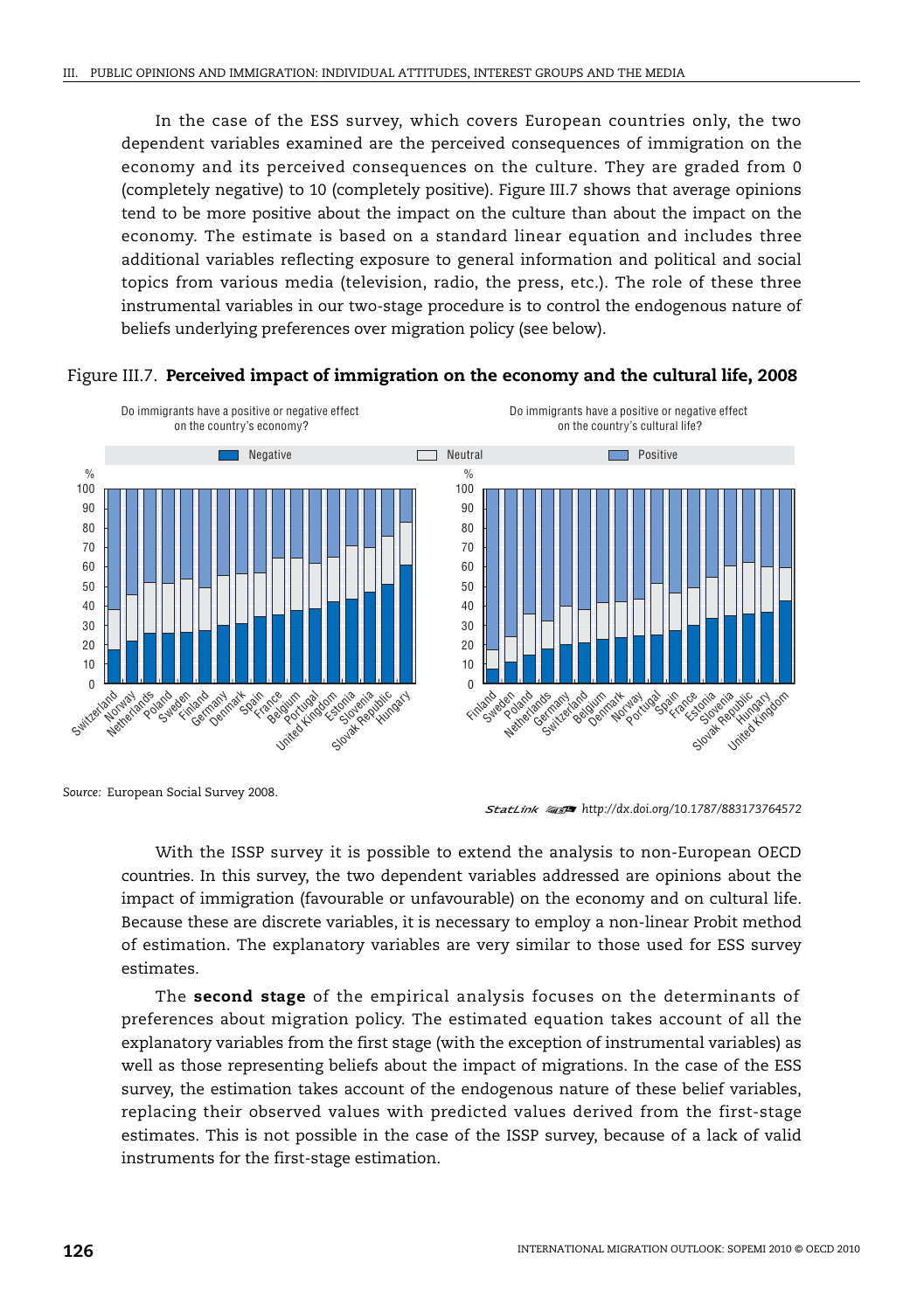In the case of the ESS survey, which covers European countries only, the two dependent variables examined are the perceived consequences of immigration on the economy and its perceived consequences on the culture. They are graded from 0 (completely negative) to 10 (completely positive). Figure III.7 shows that average opinions tend to be more positive about the impact on the culture than about the impact on the economy. The estimate is based on a standard linear equation and includes three additional variables reflecting exposure to general information and political and social topics from various media (television, radio, the press, etc.). The role of these three instrumental variables in our two-stage procedure is to control the endogenous nature of beliefs underlying preferences over migration policy (see below).

Figure III.7. **Perceived impact of immigration on the economy and the cultural life, 2008**

Do immigrants have a positive or negative effect on the country's economy?

Do immigrants have a positive or negative effect on the country's cultural life?

Negative
Neutral
Positive

%
100
90
80
70
60
50
40
30
20
10
0

Switzerland, Norway, Netherlands, Poland, Sweden, Finland, Germany, Denmark, Spain, France, Belgium, Portugal, United Kingdom, Estonia, Slovenia, Slovak Republic, Hungary

%
100
90
80
70
60
50
40
30
20
10
0

Finland, Sweden, Poland, Netherlands, Germany, Switzerland, Belgium, Denmark, Norway, Portugal, Spain, France, Estonia, Slovenia, Slovak Republic, Hungary, United Kingdom

*Source:* European Social Survey 2008.

StatLink http://dx.doi.org/10.1787/883173764572

With the ISSP survey it is possible to extend the analysis to non-European OECD countries. In this survey, the two dependent variables addressed are opinions about the impact of immigration (favourable or unfavourable) on the economy and on cultural life. Because these are discrete variables, it is necessary to employ a non-linear Probit method of estimation. The explanatory variables are very similar to those used for ESS survey estimates.

The **second stage** of the empirical analysis focuses on the determinants of preferences about migration policy. The estimated equation takes account of all the explanatory variables from the first stage (with the exception of instrumental variables) as well as those representing beliefs about the impact of migrations. In the case of the ESS survey, the estimation takes account of the endogenous nature of these belief variables, replacing their observed values with predicted values derived from the first-stage estimates. This is not possible in the case of the ISSP survey, because of a lack of valid instruments for the first-stage estimation.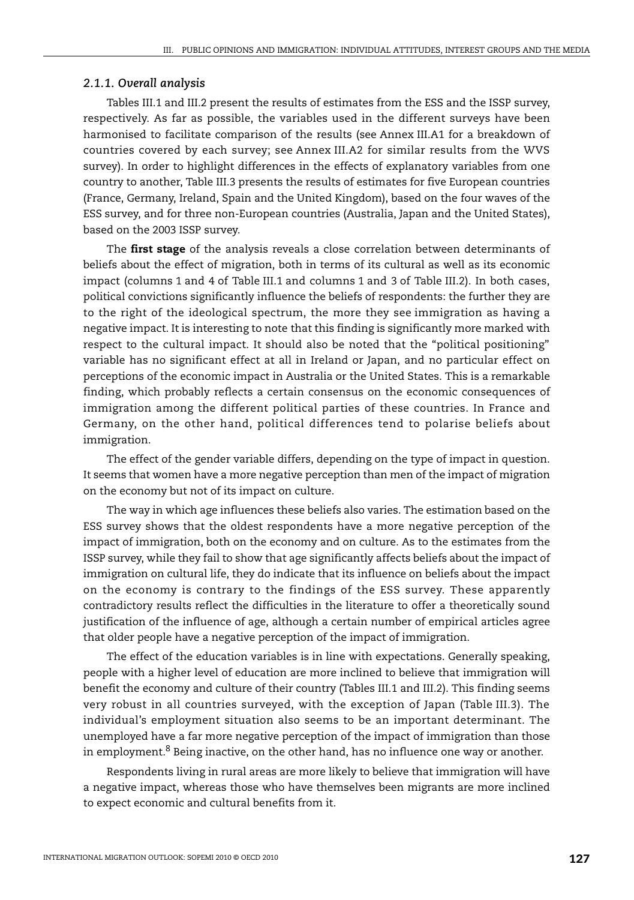### *2.1.1. Overall analysis*

Tables III.1 and III.2 present the results of estimates from the ESS and the ISSP survey, respectively. As far as possible, the variables used in the different surveys have been harmonised to facilitate comparison of the results (see Annex III.A1 for a breakdown of countries covered by each survey; see Annex III.A2 for similar results from the WVS survey). In order to highlight differences in the effects of explanatory variables from one country to another, Table III.3 presents the results of estimates for five European countries (France, Germany, Ireland, Spain and the United Kingdom), based on the four waves of the ESS survey, and for three non-European countries (Australia, Japan and the United States), based on the 2003 ISSP survey.

The **first stage** of the analysis reveals a close correlation between determinants of beliefs about the effect of migration, both in terms of its cultural as well as its economic impact (columns 1 and 4 of Table III.1 and columns 1 and 3 of Table III.2). In both cases, political convictions significantly influence the beliefs of respondents: the further they are to the right of the ideological spectrum, the more they see immigration as having a negative impact. It is interesting to note that this finding is significantly more marked with respect to the cultural impact. It should also be noted that the "political positioning" variable has no significant effect at all in Ireland or Japan, and no particular effect on perceptions of the economic impact in Australia or the United States. This is a remarkable finding, which probably reflects a certain consensus on the economic consequences of immigration among the different political parties of these countries. In France and Germany, on the other hand, political differences tend to polarise beliefs about immigration.

The effect of the gender variable differs, depending on the type of impact in question. It seems that women have a more negative perception than men of the impact of migration on the economy but not of its impact on culture.

The way in which age influences these beliefs also varies. The estimation based on the ESS survey shows that the oldest respondents have a more negative perception of the impact of immigration, both on the economy and on culture. As to the estimates from the ISSP survey, while they fail to show that age significantly affects beliefs about the impact of immigration on cultural life, they do indicate that its influence on beliefs about the impact on the economy is contrary to the findings of the ESS survey. These apparently contradictory results reflect the difficulties in the literature to offer a theoretically sound justification of the influence of age, although a certain number of empirical articles agree that older people have a negative perception of the impact of immigration.

The effect of the education variables is in line with expectations. Generally speaking, people with a higher level of education are more inclined to believe that immigration will benefit the economy and culture of their country (Tables III.1 and III.2). This finding seems very robust in all countries surveyed, with the exception of Japan (Table III.3). The individual's employment situation also seems to be an important determinant. The unemployed have a far more negative perception of the impact of immigration than those in employment.[8] Being inactive, on the other hand, has no influence one way or another.

Respondents living in rural areas are more likely to believe that immigration will have a negative impact, whereas those who have themselves been migrants are more inclined to expect economic and cultural benefits from it.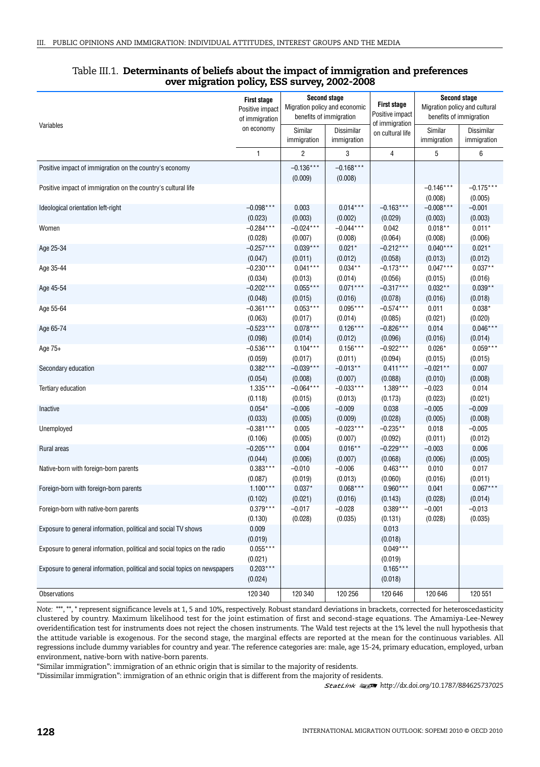Table III.1. **Determinants of beliefs about the impact of immigration and preferences over migration policy, ESS survey, 2002-2008**

| Variables | First stage Positive impact of immigration on economy | Second stage Migration policy and economic benefits of immigration | | First stage Positive impact of immigration on cultural life | Second stage Migration policy and cultural benefits of immigration | |
|---|---|---|---|---|---|---|
| | | Similar immigration | Dissimilar immigration | | Similar immigration | Dissimilar immigration |
| | 1 | 2 | 3 | 4 | 5 | 6 |
| Positive impact of immigration on the country's economy | | –0.136*** | –0.168*** | | | |
| | | (0.009) | (0.008) | | | |
| Positive impact of immigration on the country's cultural life | | | | | –0.146*** | –0.175*** |
| | | | | | (0.008) | (0.005) |
| Ideological orientation left-right | –0.098*** | 0.003 | 0.014*** | –0.163*** | –0.008*** | –0.001 |
| | (0.023) | (0.003) | (0.002) | (0.029) | (0.003) | (0.003) |
| Women | –0.284*** | –0.024*** | –0.044*** | 0.042 | 0.018** | 0.011* |
| | (0.028) | (0.007) | (0.008) | (0.064) | (0.008) | (0.006) |
| Age 25-34 | –0.257*** | 0.039*** | 0.021* | –0.212*** | 0.040*** | 0.021* |
| | (0.047) | (0.011) | (0.012) | (0.058) | (0.013) | (0.012) |
| Age 35-44 | –0.230*** | 0.041*** | 0.034** | –0.173*** | 0.047*** | 0.037** |
| | (0.034) | (0.013) | (0.014) | (0.056) | (0.015) | (0.016) |
| Age 45-54 | –0.202*** | 0.055*** | 0.071*** | –0.317*** | 0.032** | 0.039** |
| | (0.048) | (0.015) | (0.016) | (0.078) | (0.016) | (0.018) |
| Age 55-64 | –0.361*** | 0.053*** | 0.095*** | –0.574*** | 0.011 | 0.038* |
| | (0.063) | (0.017) | (0.014) | (0.085) | (0.021) | (0.020) |
| Age 65-74 | –0.523*** | 0.078*** | 0.126*** | –0.826*** | 0.014 | 0.046*** |
| | (0.098) | (0.014) | (0.012) | (0.096) | (0.016) | (0.014) |
| Age 75+ | –0.536*** | 0.104*** | 0.156*** | –0.922*** | 0.026* | 0.059*** |
| | (0.059) | (0.017) | (0.011) | (0.094) | (0.015) | (0.015) |
| Secondary education | 0.382*** | –0.039*** | –0.013** | 0.411*** | –0.021** | 0.007 |
| | (0.054) | (0.008) | (0.007) | (0.088) | (0.010) | (0.008) |
| Tertiary education | 1.335*** | –0.064*** | –0.033*** | 1.389*** | –0.023 | 0.014 |
| | (0.118) | (0.015) | (0.013) | (0.173) | (0.023) | (0.021) |
| Inactive | 0.054* | –0.006 | –0.009 | 0.038 | –0.005 | –0.009 |
| | (0.033) | (0.005) | (0.009) | (0.028) | (0.005) | (0.008) |
| Unemployed | –0.381*** | 0.005 | –0.023*** | –0.235** | 0.018 | –0.005 |
| | (0.106) | (0.005) | (0.007) | (0.092) | (0.011) | (0.012) |
| Rural areas | –0.205*** | 0.004 | 0.016** | –0.229*** | –0.003 | 0.006 |
| | (0.044) | (0.006) | (0.007) | (0.068) | (0.006) | (0.005) |
| Native-born with foreign-born parents | 0.383*** | –0.010 | –0.006 | 0.463*** | 0.010 | 0.017 |
| | (0.087) | (0.019) | (0.013) | (0.060) | (0.016) | (0.011) |
| Foreign-born with foreign-born parents | 1.100*** | 0.037* | 0.068*** | 0.960*** | 0.041 | 0.067*** |
| | (0.102) | (0.021) | (0.016) | (0.143) | (0.028) | (0.014) |
| Foreign-born with native-born parents | 0.379*** | –0.017 | –0.028 | 0.389*** | –0.001 | –0.013 |
| | (0.130) | (0.028) | (0.035) | (0.131) | (0.028) | (0.035) |
| Exposure to general information, political and social TV shows | 0.009 | | | 0.013 | | |
| | (0.019) | | | (0.018) | | |
| Exposure to general information, political and social topics on the radio | 0.055*** | | | 0.049*** | | |
| | (0.021) | | | (0.019) | | |
| Exposure to general information, political and social topics on newspapers | 0.203*** | | | 0.165*** | | |
| | (0.024) | | | (0.018) | | |
| Observations | 120 340 | 120 340 | 120 256 | 120 646 | 120 646 | 120 551 |

*Note:* ***, **, * represent significance levels at 1, 5 and 10%, respectively. Robust standard deviations in brackets, corrected for heteroscedasticity clustered by country. Maximum likelihood test for the joint estimation of first and second-stage equations. The Amamiya-Lee-Newey overidentification test for instruments does not reject the chosen instruments. The Wald test rejects at the 1% level the null hypothesis that the attitude variable is exogenous. For the second stage, the marginal effects are reported at the mean for the continuous variables. All regressions include dummy variables for country and year. The reference categories are: male, age 15-24, primary education, employed, urban environment, native-born with native-born parents.

"Similar immigration": immigration of an ethnic origin that is similar to the majority of residents.

"Dissimilar immigration": immigration of an ethnic origin that is different from the majority of residents.

StatLink http://dx.doi.org/10.1787/884625737025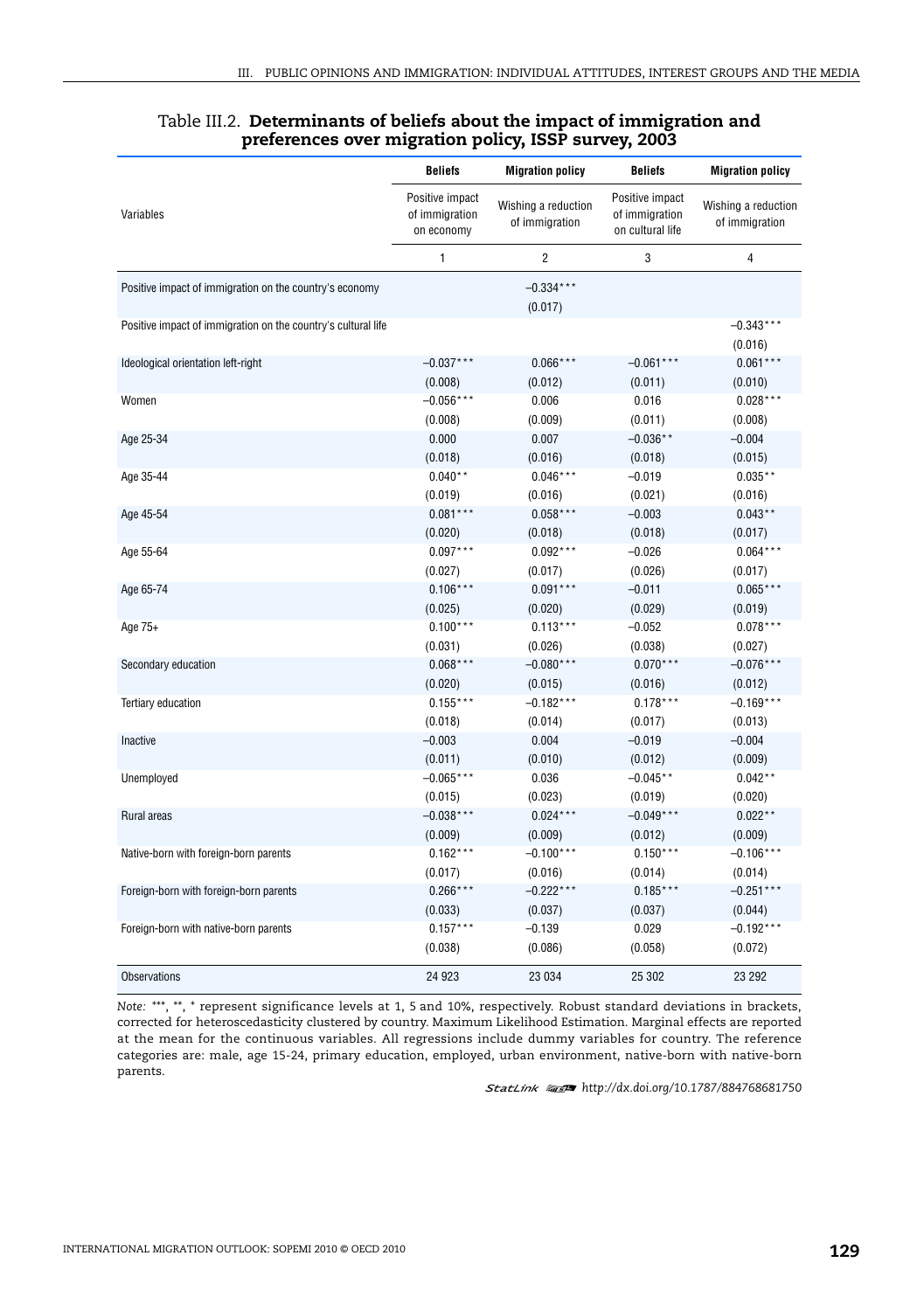Table III.2. **Determinants of beliefs about the impact of immigration and preferences over migration policy, ISSP survey, 2003**

| Variables | Beliefs | Migration policy | Beliefs | Migration policy |
|---|---|---|---|---|
| | Positive impact of immigration on economy | Wishing a reduction of immigration | Positive impact of immigration on cultural life | Wishing a reduction of immigration |
| | 1 | 2 | 3 | 4 |
| Positive impact of immigration on the country's economy | | –0.334*** | | |
| | | (0.017) | | |
| Positive impact of immigration on the country's cultural life | | | | –0.343*** |
| | | | | (0.016) |
| Ideological orientation left-right | –0.037*** | 0.066*** | –0.061*** | 0.061*** |
| | (0.008) | (0.012) | (0.011) | (0.010) |
| Women | –0.056*** | 0.006 | 0.016 | 0.028*** |
| | (0.008) | (0.009) | (0.011) | (0.008) |
| Age 25-34 | 0.000 | 0.007 | –0.036** | –0.004 |
| | (0.018) | (0.016) | (0.018) | (0.015) |
| Age 35-44 | 0.040** | 0.046*** | –0.019 | 0.035** |
| | (0.019) | (0.016) | (0.021) | (0.016) |
| Age 45-54 | 0.081*** | 0.058*** | –0.003 | 0.043** |
| | (0.020) | (0.018) | (0.018) | (0.017) |
| Age 55-64 | 0.097*** | 0.092*** | –0.026 | 0.064*** |
| | (0.027) | (0.017) | (0.026) | (0.017) |
| Age 65-74 | 0.106*** | 0.091*** | –0.011 | 0.065*** |
| | (0.025) | (0.020) | (0.029) | (0.019) |
| Age 75+ | 0.100*** | 0.113*** | –0.052 | 0.078*** |
| | (0.031) | (0.026) | (0.038) | (0.027) |
| Secondary education | 0.068*** | –0.080*** | 0.070*** | –0.076*** |
| | (0.020) | (0.015) | (0.016) | (0.012) |
| Tertiary education | 0.155*** | –0.182*** | 0.178*** | –0.169*** |
| | (0.018) | (0.014) | (0.017) | (0.013) |
| Inactive | –0.003 | 0.004 | –0.019 | –0.004 |
| | (0.011) | (0.010) | (0.012) | (0.009) |
| Unemployed | –0.065*** | 0.036 | –0.045** | 0.042** |
| | (0.015) | (0.023) | (0.019) | (0.020) |
| Rural areas | –0.038*** | 0.024*** | –0.049*** | 0.022** |
| | (0.009) | (0.009) | (0.012) | (0.009) |
| Native-born with foreign-born parents | 0.162*** | –0.100*** | 0.150*** | –0.106*** |
| | (0.017) | (0.016) | (0.014) | (0.014) |
| Foreign-born with foreign-born parents | 0.266*** | –0.222*** | 0.185*** | –0.251*** |
| | (0.033) | (0.037) | (0.037) | (0.044) |
| Foreign-born with native-born parents | 0.157*** | –0.139 | 0.029 | –0.192*** |
| | (0.038) | (0.086) | (0.058) | (0.072) |
| Observations | 24 923 | 23 034 | 25 302 | 23 292 |

*Note:* ***, **, * represent significance levels at 1, 5 and 10%, respectively. Robust standard deviations in brackets, corrected for heteroscedasticity clustered by country. Maximum Likelihood Estimation. Marginal effects are reported at the mean for the continuous variables. All regressions include dummy variables for country. The reference categories are: male, age 15-24, primary education, employed, urban environment, native-born with native-born parents.

StatLink http://dx.doi.org/10.1787/884768681750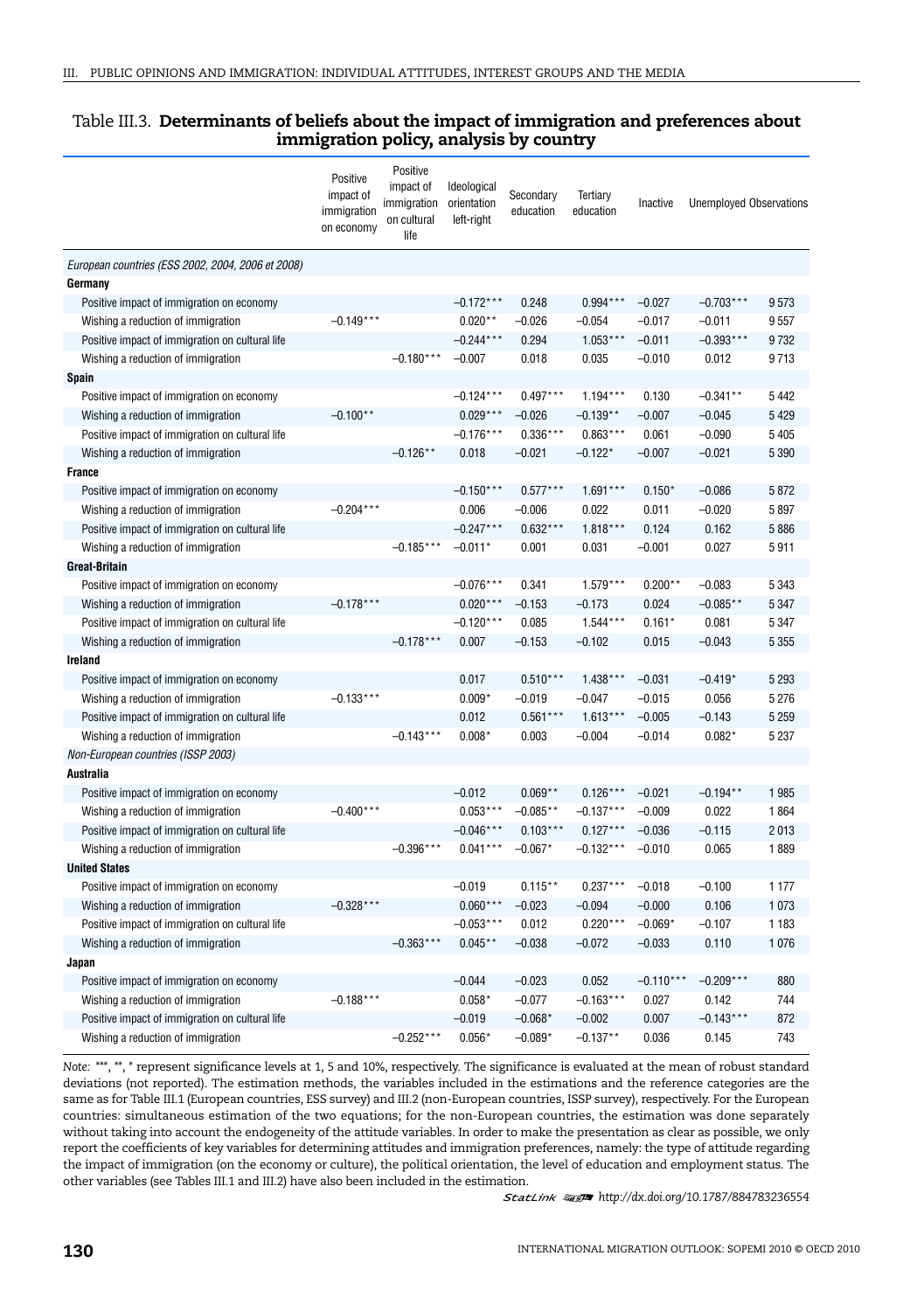## Table III.3. **Determinants of beliefs about the impact of immigration and preferences about immigration policy, analysis by country**

| | Positive impact of immigration on economy | Positive impact of immigration on cultural life | Ideological orientation left-right | Secondary education | Tertiary education | Inactive | Unemployed | Observations |
|---|---|---|---|---|---|---|---|---|
| *European countries (ESS 2002, 2004, 2006 et 2008)* | | | | | | | | |
| **Germany** | | | | | | | | |
| Positive impact of immigration on economy | | | –0.172*** | 0.248 | 0.994*** | –0.027 | –0.703*** | 9 573 |
| Wishing a reduction of immigration | –0.149*** | | 0.020** | –0.026 | –0.054 | –0.017 | –0.011 | 9 557 |
| Positive impact of immigration on cultural life | | | –0.244*** | 0.294 | 1.053*** | –0.011 | –0.393*** | 9 732 |
| Wishing a reduction of immigration | | –0.180*** | –0.007 | 0.018 | 0.035 | –0.010 | 0.012 | 9 713 |
| **Spain** | | | | | | | | |
| Positive impact of immigration on economy | | | –0.124*** | 0.497*** | 1.194*** | 0.130 | –0.341** | 5 442 |
| Wishing a reduction of immigration | –0.100** | | 0.029*** | –0.026 | –0.139** | –0.007 | –0.045 | 5 429 |
| Positive impact of immigration on cultural life | | | –0.176*** | 0.336*** | 0.863*** | 0.061 | –0.090 | 5 405 |
| Wishing a reduction of immigration | | –0.126** | 0.018 | –0.021 | –0.122* | –0.007 | –0.021 | 5 390 |
| **France** | | | | | | | | |
| Positive impact of immigration on economy | | | –0.150*** | 0.577*** | 1.691*** | 0.150* | –0.086 | 5 872 |
| Wishing a reduction of immigration | –0.204*** | | 0.006 | –0.006 | 0.022 | 0.011 | –0.020 | 5 897 |
| Positive impact of immigration on cultural life | | | –0.247*** | 0.632*** | 1.818*** | 0.124 | 0.162 | 5 886 |
| Wishing a reduction of immigration | | –0.185*** | –0.011* | 0.001 | 0.031 | –0.001 | 0.027 | 5 911 |
| **Great-Britain** | | | | | | | | |
| Positive impact of immigration on economy | | | –0.076*** | 0.341 | 1.579*** | 0.200** | –0.083 | 5 343 |
| Wishing a reduction of immigration | –0.178*** | | 0.020*** | –0.153 | –0.173 | 0.024 | –0.085** | 5 347 |
| Positive impact of immigration on cultural life | | | –0.120*** | 0.085 | 1.544*** | 0.161* | 0.081 | 5 347 |
| Wishing a reduction of immigration | | –0.178*** | 0.007 | –0.153 | –0.102 | 0.015 | –0.043 | 5 355 |
| **Ireland** | | | | | | | | |
| Positive impact of immigration on economy | | | 0.017 | 0.510*** | 1.438*** | –0.031 | –0.419* | 5 293 |
| Wishing a reduction of immigration | –0.133*** | | 0.009* | –0.019 | –0.047 | –0.015 | 0.056 | 5 276 |
| Positive impact of immigration on cultural life | | | 0.012 | 0.561*** | 1.613*** | –0.005 | –0.143 | 5 259 |
| Wishing a reduction of immigration | | –0.143*** | 0.008* | 0.003 | –0.004 | –0.014 | 0.082* | 5 237 |
| *Non-European countries (ISSP 2003)* | | | | | | | | |
| **Australia** | | | | | | | | |
| Positive impact of immigration on economy | | | –0.012 | 0.069** | 0.126*** | –0.021 | –0.194** | 1 985 |
| Wishing a reduction of immigration | –0.400*** | | 0.053*** | –0.085** | –0.137*** | –0.009 | 0.022 | 1 864 |
| Positive impact of immigration on cultural life | | | –0.046*** | 0.103*** | 0.127*** | –0.036 | –0.115 | 2 013 |
| Wishing a reduction of immigration | | –0.396*** | 0.041*** | –0.067* | –0.132*** | –0.010 | 0.065 | 1 889 |
| **United States** | | | | | | | | |
| Positive impact of immigration on economy | | | –0.019 | 0.115** | 0.237*** | –0.018 | –0.100 | 1 177 |
| Wishing a reduction of immigration | –0.328*** | | 0.060*** | –0.023 | –0.094 | –0.000 | 0.106 | 1 073 |
| Positive impact of immigration on cultural life | | | –0.053*** | 0.012 | 0.220*** | –0.069* | –0.107 | 1 183 |
| Wishing a reduction of immigration | | –0.363*** | 0.045** | –0.038 | –0.072 | –0.033 | 0.110 | 1 076 |
| **Japan** | | | | | | | | |
| Positive impact of immigration on economy | | | –0.044 | –0.023 | 0.052 | –0.110*** | –0.209*** | 880 |
| Wishing a reduction of immigration | –0.188*** | | 0.058* | –0.077 | –0.163*** | 0.027 | 0.142 | 744 |
| Positive impact of immigration on cultural life | | | –0.019 | –0.068* | –0.002 | 0.007 | –0.143*** | 872 |
| Wishing a reduction of immigration | | –0.252*** | 0.056* | –0.089* | –0.137** | 0.036 | 0.145 | 743 |

*Note:* ***, **, * represent significance levels at 1, 5 and 10%, respectively. The significance is evaluated at the mean of robust standard deviations (not reported). The estimation methods, the variables included in the estimations and the reference categories are the same as for Table III.1 (European countries, ESS survey) and III.2 (non-European countries, ISSP survey), respectively. For the European countries: simultaneous estimation of the two equations; for the non-European countries, the estimation was done separately without taking into account the endogeneity of the attitude variables. In order to make the presentation as clear as possible, we only report the coefficients of key variables for determining attitudes and immigration preferences, namely: the type of attitude regarding the impact of immigration (on the economy or culture), the political orientation, the level of education and employment status. The other variables (see Tables III.1 and III.2) have also been included in the estimation.

StatLink http://dx.doi.org/10.1787/884783236554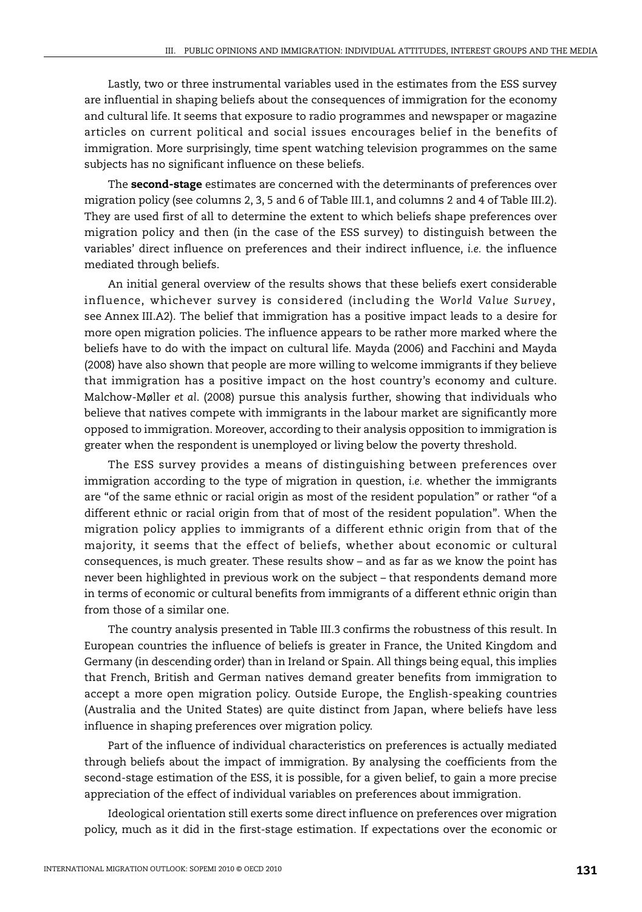Lastly, two or three instrumental variables used in the estimates from the ESS survey are influential in shaping beliefs about the consequences of immigration for the economy and cultural life. It seems that exposure to radio programmes and newspaper or magazine articles on current political and social issues encourages belief in the benefits of immigration. More surprisingly, time spent watching television programmes on the same subjects has no significant influence on these beliefs.

The **second-stage** estimates are concerned with the determinants of preferences over migration policy (see columns 2, 3, 5 and 6 of Table III.1, and columns 2 and 4 of Table III.2). They are used first of all to determine the extent to which beliefs shape preferences over migration policy and then (in the case of the ESS survey) to distinguish between the variables' direct influence on preferences and their indirect influence, *i.e.* the influence mediated through beliefs.

An initial general overview of the results shows that these beliefs exert considerable influence, whichever survey is considered (including the *World Value Survey*, see Annex III.A2). The belief that immigration has a positive impact leads to a desire for more open migration policies. The influence appears to be rather more marked where the beliefs have to do with the impact on cultural life. Mayda (2006) and Facchini and Mayda (2008) have also shown that people are more willing to welcome immigrants if they believe that immigration has a positive impact on the host country's economy and culture. Malchow-Møller *et al*. (2008) pursue this analysis further, showing that individuals who believe that natives compete with immigrants in the labour market are significantly more opposed to immigration. Moreover, according to their analysis opposition to immigration is greater when the respondent is unemployed or living below the poverty threshold.

The ESS survey provides a means of distinguishing between preferences over immigration according to the type of migration in question, *i.e.* whether the immigrants are "of the same ethnic or racial origin as most of the resident population" or rather "of a different ethnic or racial origin from that of most of the resident population". When the migration policy applies to immigrants of a different ethnic origin from that of the majority, it seems that the effect of beliefs, whether about economic or cultural consequences, is much greater. These results show – and as far as we know the point has never been highlighted in previous work on the subject – that respondents demand more in terms of economic or cultural benefits from immigrants of a different ethnic origin than from those of a similar one.

The country analysis presented in Table III.3 confirms the robustness of this result. In European countries the influence of beliefs is greater in France, the United Kingdom and Germany (in descending order) than in Ireland or Spain. All things being equal, this implies that French, British and German natives demand greater benefits from immigration to accept a more open migration policy. Outside Europe, the English-speaking countries (Australia and the United States) are quite distinct from Japan, where beliefs have less influence in shaping preferences over migration policy.

Part of the influence of individual characteristics on preferences is actually mediated through beliefs about the impact of immigration. By analysing the coefficients from the second-stage estimation of the ESS, it is possible, for a given belief, to gain a more precise appreciation of the effect of individual variables on preferences about immigration.

Ideological orientation still exerts some direct influence on preferences over migration policy, much as it did in the first-stage estimation. If expectations over the economic or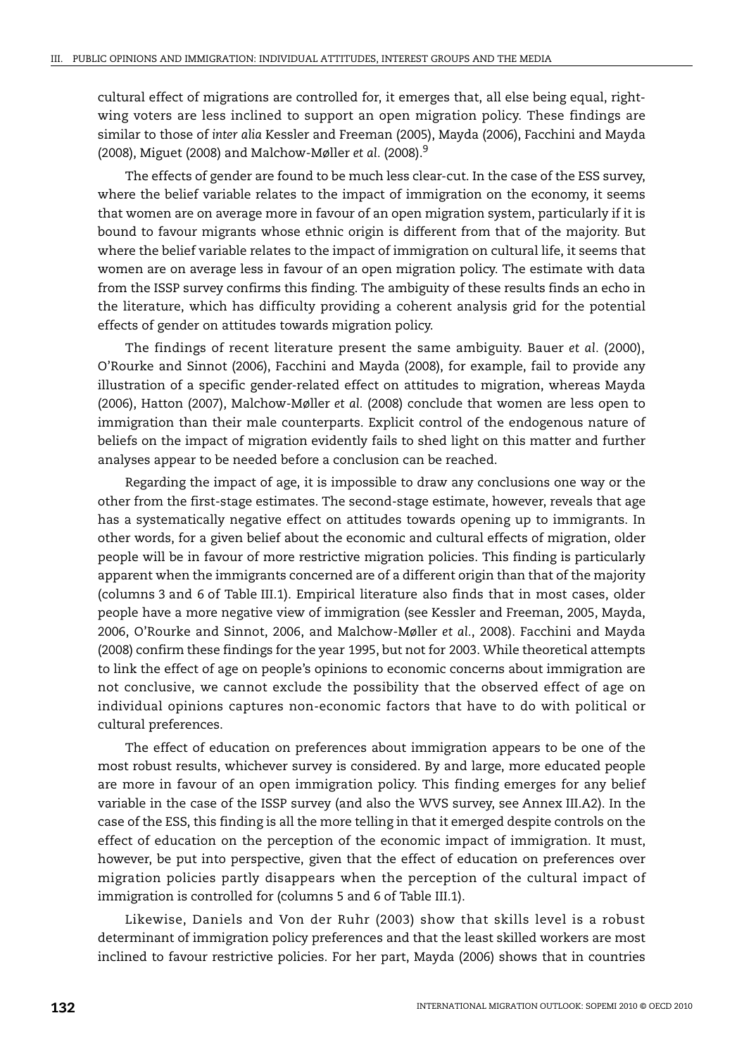cultural effect of migrations are controlled for, it emerges that, all else being equal, right-wing voters are less inclined to support an open migration policy. These findings are similar to those of *inter alia* Kessler and Freeman (2005), Mayda (2006), Facchini and Mayda (2008), Miguet (2008) and Malchow-Møller *et al.* (2008).[9]

The effects of gender are found to be much less clear-cut. In the case of the ESS survey, where the belief variable relates to the impact of immigration on the economy, it seems that women are on average more in favour of an open migration system, particularly if it is bound to favour migrants whose ethnic origin is different from that of the majority. But where the belief variable relates to the impact of immigration on cultural life, it seems that women are on average less in favour of an open migration policy. The estimate with data from the ISSP survey confirms this finding. The ambiguity of these results finds an echo in the literature, which has difficulty providing a coherent analysis grid for the potential effects of gender on attitudes towards migration policy.

The findings of recent literature present the same ambiguity. Bauer *et al.* (2000), O'Rourke and Sinnot (2006), Facchini and Mayda (2008), for example, fail to provide any illustration of a specific gender-related effect on attitudes to migration, whereas Mayda (2006), Hatton (2007), Malchow-Møller *et al.* (2008) conclude that women are less open to immigration than their male counterparts. Explicit control of the endogenous nature of beliefs on the impact of migration evidently fails to shed light on this matter and further analyses appear to be needed before a conclusion can be reached.

Regarding the impact of age, it is impossible to draw any conclusions one way or the other from the first-stage estimates. The second-stage estimate, however, reveals that age has a systematically negative effect on attitudes towards opening up to immigrants. In other words, for a given belief about the economic and cultural effects of migration, older people will be in favour of more restrictive migration policies. This finding is particularly apparent when the immigrants concerned are of a different origin than that of the majority (columns 3 and 6 of Table III.1). Empirical literature also finds that in most cases, older people have a more negative view of immigration (see Kessler and Freeman, 2005, Mayda, 2006, O'Rourke and Sinnot, 2006, and Malchow-Møller *et al.*, 2008). Facchini and Mayda (2008) confirm these findings for the year 1995, but not for 2003. While theoretical attempts to link the effect of age on people's opinions to economic concerns about immigration are not conclusive, we cannot exclude the possibility that the observed effect of age on individual opinions captures non-economic factors that have to do with political or cultural preferences.

The effect of education on preferences about immigration appears to be one of the most robust results, whichever survey is considered. By and large, more educated people are more in favour of an open immigration policy. This finding emerges for any belief variable in the case of the ISSP survey (and also the WVS survey, see Annex III.A2). In the case of the ESS, this finding is all the more telling in that it emerged despite controls on the effect of education on the perception of the economic impact of immigration. It must, however, be put into perspective, given that the effect of education on preferences over migration policies partly disappears when the perception of the cultural impact of immigration is controlled for (columns 5 and 6 of Table III.1).

Likewise, Daniels and Von der Ruhr (2003) show that skills level is a robust determinant of immigration policy preferences and that the least skilled workers are most inclined to favour restrictive policies. For her part, Mayda (2006) shows that in countries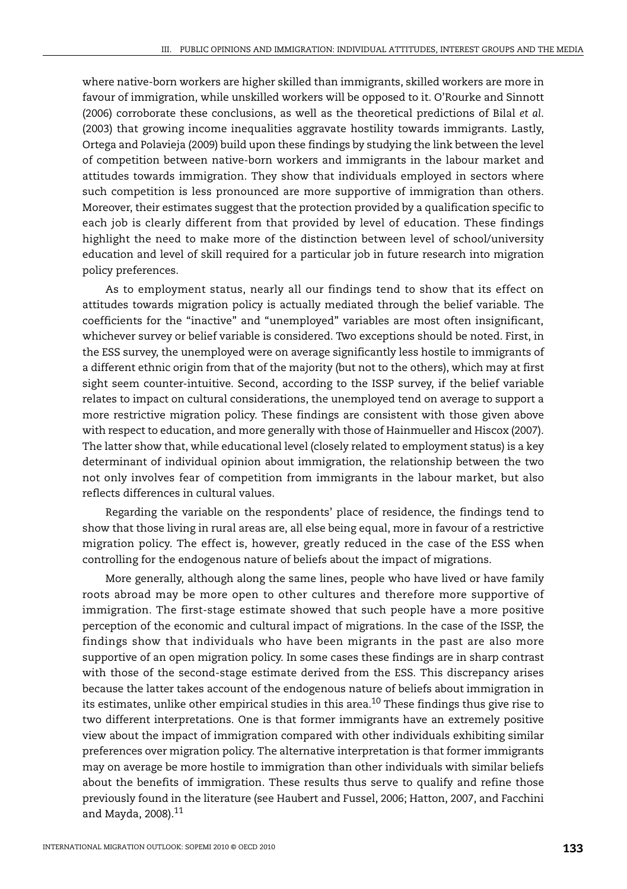where native-born workers are higher skilled than immigrants, skilled workers are more in favour of immigration, while unskilled workers will be opposed to it. O'Rourke and Sinnott (2006) corroborate these conclusions, as well as the theoretical predictions of Bilal *et al.* (2003) that growing income inequalities aggravate hostility towards immigrants. Lastly, Ortega and Polavieja (2009) build upon these findings by studying the link between the level of competition between native-born workers and immigrants in the labour market and attitudes towards immigration. They show that individuals employed in sectors where such competition is less pronounced are more supportive of immigration than others. Moreover, their estimates suggest that the protection provided by a qualification specific to each job is clearly different from that provided by level of education. These findings highlight the need to make more of the distinction between level of school/university education and level of skill required for a particular job in future research into migration policy preferences.

As to employment status, nearly all our findings tend to show that its effect on attitudes towards migration policy is actually mediated through the belief variable. The coefficients for the "inactive" and "unemployed" variables are most often insignificant, whichever survey or belief variable is considered. Two exceptions should be noted. First, in the ESS survey, the unemployed were on average significantly less hostile to immigrants of a different ethnic origin from that of the majority (but not to the others), which may at first sight seem counter-intuitive. Second, according to the ISSP survey, if the belief variable relates to impact on cultural considerations, the unemployed tend on average to support a more restrictive migration policy. These findings are consistent with those given above with respect to education, and more generally with those of Hainmueller and Hiscox (2007). The latter show that, while educational level (closely related to employment status) is a key determinant of individual opinion about immigration, the relationship between the two not only involves fear of competition from immigrants in the labour market, but also reflects differences in cultural values.

Regarding the variable on the respondents' place of residence, the findings tend to show that those living in rural areas are, all else being equal, more in favour of a restrictive migration policy. The effect is, however, greatly reduced in the case of the ESS when controlling for the endogenous nature of beliefs about the impact of migrations.

More generally, although along the same lines, people who have lived or have family roots abroad may be more open to other cultures and therefore more supportive of immigration. The first-stage estimate showed that such people have a more positive perception of the economic and cultural impact of migrations. In the case of the ISSP, the findings show that individuals who have been migrants in the past are also more supportive of an open migration policy. In some cases these findings are in sharp contrast with those of the second-stage estimate derived from the ESS. This discrepancy arises because the latter takes account of the endogenous nature of beliefs about immigration in its estimates, unlike other empirical studies in this area.[10] These findings thus give rise to two different interpretations. One is that former immigrants have an extremely positive view about the impact of immigration compared with other individuals exhibiting similar preferences over migration policy. The alternative interpretation is that former immigrants may on average be more hostile to immigration than other individuals with similar beliefs about the benefits of immigration. These results thus serve to qualify and refine those previously found in the literature (see Haubert and Fussel, 2006; Hatton, 2007, and Facchini and Mayda, 2008).[11]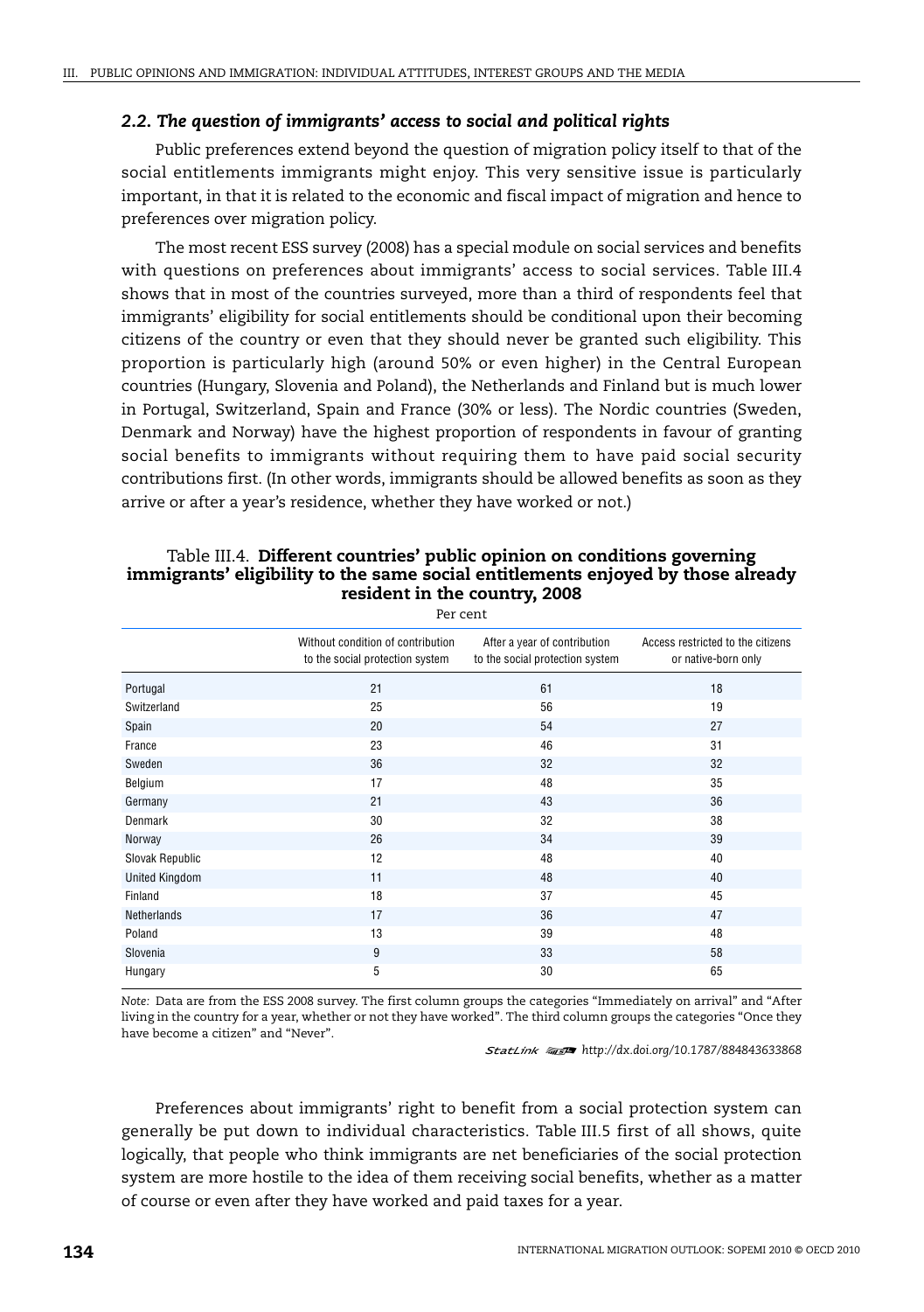### *2.2. The question of immigrants' access to social and political rights*

Public preferences extend beyond the question of migration policy itself to that of the social entitlements immigrants might enjoy. This very sensitive issue is particularly important, in that it is related to the economic and fiscal impact of migration and hence to preferences over migration policy.

The most recent ESS survey (2008) has a special module on social services and benefits with questions on preferences about immigrants' access to social services. Table III.4 shows that in most of the countries surveyed, more than a third of respondents feel that immigrants' eligibility for social entitlements should be conditional upon their becoming citizens of the country or even that they should never be granted such eligibility. This proportion is particularly high (around 50% or even higher) in the Central European countries (Hungary, Slovenia and Poland), the Netherlands and Finland but is much lower in Portugal, Switzerland, Spain and France (30% or less). The Nordic countries (Sweden, Denmark and Norway) have the highest proportion of respondents in favour of granting social benefits to immigrants without requiring them to have paid social security contributions first. (In other words, immigrants should be allowed benefits as soon as they arrive or after a year's residence, whether they have worked or not.)

Table III.4. **Different countries' public opinion on conditions governing immigrants' eligibility to the same social entitlements enjoyed by those already resident in the country, 2008**

Per cent

| | Without condition of contribution to the social protection system | After a year of contribution to the social protection system | Access restricted to the citizens or native-born only |
|---|---|---|---|
| Portugal | 21 | 61 | 18 |
| Switzerland | 25 | 56 | 19 |
| Spain | 20 | 54 | 27 |
| France | 23 | 46 | 31 |
| Sweden | 36 | 32 | 32 |
| Belgium | 17 | 48 | 35 |
| Germany | 21 | 43 | 36 |
| Denmark | 30 | 32 | 38 |
| Norway | 26 | 34 | 39 |
| Slovak Republic | 12 | 48 | 40 |
| United Kingdom | 11 | 48 | 40 |
| Finland | 18 | 37 | 45 |
| Netherlands | 17 | 36 | 47 |
| Poland | 13 | 39 | 48 |
| Slovenia | 9 | 33 | 58 |
| Hungary | 5 | 30 | 65 |

*Note:* Data are from the ESS 2008 survey. The first column groups the categories "Immediately on arrival" and "After living in the country for a year, whether or not they have worked". The third column groups the categories "Once they have become a citizen" and "Never".

StatLink http://dx.doi.org/10.1787/884843633868

Preferences about immigrants' right to benefit from a social protection system can generally be put down to individual characteristics. Table III.5 first of all shows, quite logically, that people who think immigrants are net beneficiaries of the social protection system are more hostile to the idea of them receiving social benefits, whether as a matter of course or even after they have worked and paid taxes for a year.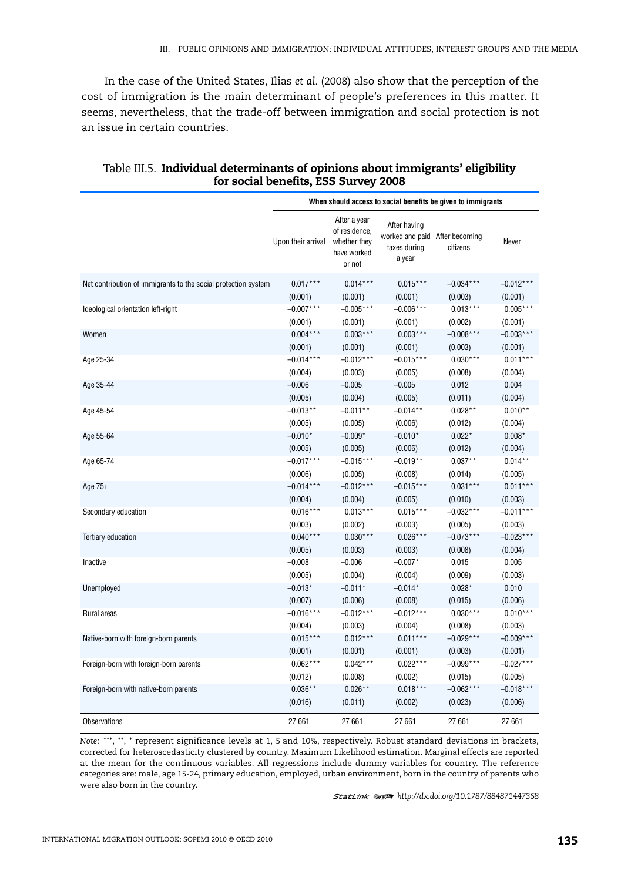In the case of the United States, Ilias *et al.* (2008) also show that the perception of the cost of immigration is the main determinant of people's preferences in this matter. It seems, nevertheless, that the trade-off between immigration and social protection is not an issue in certain countries.

Table III.5. **Individual determinants of opinions about immigrants' eligibility for social benefits, ESS Survey 2008**

| | When should access to social benefits be given to immigrants | | | | |
|---|---|---|---|---|---|
| | Upon their arrival | After a year of residence, whether they have worked or not | After having worked and paid taxes during a year | After becoming citizens | Never |
| Net contribution of immigrants to the social protection system | 0.017*** | 0.014*** | 0.015*** | –0.034*** | –0.012*** |
| | (0.001) | (0.001) | (0.001) | (0.003) | (0.001) |
| Ideological orientation left-right | –0.007*** | –0.005*** | –0.006*** | 0.013*** | 0.005*** |
| | (0.001) | (0.001) | (0.001) | (0.002) | (0.001) |
| Women | 0.004*** | 0.003*** | 0.003*** | –0.008*** | –0.003*** |
| | (0.001) | (0.001) | (0.001) | (0.003) | (0.001) |
| Age 25-34 | –0.014*** | –0.012*** | –0.015*** | 0.030*** | 0.011*** |
| | (0.004) | (0.003) | (0.005) | (0.008) | (0.004) |
| Age 35-44 | –0.006 | –0.005 | –0.005 | 0.012 | 0.004 |
| | (0.005) | (0.004) | (0.005) | (0.011) | (0.004) |
| Age 45-54 | –0.013** | –0.011** | –0.014** | 0.028** | 0.010** |
| | (0.005) | (0.005) | (0.006) | (0.012) | (0.004) |
| Age 55-64 | –0.010* | –0.009* | –0.010* | 0.022* | 0.008* |
| | (0.005) | (0.005) | (0.006) | (0.012) | (0.004) |
| Age 65-74 | –0.017*** | –0.015*** | –0.019** | 0.037** | 0.014** |
| | (0.006) | (0.005) | (0.008) | (0.014) | (0.005) |
| Age 75+ | –0.014*** | –0.012*** | –0.015*** | 0.031*** | 0.011*** |
| | (0.004) | (0.004) | (0.005) | (0.010) | (0.003) |
| Secondary education | 0.016*** | 0.013*** | 0.015*** | –0.032*** | –0.011*** |
| | (0.003) | (0.002) | (0.003) | (0.005) | (0.003) |
| Tertiary education | 0.040*** | 0.030*** | 0.026*** | –0.073*** | –0.023*** |
| | (0.005) | (0.003) | (0.003) | (0.008) | (0.004) |
| Inactive | –0.008 | –0.006 | –0.007* | 0.015 | 0.005 |
| | (0.005) | (0.004) | (0.004) | (0.009) | (0.003) |
| Unemployed | –0.013* | –0.011* | –0.014* | 0.028* | 0.010 |
| | (0.007) | (0.006) | (0.008) | (0.015) | (0.006) |
| Rural areas | –0.016*** | –0.012*** | –0.012*** | 0.030*** | 0.010*** |
| | (0.004) | (0.003) | (0.004) | (0.008) | (0.003) |
| Native-born with foreign-born parents | 0.015*** | 0.012*** | 0.011*** | –0.029*** | –0.009*** |
| | (0.001) | (0.001) | (0.001) | (0.003) | (0.001) |
| Foreign-born with foreign-born parents | 0.062*** | 0.042*** | 0.022*** | –0.099*** | –0.027*** |
| | (0.012) | (0.008) | (0.002) | (0.015) | (0.005) |
| Foreign-born with native-born parents | 0.036** | 0.026** | 0.018*** | –0.062*** | –0.018*** |
| | (0.016) | (0.011) | (0.002) | (0.023) | (0.006) |
| Observations | 27 661 | 27 661 | 27 661 | 27 661 | 27 661 |

*Note:* ***, **, * represent significance levels at 1, 5 and 10%, respectively. Robust standard deviations in brackets, corrected for heteroscedasticity clustered by country. Maximum Likelihood estimation. Marginal effects are reported at the mean for the continuous variables. All regressions include dummy variables for country. The reference categories are: male, age 15-24, primary education, employed, urban environment, born in the country of parents who were also born in the country.

StatLink http://dx.doi.org/10.1787/884871447368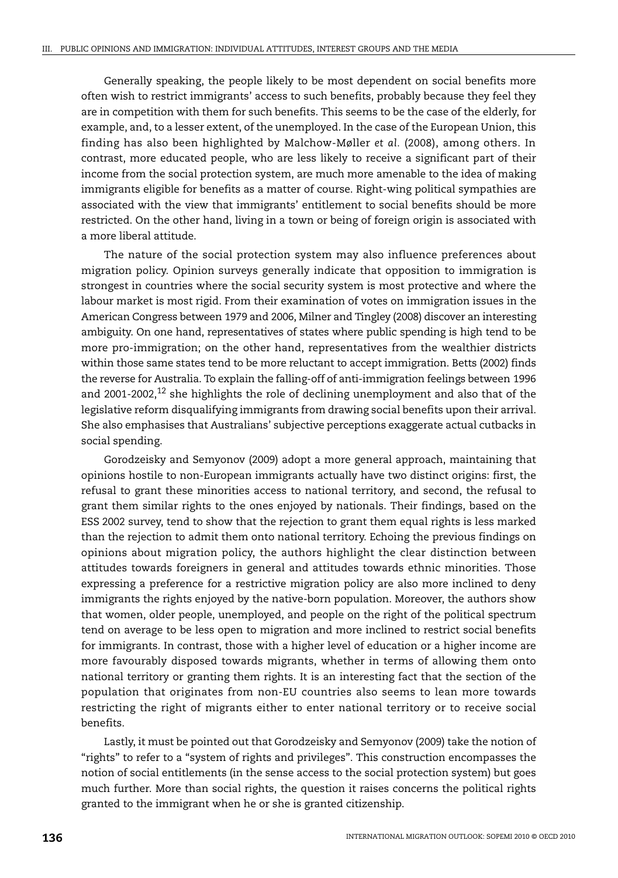Generally speaking, the people likely to be most dependent on social benefits more often wish to restrict immigrants' access to such benefits, probably because they feel they are in competition with them for such benefits. This seems to be the case of the elderly, for example, and, to a lesser extent, of the unemployed. In the case of the European Union, this finding has also been highlighted by Malchow-Møller *et al.* (2008), among others. In contrast, more educated people, who are less likely to receive a significant part of their income from the social protection system, are much more amenable to the idea of making immigrants eligible for benefits as a matter of course. Right-wing political sympathies are associated with the view that immigrants' entitlement to social benefits should be more restricted. On the other hand, living in a town or being of foreign origin is associated with a more liberal attitude.

The nature of the social protection system may also influence preferences about migration policy. Opinion surveys generally indicate that opposition to immigration is strongest in countries where the social security system is most protective and where the labour market is most rigid. From their examination of votes on immigration issues in the American Congress between 1979 and 2006, Milner and Tingley (2008) discover an interesting ambiguity. On one hand, representatives of states where public spending is high tend to be more pro-immigration; on the other hand, representatives from the wealthier districts within those same states tend to be more reluctant to accept immigration. Betts (2002) finds the reverse for Australia. To explain the falling-off of anti-immigration feelings between 1996 and 2001-2002,[12] she highlights the role of declining unemployment and also that of the legislative reform disqualifying immigrants from drawing social benefits upon their arrival. She also emphasises that Australians' subjective perceptions exaggerate actual cutbacks in social spending.

Gorodzeisky and Semyonov (2009) adopt a more general approach, maintaining that opinions hostile to non-European immigrants actually have two distinct origins: first, the refusal to grant these minorities access to national territory, and second, the refusal to grant them similar rights to the ones enjoyed by nationals. Their findings, based on the ESS 2002 survey, tend to show that the rejection to grant them equal rights is less marked than the rejection to admit them onto national territory. Echoing the previous findings on opinions about migration policy, the authors highlight the clear distinction between attitudes towards foreigners in general and attitudes towards ethnic minorities. Those expressing a preference for a restrictive migration policy are also more inclined to deny immigrants the rights enjoyed by the native-born population. Moreover, the authors show that women, older people, unemployed, and people on the right of the political spectrum tend on average to be less open to migration and more inclined to restrict social benefits for immigrants. In contrast, those with a higher level of education or a higher income are more favourably disposed towards migrants, whether in terms of allowing them onto national territory or granting them rights. It is an interesting fact that the section of the population that originates from non-EU countries also seems to lean more towards restricting the right of migrants either to enter national territory or to receive social benefits.

Lastly, it must be pointed out that Gorodzeisky and Semyonov (2009) take the notion of "rights" to refer to a "system of rights and privileges". This construction encompasses the notion of social entitlements (in the sense access to the social protection system) but goes much further. More than social rights, the question it raises concerns the political rights granted to the immigrant when he or she is granted citizenship.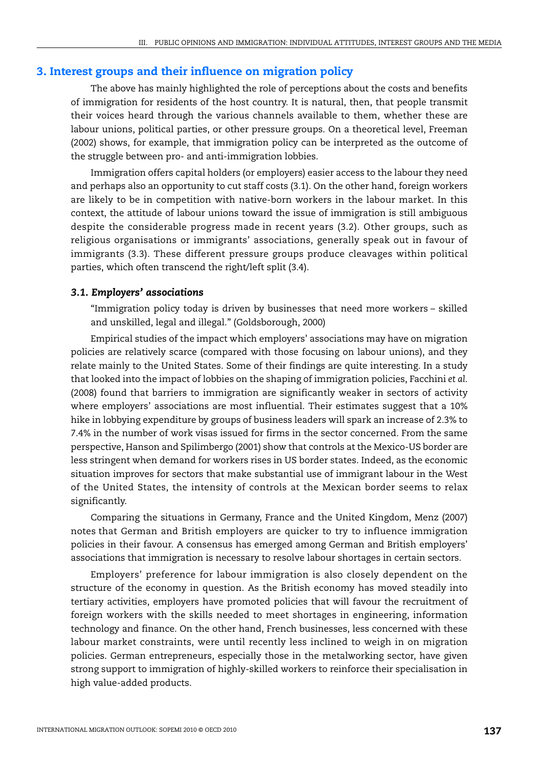## 3. Interest groups and their influence on migration policy

The above has mainly highlighted the role of perceptions about the costs and benefits of immigration for residents of the host country. It is natural, then, that people transmit their voices heard through the various channels available to them, whether these are labour unions, political parties, or other pressure groups. On a theoretical level, Freeman (2002) shows, for example, that immigration policy can be interpreted as the outcome of the struggle between pro- and anti-immigration lobbies.

Immigration offers capital holders (or employers) easier access to the labour they need and perhaps also an opportunity to cut staff costs (3.1). On the other hand, foreign workers are likely to be in competition with native-born workers in the labour market. In this context, the attitude of labour unions toward the issue of immigration is still ambiguous despite the considerable progress made in recent years (3.2). Other groups, such as religious organisations or immigrants' associations, generally speak out in favour of immigrants (3.3). These different pressure groups produce cleavages within political parties, which often transcend the right/left split (3.4).

### *3.1. Employers' associations*

"Immigration policy today is driven by businesses that need more workers – skilled and unskilled, legal and illegal." (Goldsborough, 2000)

Empirical studies of the impact which employers' associations may have on migration policies are relatively scarce (compared with those focusing on labour unions), and they relate mainly to the United States. Some of their findings are quite interesting. In a study that looked into the impact of lobbies on the shaping of immigration policies, Facchini *et al.* (2008) found that barriers to immigration are significantly weaker in sectors of activity where employers' associations are most influential. Their estimates suggest that a 10% hike in lobbying expenditure by groups of business leaders will spark an increase of 2.3% to 7.4% in the number of work visas issued for firms in the sector concerned. From the same perspective, Hanson and Spilimbergo (2001) show that controls at the Mexico-US border are less stringent when demand for workers rises in US border states. Indeed, as the economic situation improves for sectors that make substantial use of immigrant labour in the West of the United States, the intensity of controls at the Mexican border seems to relax significantly.

Comparing the situations in Germany, France and the United Kingdom, Menz (2007) notes that German and British employers are quicker to try to influence immigration policies in their favour. A consensus has emerged among German and British employers' associations that immigration is necessary to resolve labour shortages in certain sectors.

Employers' preference for labour immigration is also closely dependent on the structure of the economy in question. As the British economy has moved steadily into tertiary activities, employers have promoted policies that will favour the recruitment of foreign workers with the skills needed to meet shortages in engineering, information technology and finance. On the other hand, French businesses, less concerned with these labour market constraints, were until recently less inclined to weigh in on migration policies. German entrepreneurs, especially those in the metalworking sector, have given strong support to immigration of highly-skilled workers to reinforce their specialisation in high value-added products.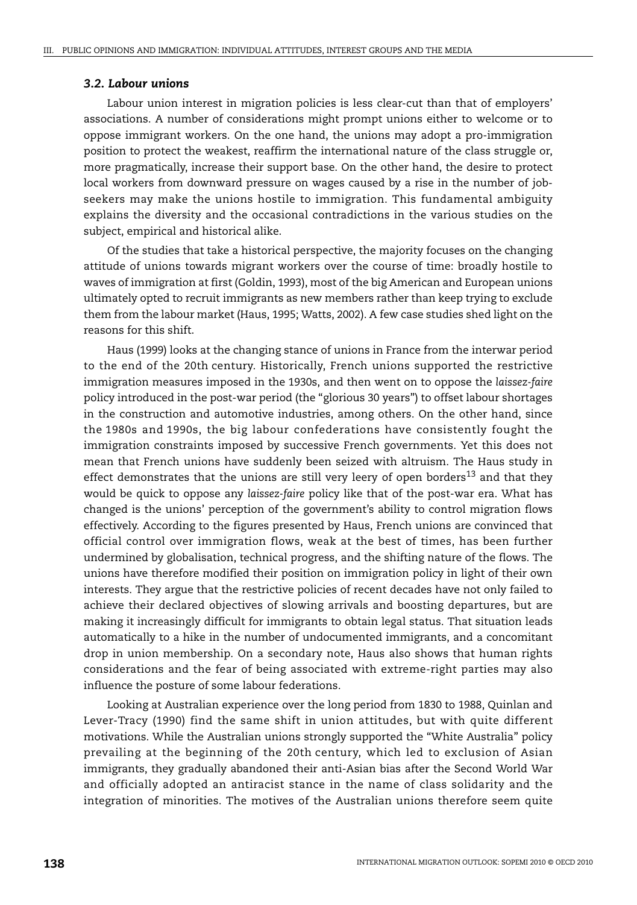### *3.2. Labour unions*

Labour union interest in migration policies is less clear-cut than that of employers' associations. A number of considerations might prompt unions either to welcome or to oppose immigrant workers. On the one hand, the unions may adopt a pro-immigration position to protect the weakest, reaffirm the international nature of the class struggle or, more pragmatically, increase their support base. On the other hand, the desire to protect local workers from downward pressure on wages caused by a rise in the number of job-seekers may make the unions hostile to immigration. This fundamental ambiguity explains the diversity and the occasional contradictions in the various studies on the subject, empirical and historical alike.

Of the studies that take a historical perspective, the majority focuses on the changing attitude of unions towards migrant workers over the course of time: broadly hostile to waves of immigration at first (Goldin, 1993), most of the big American and European unions ultimately opted to recruit immigrants as new members rather than keep trying to exclude them from the labour market (Haus, 1995; Watts, 2002). A few case studies shed light on the reasons for this shift.

Haus (1999) looks at the changing stance of unions in France from the interwar period to the end of the 20th century. Historically, French unions supported the restrictive immigration measures imposed in the 1930s, and then went on to oppose the *laissez-faire* policy introduced in the post-war period (the "glorious 30 years") to offset labour shortages in the construction and automotive industries, among others. On the other hand, since the 1980s and 1990s, the big labour confederations have consistently fought the immigration constraints imposed by successive French governments. Yet this does not mean that French unions have suddenly been seized with altruism. The Haus study in effect demonstrates that the unions are still very leery of open borders[13] and that they would be quick to oppose any *laissez-faire* policy like that of the post-war era. What has changed is the unions' perception of the government's ability to control migration flows effectively. According to the figures presented by Haus, French unions are convinced that official control over immigration flows, weak at the best of times, has been further undermined by globalisation, technical progress, and the shifting nature of the flows. The unions have therefore modified their position on immigration policy in light of their own interests. They argue that the restrictive policies of recent decades have not only failed to achieve their declared objectives of slowing arrivals and boosting departures, but are making it increasingly difficult for immigrants to obtain legal status. That situation leads automatically to a hike in the number of undocumented immigrants, and a concomitant drop in union membership. On a secondary note, Haus also shows that human rights considerations and the fear of being associated with extreme-right parties may also influence the posture of some labour federations.

Looking at Australian experience over the long period from 1830 to 1988, Quinlan and Lever-Tracy (1990) find the same shift in union attitudes, but with quite different motivations. While the Australian unions strongly supported the "White Australia" policy prevailing at the beginning of the 20th century, which led to exclusion of Asian immigrants, they gradually abandoned their anti-Asian bias after the Second World War and officially adopted an antiracist stance in the name of class solidarity and the integration of minorities. The motives of the Australian unions therefore seem quite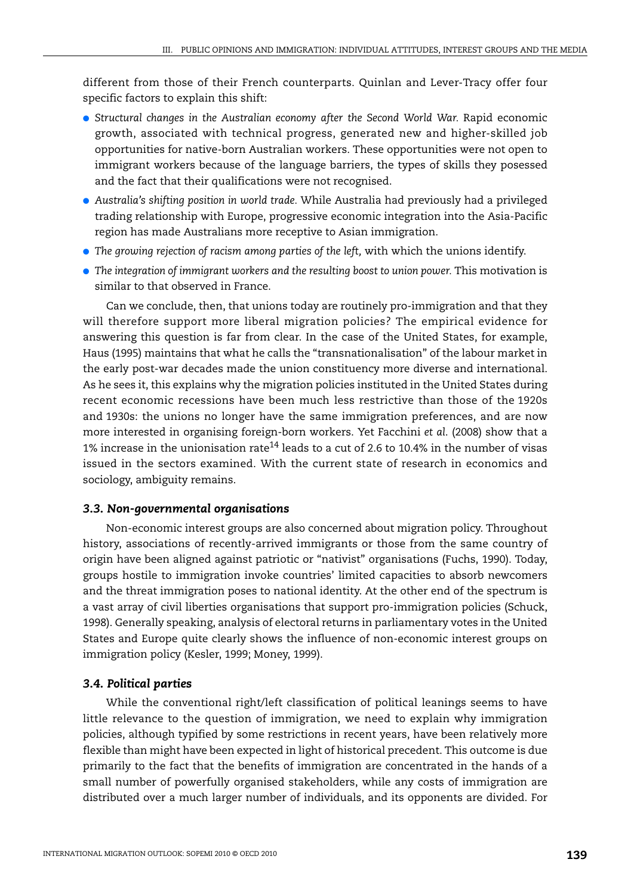different from those of their French counterparts. Quinlan and Lever-Tracy offer four specific factors to explain this shift:

- *Structural changes in the Australian economy after the Second World War.* Rapid economic growth, associated with technical progress, generated new and higher-skilled job opportunities for native-born Australian workers. These opportunities were not open to immigrant workers because of the language barriers, the types of skills they posessed and the fact that their qualifications were not recognised.
- *Australia's shifting position in world trade.* While Australia had previously had a privileged trading relationship with Europe, progressive economic integration into the Asia-Pacific region has made Australians more receptive to Asian immigration.
- *The growing rejection of racism among parties of the left,* with which the unions identify.
- *The integration of immigrant workers and the resulting boost to union power.* This motivation is similar to that observed in France.

Can we conclude, then, that unions today are routinely pro-immigration and that they will therefore support more liberal migration policies? The empirical evidence for answering this question is far from clear. In the case of the United States, for example, Haus (1995) maintains that what he calls the "transnationalisation" of the labour market in the early post-war decades made the union constituency more diverse and international. As he sees it, this explains why the migration policies instituted in the United States during recent economic recessions have been much less restrictive than those of the 1920s and 1930s: the unions no longer have the same immigration preferences, and are now more interested in organising foreign-born workers. Yet Facchini *et al.* (2008) show that a 1% increase in the unionisation rate[14] leads to a cut of 2.6 to 10.4% in the number of visas issued in the sectors examined. With the current state of research in economics and sociology, ambiguity remains.

### *3.3. Non-governmental organisations*

Non-economic interest groups are also concerned about migration policy. Throughout history, associations of recently-arrived immigrants or those from the same country of origin have been aligned against patriotic or "nativist" organisations (Fuchs, 1990). Today, groups hostile to immigration invoke countries' limited capacities to absorb newcomers and the threat immigration poses to national identity. At the other end of the spectrum is a vast array of civil liberties organisations that support pro-immigration policies (Schuck, 1998). Generally speaking, analysis of electoral returns in parliamentary votes in the United States and Europe quite clearly shows the influence of non-economic interest groups on immigration policy (Kesler, 1999; Money, 1999).

### *3.4. Political parties*

While the conventional right/left classification of political leanings seems to have little relevance to the question of immigration, we need to explain why immigration policies, although typified by some restrictions in recent years, have been relatively more flexible than might have been expected in light of historical precedent. This outcome is due primarily to the fact that the benefits of immigration are concentrated in the hands of a small number of powerfully organised stakeholders, while any costs of immigration are distributed over a much larger number of individuals, and its opponents are divided. For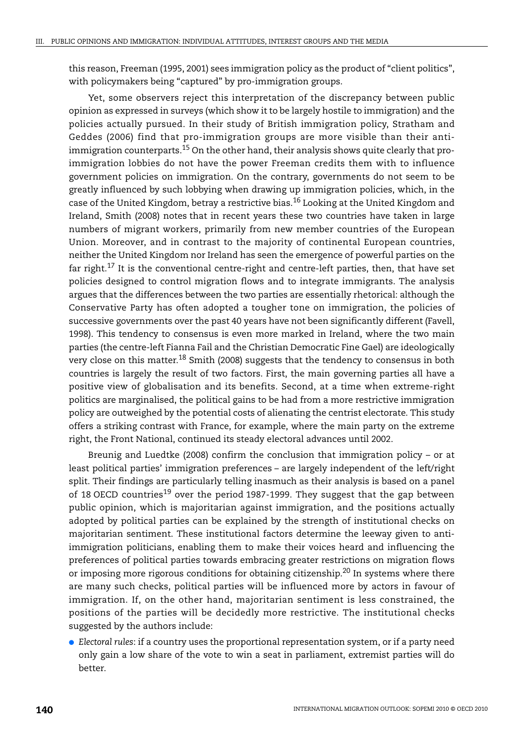this reason, Freeman (1995, 2001) sees immigration policy as the product of "client politics", with policymakers being "captured" by pro-immigration groups.

Yet, some observers reject this interpretation of the discrepancy between public opinion as expressed in surveys (which show it to be largely hostile to immigration) and the policies actually pursued. In their study of British immigration policy, Stratham and Geddes (2006) find that pro-immigration groups are more visible than their anti-immigration counterparts.[15] On the other hand, their analysis shows quite clearly that pro-immigration lobbies do not have the power Freeman credits them with to influence government policies on immigration. On the contrary, governments do not seem to be greatly influenced by such lobbying when drawing up immigration policies, which, in the case of the United Kingdom, betray a restrictive bias.[16] Looking at the United Kingdom and Ireland, Smith (2008) notes that in recent years these two countries have taken in large numbers of migrant workers, primarily from new member countries of the European Union. Moreover, and in contrast to the majority of continental European countries, neither the United Kingdom nor Ireland has seen the emergence of powerful parties on the far right.[17] It is the conventional centre-right and centre-left parties, then, that have set policies designed to control migration flows and to integrate immigrants. The analysis argues that the differences between the two parties are essentially rhetorical: although the Conservative Party has often adopted a tougher tone on immigration, the policies of successive governments over the past 40 years have not been significantly different (Favell, 1998). This tendency to consensus is even more marked in Ireland, where the two main parties (the centre-left Fianna Fail and the Christian Democratic Fine Gael) are ideologically very close on this matter.[18] Smith (2008) suggests that the tendency to consensus in both countries is largely the result of two factors. First, the main governing parties all have a positive view of globalisation and its benefits. Second, at a time when extreme-right politics are marginalised, the political gains to be had from a more restrictive immigration policy are outweighed by the potential costs of alienating the centrist electorate. This study offers a striking contrast with France, for example, where the main party on the extreme right, the Front National, continued its steady electoral advances until 2002.

Breunig and Luedtke (2008) confirm the conclusion that immigration policy – or at least political parties' immigration preferences – are largely independent of the left/right split. Their findings are particularly telling inasmuch as their analysis is based on a panel of 18 OECD countries[19] over the period 1987-1999. They suggest that the gap between public opinion, which is majoritarian against immigration, and the positions actually adopted by political parties can be explained by the strength of institutional checks on majoritarian sentiment. These institutional factors determine the leeway given to anti-immigration politicians, enabling them to make their voices heard and influencing the preferences of political parties towards embracing greater restrictions on migration flows or imposing more rigorous conditions for obtaining citizenship.[20] In systems where there are many such checks, political parties will be influenced more by actors in favour of immigration. If, on the other hand, majoritarian sentiment is less constrained, the positions of the parties will be decidedly more restrictive. The institutional checks suggested by the authors include:

- *Electoral rules*: if a country uses the proportional representation system, or if a party need only gain a low share of the vote to win a seat in parliament, extremist parties will do better.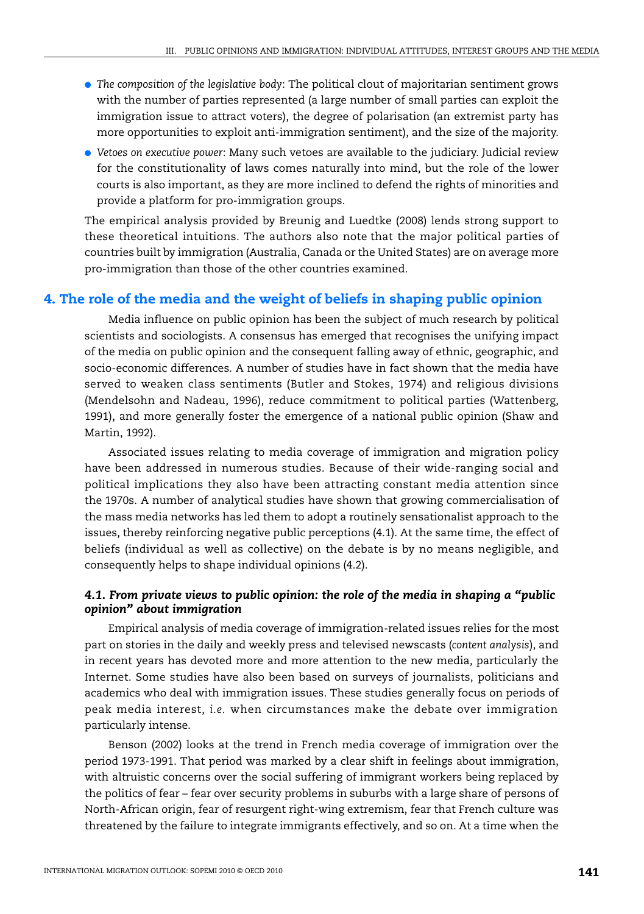- *The composition of the legislative body*: The political clout of majoritarian sentiment grows with the number of parties represented (a large number of small parties can exploit the immigration issue to attract voters), the degree of polarisation (an extremist party has more opportunities to exploit anti-immigration sentiment), and the size of the majority.
- *Vetoes on executive power*: Many such vetoes are available to the judiciary. Judicial review for the constitutionality of laws comes naturally into mind, but the role of the lower courts is also important, as they are more inclined to defend the rights of minorities and provide a platform for pro-immigration groups.

The empirical analysis provided by Breunig and Luedtke (2008) lends strong support to these theoretical intuitions. The authors also note that the major political parties of countries built by immigration (Australia, Canada or the United States) are on average more pro-immigration than those of the other countries examined.

## 4. The role of the media and the weight of beliefs in shaping public opinion

Media influence on public opinion has been the subject of much research by political scientists and sociologists. A consensus has emerged that recognises the unifying impact of the media on public opinion and the consequent falling away of ethnic, geographic, and socio-economic differences. A number of studies have in fact shown that the media have served to weaken class sentiments (Butler and Stokes, 1974) and religious divisions (Mendelsohn and Nadeau, 1996), reduce commitment to political parties (Wattenberg, 1991), and more generally foster the emergence of a national public opinion (Shaw and Martin, 1992).

Associated issues relating to media coverage of immigration and migration policy have been addressed in numerous studies. Because of their wide-ranging social and political implications they also have been attracting constant media attention since the 1970s. A number of analytical studies have shown that growing commercialisation of the mass media networks has led them to adopt a routinely sensationalist approach to the issues, thereby reinforcing negative public perceptions (4.1). At the same time, the effect of beliefs (individual as well as collective) on the debate is by no means negligible, and consequently helps to shape individual opinions (4.2).

### *4.1. From private views to public opinion: the role of the media in shaping a "public opinion" about immigration*

Empirical analysis of media coverage of immigration-related issues relies for the most part on stories in the daily and weekly press and televised newscasts (*content analysis*), and in recent years has devoted more and more attention to the new media, particularly the Internet. Some studies have also been based on surveys of journalists, politicians and academics who deal with immigration issues. These studies generally focus on periods of peak media interest, *i.e.* when circumstances make the debate over immigration particularly intense.

Benson (2002) looks at the trend in French media coverage of immigration over the period 1973-1991. That period was marked by a clear shift in feelings about immigration, with altruistic concerns over the social suffering of immigrant workers being replaced by the politics of fear – fear over security problems in suburbs with a large share of persons of North-African origin, fear of resurgent right-wing extremism, fear that French culture was threatened by the failure to integrate immigrants effectively, and so on. At a time when the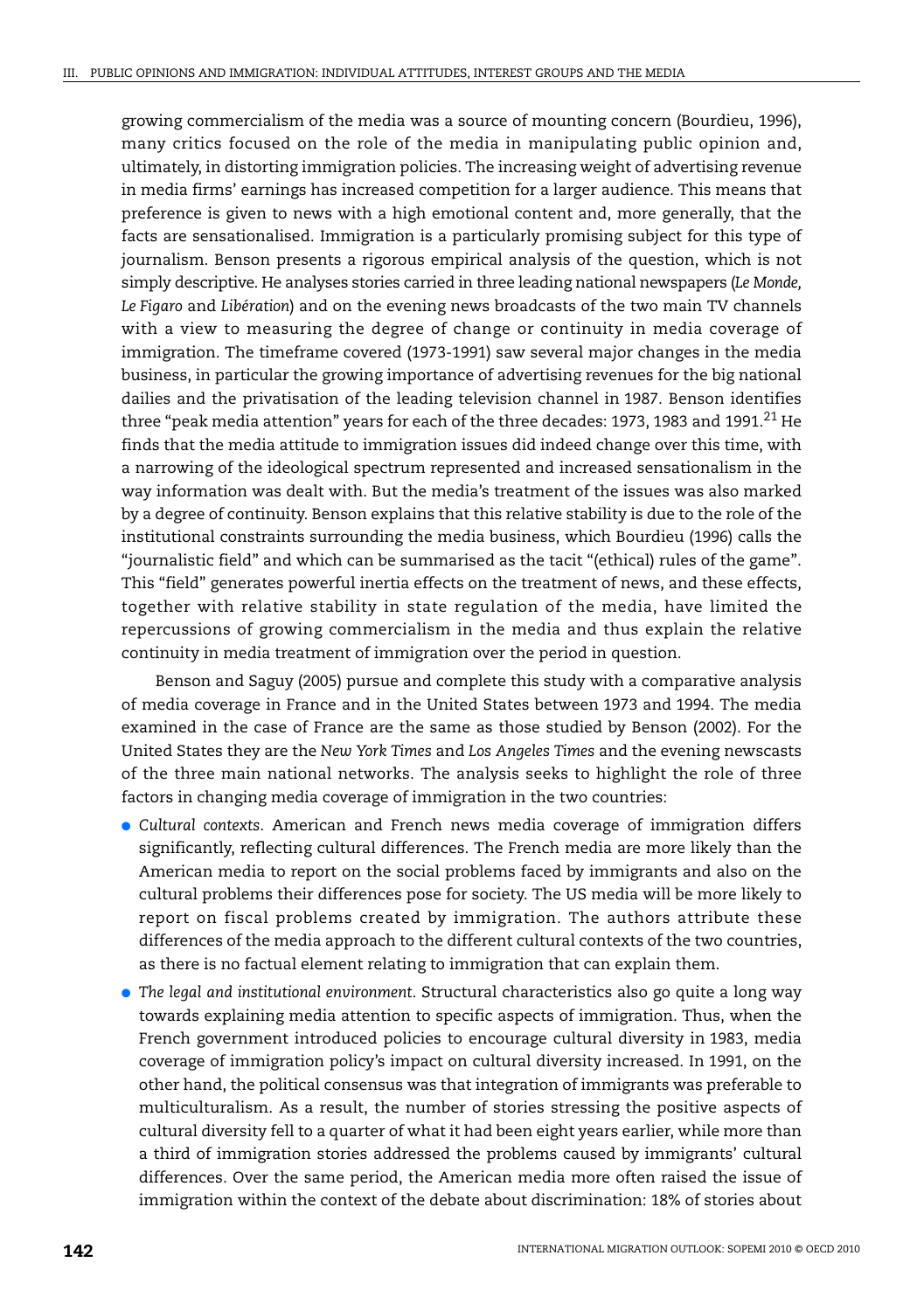growing commercialism of the media was a source of mounting concern (Bourdieu, 1996), many critics focused on the role of the media in manipulating public opinion and, ultimately, in distorting immigration policies. The increasing weight of advertising revenue in media firms' earnings has increased competition for a larger audience. This means that preference is given to news with a high emotional content and, more generally, that the facts are sensationalised. Immigration is a particularly promising subject for this type of journalism. Benson presents a rigorous empirical analysis of the question, which is not simply descriptive. He analyses stories carried in three leading national newspapers (*Le Monde, Le Figaro* and *Libération*) and on the evening news broadcasts of the two main TV channels with a view to measuring the degree of change or continuity in media coverage of immigration. The timeframe covered (1973-1991) saw several major changes in the media business, in particular the growing importance of advertising revenues for the big national dailies and the privatisation of the leading television channel in 1987. Benson identifies three "peak media attention" years for each of the three decades: 1973, 1983 and 1991.[21] He finds that the media attitude to immigration issues did indeed change over this time, with a narrowing of the ideological spectrum represented and increased sensationalism in the way information was dealt with. But the media's treatment of the issues was also marked by a degree of continuity. Benson explains that this relative stability is due to the role of the institutional constraints surrounding the media business, which Bourdieu (1996) calls the "journalistic field" and which can be summarised as the tacit "(ethical) rules of the game". This "field" generates powerful inertia effects on the treatment of news, and these effects, together with relative stability in state regulation of the media, have limited the repercussions of growing commercialism in the media and thus explain the relative continuity in media treatment of immigration over the period in question.

Benson and Saguy (2005) pursue and complete this study with a comparative analysis of media coverage in France and in the United States between 1973 and 1994. The media examined in the case of France are the same as those studied by Benson (2002). For the United States they are the *New York Times* and *Los Angeles Times* and the evening newscasts of the three main national networks. The analysis seeks to highlight the role of three factors in changing media coverage of immigration in the two countries:

- *Cultural contexts*. American and French news media coverage of immigration differs significantly, reflecting cultural differences. The French media are more likely than the American media to report on the social problems faced by immigrants and also on the cultural problems their differences pose for society. The US media will be more likely to report on fiscal problems created by immigration. The authors attribute these differences of the media approach to the different cultural contexts of the two countries, as there is no factual element relating to immigration that can explain them.
- *The legal and institutional environment*. Structural characteristics also go quite a long way towards explaining media attention to specific aspects of immigration. Thus, when the French government introduced policies to encourage cultural diversity in 1983, media coverage of immigration policy's impact on cultural diversity increased. In 1991, on the other hand, the political consensus was that integration of immigrants was preferable to multiculturalism. As a result, the number of stories stressing the positive aspects of cultural diversity fell to a quarter of what it had been eight years earlier, while more than a third of immigration stories addressed the problems caused by immigrants' cultural differences. Over the same period, the American media more often raised the issue of immigration within the context of the debate about discrimination: 18% of stories about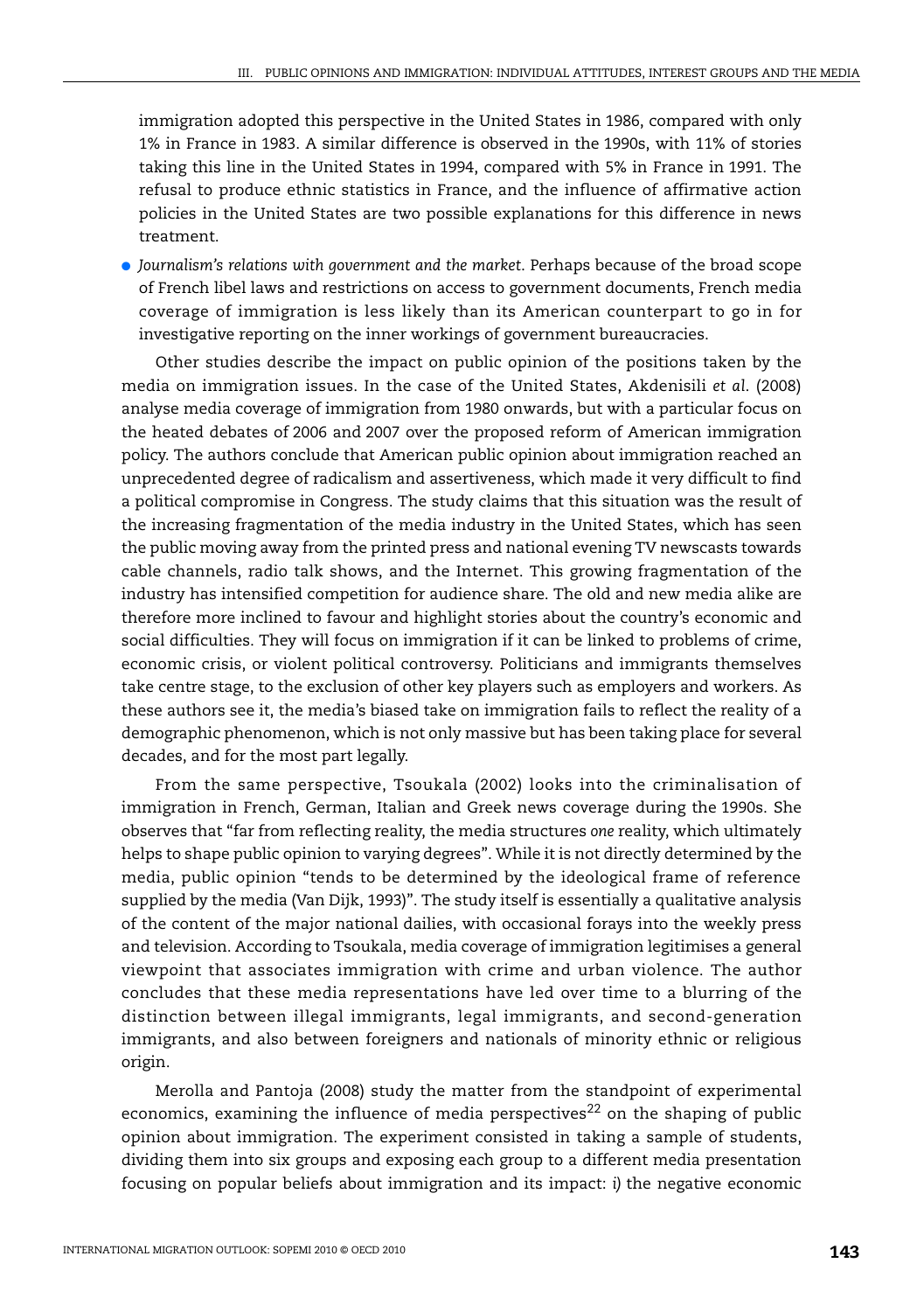immigration adopted this perspective in the United States in 1986, compared with only 1% in France in 1983. A similar difference is observed in the 1990s, with 11% of stories taking this line in the United States in 1994, compared with 5% in France in 1991. The refusal to produce ethnic statistics in France, and the influence of affirmative action policies in the United States are two possible explanations for this difference in news treatment.

- *Journalism's relations with government and the market.* Perhaps because of the broad scope of French libel laws and restrictions on access to government documents, French media coverage of immigration is less likely than its American counterpart to go in for investigative reporting on the inner workings of government bureaucracies.

Other studies describe the impact on public opinion of the positions taken by the media on immigration issues. In the case of the United States, Akdenisili *et al.* (2008) analyse media coverage of immigration from 1980 onwards, but with a particular focus on the heated debates of 2006 and 2007 over the proposed reform of American immigration policy. The authors conclude that American public opinion about immigration reached an unprecedented degree of radicalism and assertiveness, which made it very difficult to find a political compromise in Congress. The study claims that this situation was the result of the increasing fragmentation of the media industry in the United States, which has seen the public moving away from the printed press and national evening TV newscasts towards cable channels, radio talk shows, and the Internet. This growing fragmentation of the industry has intensified competition for audience share. The old and new media alike are therefore more inclined to favour and highlight stories about the country's economic and social difficulties. They will focus on immigration if it can be linked to problems of crime, economic crisis, or violent political controversy. Politicians and immigrants themselves take centre stage, to the exclusion of other key players such as employers and workers. As these authors see it, the media's biased take on immigration fails to reflect the reality of a demographic phenomenon, which is not only massive but has been taking place for several decades, and for the most part legally.

From the same perspective, Tsoukala (2002) looks into the criminalisation of immigration in French, German, Italian and Greek news coverage during the 1990s. She observes that "far from reflecting reality, the media structures *one* reality, which ultimately helps to shape public opinion to varying degrees". While it is not directly determined by the media, public opinion "tends to be determined by the ideological frame of reference supplied by the media (Van Dijk, 1993)". The study itself is essentially a qualitative analysis of the content of the major national dailies, with occasional forays into the weekly press and television. According to Tsoukala, media coverage of immigration legitimises a general viewpoint that associates immigration with crime and urban violence. The author concludes that these media representations have led over time to a blurring of the distinction between illegal immigrants, legal immigrants, and second-generation immigrants, and also between foreigners and nationals of minority ethnic or religious origin.

Merolla and Pantoja (2008) study the matter from the standpoint of experimental economics, examining the influence of media perspectives[22] on the shaping of public opinion about immigration. The experiment consisted in taking a sample of students, dividing them into six groups and exposing each group to a different media presentation focusing on popular beliefs about immigration and its impact: *i)* the negative economic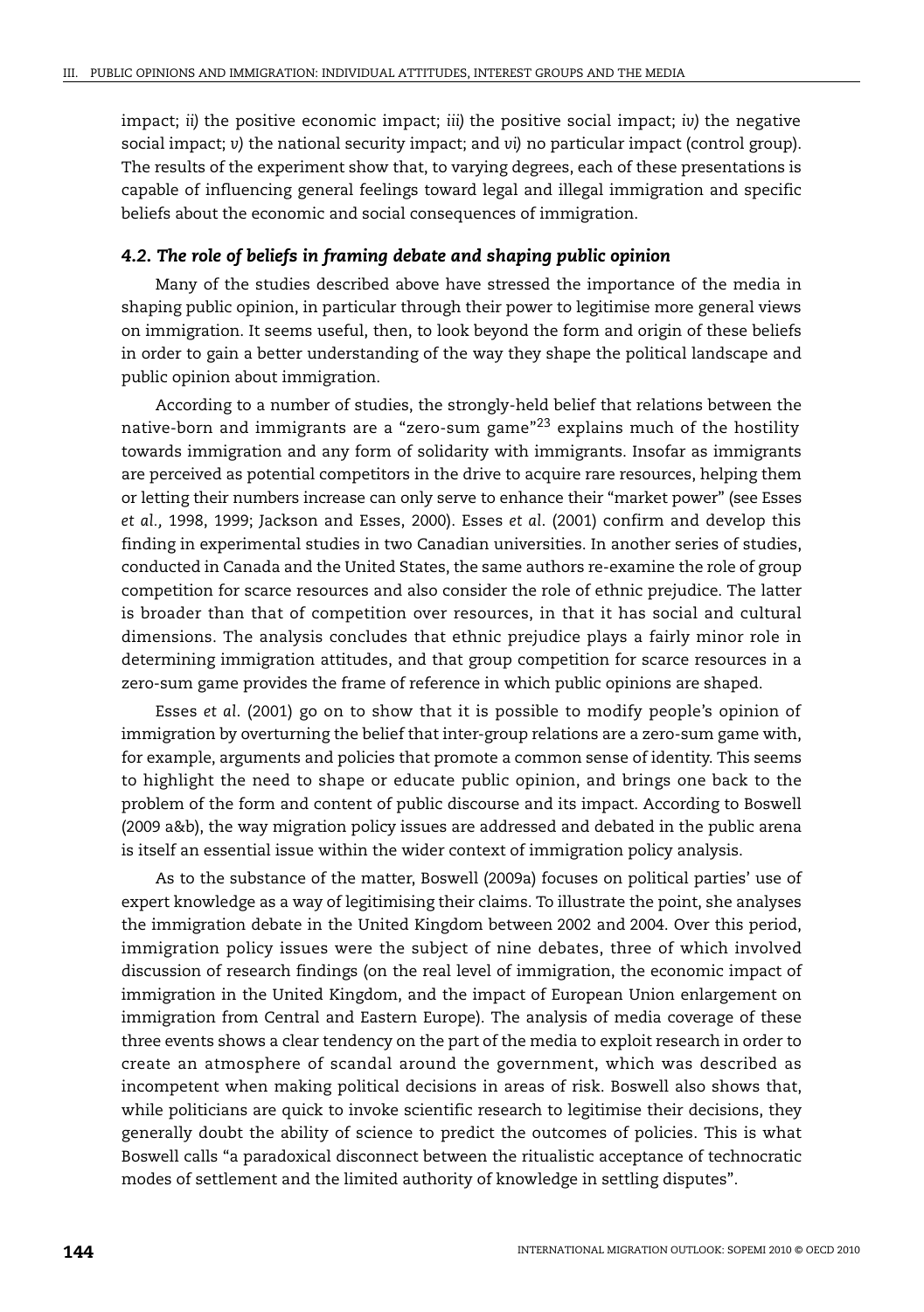impact; *ii)* the positive economic impact; *iii)* the positive social impact; *iv)* the negative social impact; *v)* the national security impact; and *vi)* no particular impact (control group). The results of the experiment show that, to varying degrees, each of these presentations is capable of influencing general feelings toward legal and illegal immigration and specific beliefs about the economic and social consequences of immigration.

### *4.2. The role of beliefs in framing debate and shaping public opinion*

Many of the studies described above have stressed the importance of the media in shaping public opinion, in particular through their power to legitimise more general views on immigration. It seems useful, then, to look beyond the form and origin of these beliefs in order to gain a better understanding of the way they shape the political landscape and public opinion about immigration.

According to a number of studies, the strongly-held belief that relations between the native-born and immigrants are a "zero-sum game"[23] explains much of the hostility towards immigration and any form of solidarity with immigrants. Insofar as immigrants are perceived as potential competitors in the drive to acquire rare resources, helping them or letting their numbers increase can only serve to enhance their "market power" (see Esses *et al.,* 1998, 1999; Jackson and Esses, 2000). Esses *et al*. (2001) confirm and develop this finding in experimental studies in two Canadian universities. In another series of studies, conducted in Canada and the United States, the same authors re-examine the role of group competition for scarce resources and also consider the role of ethnic prejudice. The latter is broader than that of competition over resources, in that it has social and cultural dimensions. The analysis concludes that ethnic prejudice plays a fairly minor role in determining immigration attitudes, and that group competition for scarce resources in a zero-sum game provides the frame of reference in which public opinions are shaped.

Esses *et al*. (2001) go on to show that it is possible to modify people's opinion of immigration by overturning the belief that inter-group relations are a zero-sum game with, for example, arguments and policies that promote a common sense of identity. This seems to highlight the need to shape or educate public opinion, and brings one back to the problem of the form and content of public discourse and its impact. According to Boswell (2009 a&b), the way migration policy issues are addressed and debated in the public arena is itself an essential issue within the wider context of immigration policy analysis.

As to the substance of the matter, Boswell (2009a) focuses on political parties' use of expert knowledge as a way of legitimising their claims. To illustrate the point, she analyses the immigration debate in the United Kingdom between 2002 and 2004. Over this period, immigration policy issues were the subject of nine debates, three of which involved discussion of research findings (on the real level of immigration, the economic impact of immigration in the United Kingdom, and the impact of European Union enlargement on immigration from Central and Eastern Europe). The analysis of media coverage of these three events shows a clear tendency on the part of the media to exploit research in order to create an atmosphere of scandal around the government, which was described as incompetent when making political decisions in areas of risk. Boswell also shows that, while politicians are quick to invoke scientific research to legitimise their decisions, they generally doubt the ability of science to predict the outcomes of policies. This is what Boswell calls "a paradoxical disconnect between the ritualistic acceptance of technocratic modes of settlement and the limited authority of knowledge in settling disputes".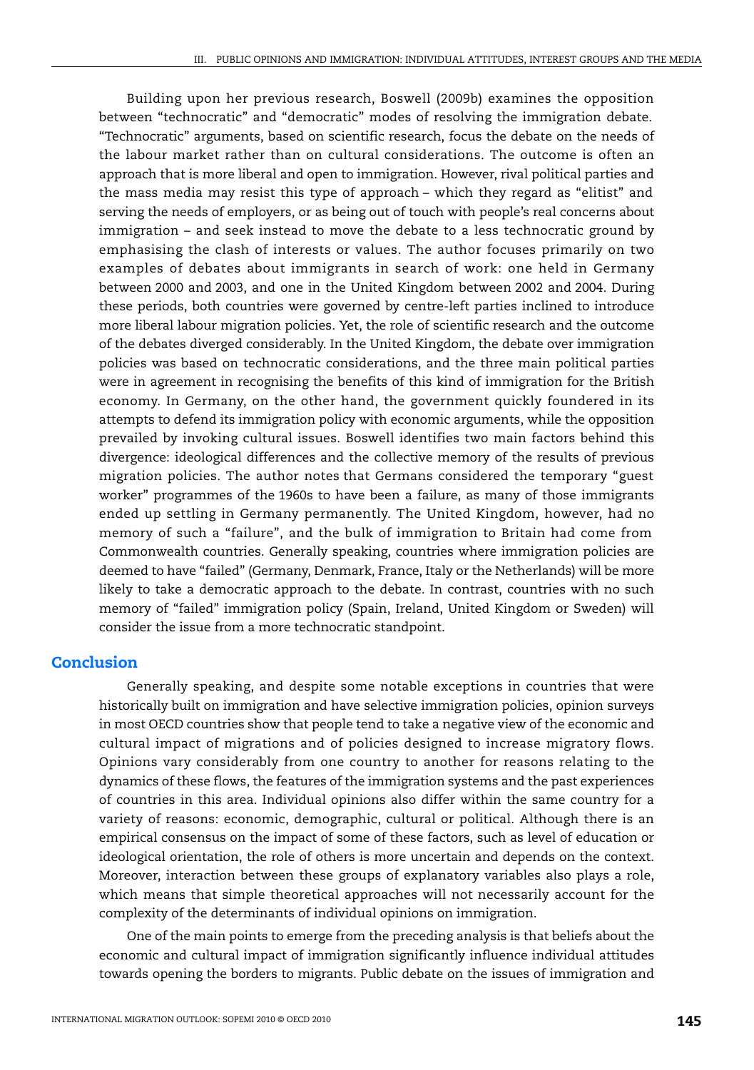Building upon her previous research, Boswell (2009b) examines the opposition between "technocratic" and "democratic" modes of resolving the immigration debate. "Technocratic" arguments, based on scientific research, focus the debate on the needs of the labour market rather than on cultural considerations. The outcome is often an approach that is more liberal and open to immigration. However, rival political parties and the mass media may resist this type of approach – which they regard as "elitist" and serving the needs of employers, or as being out of touch with people's real concerns about immigration – and seek instead to move the debate to a less technocratic ground by emphasising the clash of interests or values. The author focuses primarily on two examples of debates about immigrants in search of work: one held in Germany between 2000 and 2003, and one in the United Kingdom between 2002 and 2004. During these periods, both countries were governed by centre-left parties inclined to introduce more liberal labour migration policies. Yet, the role of scientific research and the outcome of the debates diverged considerably. In the United Kingdom, the debate over immigration policies was based on technocratic considerations, and the three main political parties were in agreement in recognising the benefits of this kind of immigration for the British economy. In Germany, on the other hand, the government quickly foundered in its attempts to defend its immigration policy with economic arguments, while the opposition prevailed by invoking cultural issues. Boswell identifies two main factors behind this divergence: ideological differences and the collective memory of the results of previous migration policies. The author notes that Germans considered the temporary "guest worker" programmes of the 1960s to have been a failure, as many of those immigrants ended up settling in Germany permanently. The United Kingdom, however, had no memory of such a "failure", and the bulk of immigration to Britain had come from Commonwealth countries. Generally speaking, countries where immigration policies are deemed to have "failed" (Germany, Denmark, France, Italy or the Netherlands) will be more likely to take a democratic approach to the debate. In contrast, countries with no such memory of "failed" immigration policy (Spain, Ireland, United Kingdom or Sweden) will consider the issue from a more technocratic standpoint.

## Conclusion

Generally speaking, and despite some notable exceptions in countries that were historically built on immigration and have selective immigration policies, opinion surveys in most OECD countries show that people tend to take a negative view of the economic and cultural impact of migrations and of policies designed to increase migratory flows. Opinions vary considerably from one country to another for reasons relating to the dynamics of these flows, the features of the immigration systems and the past experiences of countries in this area. Individual opinions also differ within the same country for a variety of reasons: economic, demographic, cultural or political. Although there is an empirical consensus on the impact of some of these factors, such as level of education or ideological orientation, the role of others is more uncertain and depends on the context. Moreover, interaction between these groups of explanatory variables also plays a role, which means that simple theoretical approaches will not necessarily account for the complexity of the determinants of individual opinions on immigration.

One of the main points to emerge from the preceding analysis is that beliefs about the economic and cultural impact of immigration significantly influence individual attitudes towards opening the borders to migrants. Public debate on the issues of immigration and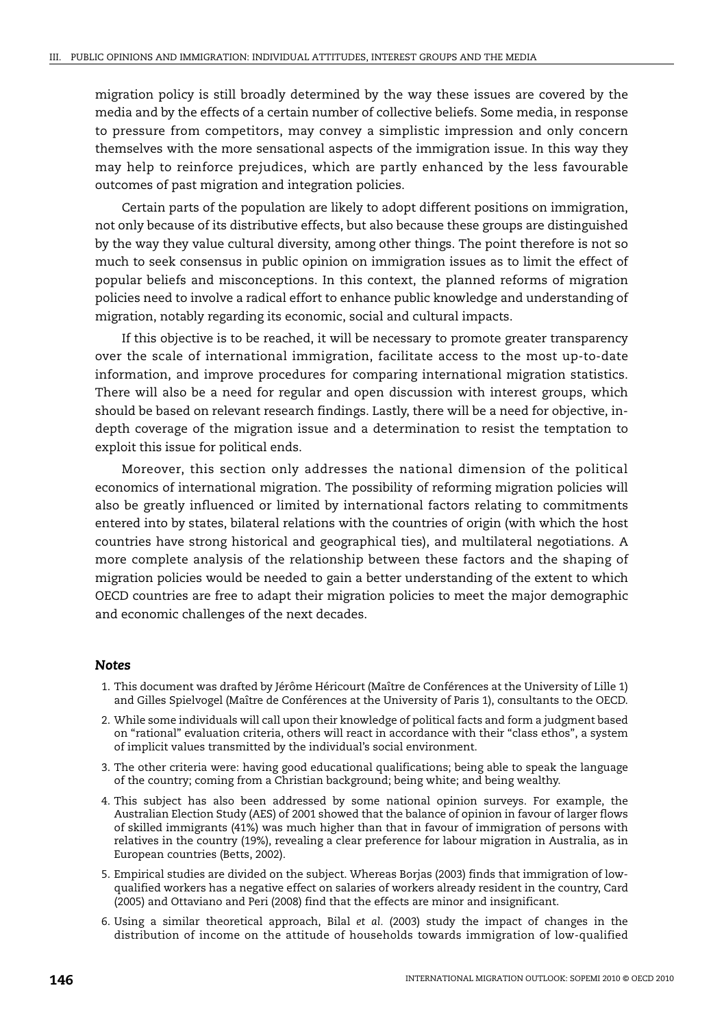migration policy is still broadly determined by the way these issues are covered by the media and by the effects of a certain number of collective beliefs. Some media, in response to pressure from competitors, may convey a simplistic impression and only concern themselves with the more sensational aspects of the immigration issue. In this way they may help to reinforce prejudices, which are partly enhanced by the less favourable outcomes of past migration and integration policies.

Certain parts of the population are likely to adopt different positions on immigration, not only because of its distributive effects, but also because these groups are distinguished by the way they value cultural diversity, among other things. The point therefore is not so much to seek consensus in public opinion on immigration issues as to limit the effect of popular beliefs and misconceptions. In this context, the planned reforms of migration policies need to involve a radical effort to enhance public knowledge and understanding of migration, notably regarding its economic, social and cultural impacts.

If this objective is to be reached, it will be necessary to promote greater transparency over the scale of international immigration, facilitate access to the most up-to-date information, and improve procedures for comparing international migration statistics. There will also be a need for regular and open discussion with interest groups, which should be based on relevant research findings. Lastly, there will be a need for objective, in-depth coverage of the migration issue and a determination to resist the temptation to exploit this issue for political ends.

Moreover, this section only addresses the national dimension of the political economics of international migration. The possibility of reforming migration policies will also be greatly influenced or limited by international factors relating to commitments entered into by states, bilateral relations with the countries of origin (with which the host countries have strong historical and geographical ties), and multilateral negotiations. A more complete analysis of the relationship between these factors and the shaping of migration policies would be needed to gain a better understanding of the extent to which OECD countries are free to adapt their migration policies to meet the major demographic and economic challenges of the next decades.

### *Notes*

1. This document was drafted by Jérôme Héricourt (Maître de Conférences at the University of Lille 1) and Gilles Spielvogel (Maître de Conférences at the University of Paris 1), consultants to the OECD.
2. While some individuals will call upon their knowledge of political facts and form a judgment based on "rational" evaluation criteria, others will react in accordance with their "class ethos", a system of implicit values transmitted by the individual's social environment.
3. The other criteria were: having good educational qualifications; being able to speak the language of the country; coming from a Christian background; being white; and being wealthy.
4. This subject has also been addressed by some national opinion surveys. For example, the Australian Election Study (AES) of 2001 showed that the balance of opinion in favour of larger flows of skilled immigrants (41%) was much higher than that in favour of immigration of persons with relatives in the country (19%), revealing a clear preference for labour migration in Australia, as in European countries (Betts, 2002).
5. Empirical studies are divided on the subject. Whereas Borjas (2003) finds that immigration of low-qualified workers has a negative effect on salaries of workers already resident in the country, Card (2005) and Ottaviano and Peri (2008) find that the effects are minor and insignificant.
6. Using a similar theoretical approach, Bilal *et al.* (2003) study the impact of changes in the distribution of income on the attitude of households towards immigration of low-qualified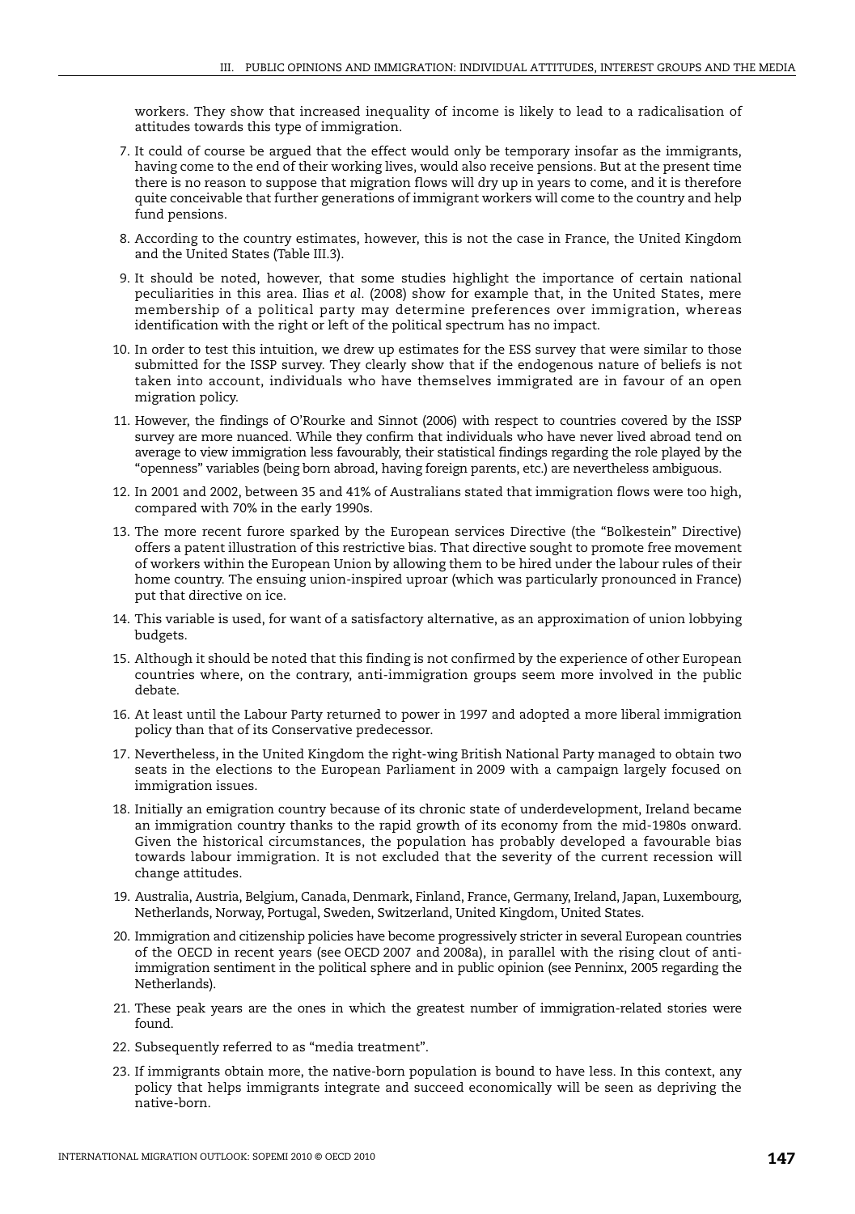workers. They show that increased inequality of income is likely to lead to a radicalisation of attitudes towards this type of immigration.

7. It could of course be argued that the effect would only be temporary insofar as the immigrants, having come to the end of their working lives, would also receive pensions. But at the present time there is no reason to suppose that migration flows will dry up in years to come, and it is therefore quite conceivable that further generations of immigrant workers will come to the country and help fund pensions.
8. According to the country estimates, however, this is not the case in France, the United Kingdom and the United States (Table III.3).
9. It should be noted, however, that some studies highlight the importance of certain national peculiarities in this area. Ilias *et al*. (2008) show for example that, in the United States, mere membership of a political party may determine preferences over immigration, whereas identification with the right or left of the political spectrum has no impact.
10. In order to test this intuition, we drew up estimates for the ESS survey that were similar to those submitted for the ISSP survey. They clearly show that if the endogenous nature of beliefs is not taken into account, individuals who have themselves immigrated are in favour of an open migration policy.
11. However, the findings of O'Rourke and Sinnot (2006) with respect to countries covered by the ISSP survey are more nuanced. While they confirm that individuals who have never lived abroad tend on average to view immigration less favourably, their statistical findings regarding the role played by the "openness" variables (being born abroad, having foreign parents, etc.) are nevertheless ambiguous.
12. In 2001 and 2002, between 35 and 41% of Australians stated that immigration flows were too high, compared with 70% in the early 1990s.
13. The more recent furore sparked by the European services Directive (the "Bolkestein" Directive) offers a patent illustration of this restrictive bias. That directive sought to promote free movement of workers within the European Union by allowing them to be hired under the labour rules of their home country. The ensuing union-inspired uproar (which was particularly pronounced in France) put that directive on ice.
14. This variable is used, for want of a satisfactory alternative, as an approximation of union lobbying budgets.
15. Although it should be noted that this finding is not confirmed by the experience of other European countries where, on the contrary, anti-immigration groups seem more involved in the public debate.
16. At least until the Labour Party returned to power in 1997 and adopted a more liberal immigration policy than that of its Conservative predecessor.
17. Nevertheless, in the United Kingdom the right-wing British National Party managed to obtain two seats in the elections to the European Parliament in 2009 with a campaign largely focused on immigration issues.
18. Initially an emigration country because of its chronic state of underdevelopment, Ireland became an immigration country thanks to the rapid growth of its economy from the mid-1980s onward. Given the historical circumstances, the population has probably developed a favourable bias towards labour immigration. It is not excluded that the severity of the current recession will change attitudes.
19. Australia, Austria, Belgium, Canada, Denmark, Finland, France, Germany, Ireland, Japan, Luxembourg, Netherlands, Norway, Portugal, Sweden, Switzerland, United Kingdom, United States.
20. Immigration and citizenship policies have become progressively stricter in several European countries of the OECD in recent years (see OECD 2007 and 2008a), in parallel with the rising clout of anti-immigration sentiment in the political sphere and in public opinion (see Penninx, 2005 regarding the Netherlands).
21. These peak years are the ones in which the greatest number of immigration-related stories were found.
22. Subsequently referred to as "media treatment".
23. If immigrants obtain more, the native-born population is bound to have less. In this context, any policy that helps immigrants integrate and succeed economically will be seen as depriving the native-born.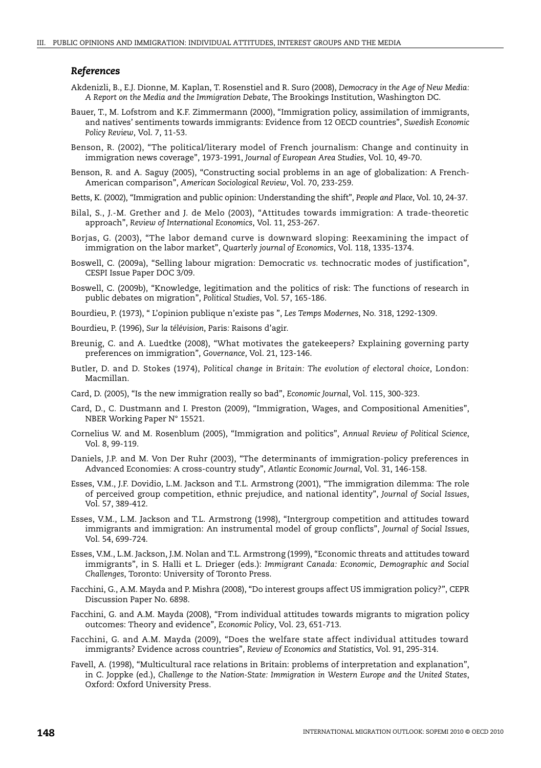### *References*

Akdenizli, B., E.J. Dionne, M. Kaplan, T. Rosenstiel and R. Suro (2008), *Democracy in the Age of New Media: A Report on the Media and the Immigration Debate*, The Brookings Institution, Washington DC.

Bauer, T., M. Lofstrom and K.F. Zimmermann (2000), "Immigration policy, assimilation of immigrants, and natives' sentiments towards immigrants: Evidence from 12 OECD countries", *Swedish Economic Policy Review*, Vol. 7, 11-53.

Benson, R. (2002), "The political/literary model of French journalism: Change and continuity in immigration news coverage", 1973-1991, *Journal of European Area Studies*, Vol. 10, 49-70.

Benson, R. and A. Saguy (2005), "Constructing social problems in an age of globalization: A French-American comparison", *American Sociological Review*, Vol. 70, 233-259.

Betts, K. (2002), "Immigration and public opinion: Understanding the shift", *People and Place*, Vol. 10, 24-37.

Bilal, S., J.-M. Grether and J. de Melo (2003), "Attitudes towards immigration: A trade-theoretic approach", *Review of International Economics*, Vol. 11, 253-267.

Borjas, G. (2003), "The labor demand curve is downward sloping: Reexamining the impact of immigration on the labor market", *Quarterly journal of Economics*, Vol. 118, 1335-1374.

Boswell, C. (2009a), "Selling labour migration: Democratic *vs.* technocratic modes of justification", CESPI Issue Paper DOC 3/09.

Boswell, C. (2009b), "Knowledge, legitimation and the politics of risk: The functions of research in public debates on migration", *Political Studies*, Vol. 57, 165-186.

Bourdieu, P. (1973), " L'opinion publique n'existe pas ", *Les Temps Modernes*, No. 318, 1292-1309.

Bourdieu, P. (1996), *Sur la télévision*, Paris: Raisons d'agir.

Breunig, C. and A. Luedtke (2008), "What motivates the gatekeepers? Explaining governing party preferences on immigration", *Governance*, Vol. 21, 123-146.

Butler, D. and D. Stokes (1974), *Political change in Britain: The evolution of electoral choice*, London: Macmillan.

Card, D. (2005), "Is the new immigration really so bad", *Economic Journal*, Vol. 115, 300-323.

Card, D., C. Dustmann and I. Preston (2009), "Immigration, Wages, and Compositional Amenities", NBER Working Paper N° 15521.

Cornelius W. and M. Rosenblum (2005), "Immigration and politics", *Annual Review of Political Science*, Vol. 8, 99-119.

Daniels, J.P. and M. Von Der Ruhr (2003), "The determinants of immigration-policy preferences in Advanced Economies: A cross-country study", *Atlantic Economic Journal*, Vol. 31, 146-158.

Esses, V.M., J.F. Dovidio, L.M. Jackson and T.L. Armstrong (2001), "The immigration dilemma: The role of perceived group competition, ethnic prejudice, and national identity", *Journal of Social Issues*, Vol. 57, 389-412.

Esses, V.M., L.M. Jackson and T.L. Armstrong (1998), "Intergroup competition and attitudes toward immigrants and immigration: An instrumental model of group conflicts", *Journal of Social Issues*, Vol. 54, 699-724.

Esses, V.M., L.M. Jackson, J.M. Nolan and T.L. Armstrong (1999), "Economic threats and attitudes toward immigrants", in S. Halli et L. Drieger (eds.): *Immigrant Canada: Economic, Demographic and Social Challenges*, Toronto: University of Toronto Press.

Facchini, G., A.M. Mayda and P. Mishra (2008), "Do interest groups affect US immigration policy?", CEPR Discussion Paper No. 6898.

Facchini, G. and A.M. Mayda (2008), "From individual attitudes towards migrants to migration policy outcomes: Theory and evidence", *Economic Policy*, Vol. 23, 651-713.

Facchini, G. and A.M. Mayda (2009), "Does the welfare state affect individual attitudes toward immigrants? Evidence across countries", *Review of Economics and Statistics*, Vol. 91, 295-314.

Favell, A. (1998), "Multicultural race relations in Britain: problems of interpretation and explanation", in C. Joppke (ed.), *Challenge to the Nation-State: Immigration in Western Europe and the United States*, Oxford: Oxford University Press.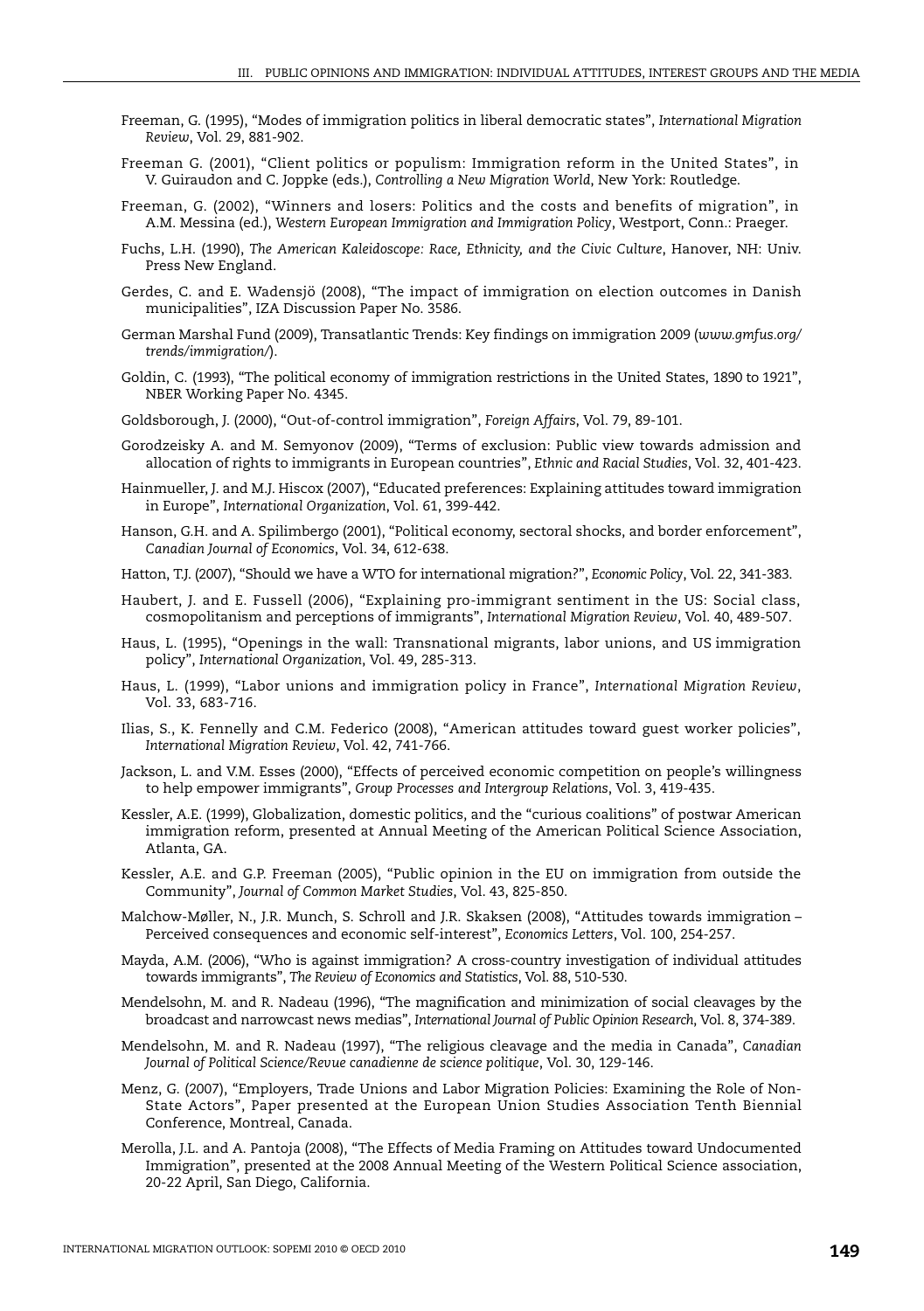Freeman, G. (1995), "Modes of immigration politics in liberal democratic states", *International Migration Review*, Vol. 29, 881-902.

Freeman G. (2001), "Client politics or populism: Immigration reform in the United States", in V. Guiraudon and C. Joppke (eds.), *Controlling a New Migration World*, New York: Routledge.

Freeman, G. (2002), "Winners and losers: Politics and the costs and benefits of migration", in A.M. Messina (ed.), *Western European Immigration and Immigration Policy*, Westport, Conn.: Praeger.

Fuchs, L.H. (1990), *The American Kaleidoscope: Race, Ethnicity, and the Civic Culture*, Hanover, NH: Univ. Press New England.

Gerdes, C. and E. Wadensjö (2008), "The impact of immigration on election outcomes in Danish municipalities", IZA Discussion Paper No. 3586.

German Marshal Fund (2009), Transatlantic Trends: Key findings on immigration 2009 (*www.gmfus.org/trends/immigration/*).

Goldin, C. (1993), "The political economy of immigration restrictions in the United States, 1890 to 1921", NBER Working Paper No. 4345.

Goldsborough, J. (2000), "Out-of-control immigration", *Foreign Affairs*, Vol. 79, 89-101.

Gorodzeisky A. and M. Semyonov (2009), "Terms of exclusion: Public view towards admission and allocation of rights to immigrants in European countries", *Ethnic and Racial Studies*, Vol. 32, 401-423.

Hainmueller, J. and M.J. Hiscox (2007), "Educated preferences: Explaining attitudes toward immigration in Europe", *International Organization*, Vol. 61, 399-442.

Hanson, G.H. and A. Spilimbergo (2001), "Political economy, sectoral shocks, and border enforcement", *Canadian Journal of Economics*, Vol. 34, 612-638.

Hatton, T.J. (2007), "Should we have a WTO for international migration?", *Economic Policy*, Vol. 22, 341-383.

Haubert, J. and E. Fussell (2006), "Explaining pro-immigrant sentiment in the US: Social class, cosmopolitanism and perceptions of immigrants", *International Migration Review*, Vol. 40, 489-507.

Haus, L. (1995), "Openings in the wall: Transnational migrants, labor unions, and US immigration policy", *International Organization*, Vol. 49, 285-313.

Haus, L. (1999), "Labor unions and immigration policy in France", *International Migration Review*, Vol. 33, 683-716.

Ilias, S., K. Fennelly and C.M. Federico (2008), "American attitudes toward guest worker policies", *International Migration Review*, Vol. 42, 741-766.

Jackson, L. and V.M. Esses (2000), "Effects of perceived economic competition on people's willingness to help empower immigrants", *Group Processes and Intergroup Relations*, Vol. 3, 419-435.

Kessler, A.E. (1999), Globalization, domestic politics, and the "curious coalitions" of postwar American immigration reform, presented at Annual Meeting of the American Political Science Association, Atlanta, GA.

Kessler, A.E. and G.P. Freeman (2005), "Public opinion in the EU on immigration from outside the Community", *Journal of Common Market Studies*, Vol. 43, 825-850.

Malchow-Møller, N., J.R. Munch, S. Schroll and J.R. Skaksen (2008), "Attitudes towards immigration – Perceived consequences and economic self-interest", *Economics Letters*, Vol. 100, 254-257.

Mayda, A.M. (2006), "Who is against immigration? A cross-country investigation of individual attitudes towards immigrants", *The Review of Economics and Statistics*, Vol. 88, 510-530.

Mendelsohn, M. and R. Nadeau (1996), "The magnification and minimization of social cleavages by the broadcast and narrowcast news medias", *International Journal of Public Opinion Research*, Vol. 8, 374-389.

Mendelsohn, M. and R. Nadeau (1997), "The religious cleavage and the media in Canada", *Canadian Journal of Political Science/Revue canadienne de science politique*, Vol. 30, 129-146.

Menz, G. (2007), "Employers, Trade Unions and Labor Migration Policies: Examining the Role of Non-State Actors", Paper presented at the European Union Studies Association Tenth Biennial Conference, Montreal, Canada.

Merolla, J.L. and A. Pantoja (2008), "The Effects of Media Framing on Attitudes toward Undocumented Immigration", presented at the 2008 Annual Meeting of the Western Political Science association, 20-22 April, San Diego, California.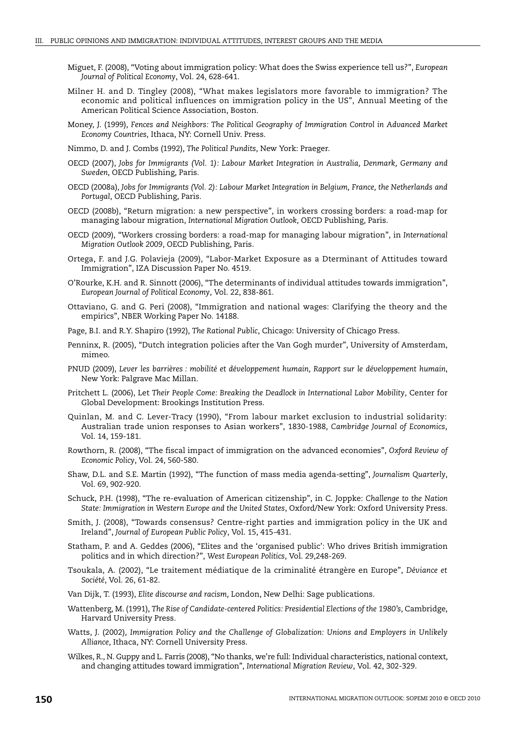Miguet, F. (2008), "Voting about immigration policy: What does the Swiss experience tell us?", *European Journal of Political Economy*, Vol. 24, 628-641.

Milner H. and D. Tingley (2008), "What makes legislators more favorable to immigration? The economic and political influences on immigration policy in the US", Annual Meeting of the American Political Science Association, Boston.

Money, J. (1999), *Fences and Neighbors: The Political Geography of Immigration Control in Advanced Market Economy Countries*, Ithaca, NY: Cornell Univ. Press.

Nimmo, D. and J. Combs (1992), *The Political Pundits*, New York: Praeger.

OECD (2007), *Jobs for Immigrants (Vol. 1): Labour Market Integration in Australia, Denmark, Germany and Sweden*, OECD Publishing, Paris.

OECD (2008a), *Jobs for Immigrants (Vol. 2): Labour Market Integration in Belgium, France, the Netherlands and Portugal*, OECD Publishing, Paris.

OECD (2008b), "Return migration: a new perspective", in workers crossing borders: a road-map for managing labour migration, *International Migration Outlook*, OECD Publishing, Paris.

OECD (2009), "Workers crossing borders: a road-map for managing labour migration", in *International Migration Outlook 2009*, OECD Publishing, Paris.

Ortega, F. and J.G. Polavieja (2009), "Labor-Market Exposure as a Dterminant of Attitudes toward Immigration", IZA Discussion Paper No. 4519.

O'Rourke, K.H. and R. Sinnott (2006), "The determinants of individual attitudes towards immigration", *European Journal of Political Economy*, Vol. 22, 838-861.

Ottaviano, G. and G. Peri (2008), "Immigration and national wages: Clarifying the theory and the empirics", NBER Working Paper No. 14188.

Page, B.I. and R.Y. Shapiro (1992), *The Rational Public*, Chicago: University of Chicago Press.

Penninx, R. (2005), "Dutch integration policies after the Van Gogh murder", University of Amsterdam, mimeo.

PNUD (2009), *Lever les barrières : mobilité et développement humain, Rapport sur le développement humain*, New York: Palgrave Mac Millan.

Pritchett L. (2006), Let *Their People Come: Breaking the Deadlock in International Labor Mobility*, Center for Global Development: Brookings Institution Press.

Quinlan, M. and C. Lever-Tracy (1990), "From labour market exclusion to industrial solidarity: Australian trade union responses to Asian workers", 1830-1988, *Cambridge Journal of Economics*, Vol. 14, 159-181.

Rowthorn, R. (2008), "The fiscal impact of immigration on the advanced economies", *Oxford Review of Economic Policy*, Vol. 24, 560-580.

Shaw, D.L. and S.E. Martin (1992), "The function of mass media agenda-setting", *Journalism Quarterly*, Vol. 69, 902-920.

Schuck, P.H. (1998), "The re-evaluation of American citizenship", in C. Joppke: *Challenge to the Nation State: Immigration in Western Europe and the United States*, Oxford/New York: Oxford University Press.

Smith, J. (2008), "Towards consensus? Centre-right parties and immigration policy in the UK and Ireland", *Journal of European Public Policy*, Vol. 15, 415-431.

Statham, P. and A. Geddes (2006), "Elites and the 'organised public': Who drives British immigration politics and in which direction?", *West European Politics*, Vol. 29,248-269.

Tsoukala, A. (2002), "Le traitement médiatique de la criminalité étrangère en Europe", *Déviance et Société*, Vol. 26, 61-82.

Van Dijk, T. (1993), *Elite discourse and racism*, London, New Delhi: Sage publications.

Wattenberg, M. (1991), *The Rise of Candidate-centered Politics: Presidential Elections of the 1980's*, Cambridge, Harvard University Press.

Watts, J. (2002), *Immigration Policy and the Challenge of Globalization: Unions and Employers in Unlikely Alliance*, Ithaca, NY: Cornell University Press.

Wilkes, R., N. Guppy and L. Farris (2008), "No thanks, we're full: Individual characteristics, national context, and changing attitudes toward immigration", *International Migration Review*, Vol. 42, 302-329.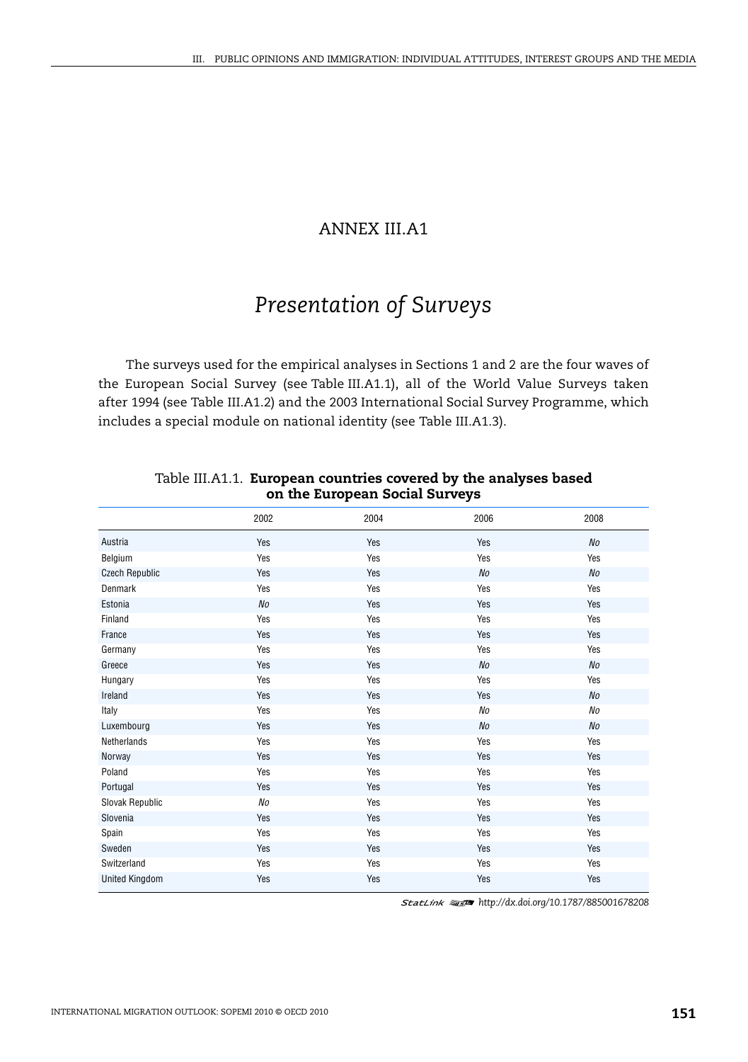# ANNEX III.A1

## *Presentation of Surveys*

The surveys used for the empirical analyses in Sections 1 and 2 are the four waves of the European Social Survey (see Table III.A1.1), all of the World Value Surveys taken after 1994 (see Table III.A1.2) and the 2003 International Social Survey Programme, which includes a special module on national identity (see Table III.A1.3).

Table III.A1.1. **European countries covered by the analyses based on the European Social Surveys**

| | 2002 | 2004 | 2006 | 2008 |
|---|---|---|---|---|
| Austria | Yes | Yes | Yes | *No* |
| Belgium | Yes | Yes | Yes | Yes |
| Czech Republic | Yes | Yes | *No* | *No* |
| Denmark | Yes | Yes | Yes | Yes |
| Estonia | *No* | Yes | Yes | Yes |
| Finland | Yes | Yes | Yes | Yes |
| France | Yes | Yes | Yes | Yes |
| Germany | Yes | Yes | Yes | Yes |
| Greece | Yes | Yes | *No* | *No* |
| Hungary | Yes | Yes | Yes | Yes |
| Ireland | Yes | Yes | Yes | *No* |
| Italy | Yes | Yes | *No* | *No* |
| Luxembourg | Yes | Yes | *No* | *No* |
| Netherlands | Yes | Yes | Yes | Yes |
| Norway | Yes | Yes | Yes | Yes |
| Poland | Yes | Yes | Yes | Yes |
| Portugal | Yes | Yes | Yes | Yes |
| Slovak Republic | *No* | Yes | Yes | Yes |
| Slovenia | Yes | Yes | Yes | Yes |
| Spain | Yes | Yes | Yes | Yes |
| Sweden | Yes | Yes | Yes | Yes |
| Switzerland | Yes | Yes | Yes | Yes |
| United Kingdom | Yes | Yes | Yes | Yes |

StatLink http://dx.doi.org/10.1787/885001678208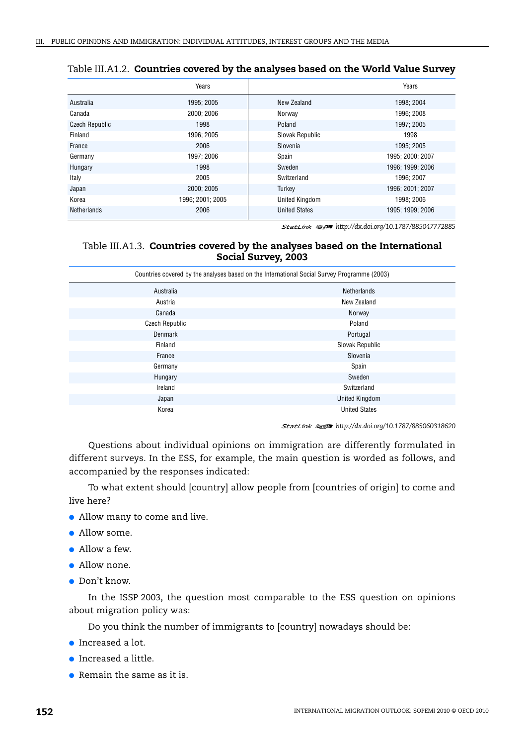Table III.A1.2. **Countries covered by the analyses based on the World Value Survey**

| | Years | | Years |
|---|---|---|---|
| Australia | 1995; 2005 | New Zealand | 1998; 2004 |
| Canada | 2000; 2006 | Norway | 1996; 2008 |
| Czech Republic | 1998 | Poland | 1997; 2005 |
| Finland | 1996; 2005 | Slovak Republic | 1998 |
| France | 2006 | Slovenia | 1995; 2005 |
| Germany | 1997; 2006 | Spain | 1995; 2000; 2007 |
| Hungary | 1998 | Sweden | 1996; 1999; 2006 |
| Italy | 2005 | Switzerland | 1996; 2007 |
| Japan | 2000; 2005 | Turkey | 1996; 2001; 2007 |
| Korea | 1996; 2001; 2005 | United Kingdom | 1998; 2006 |
| Netherlands | 2006 | United States | 1995; 1999; 2006 |

StatLink http://dx.doi.org/10.1787/885047772885

Table III.A1.3. **Countries covered by the analyses based on the International Social Survey, 2003**

| Countries covered by the analyses based on the International Social Survey Programme (2003) | |
|---|---|
| Australia | Netherlands |
| Austria | New Zealand |
| Canada | Norway |
| Czech Republic | Poland |
| Denmark | Portugal |
| Finland | Slovak Republic |
| France | Slovenia |
| Germany | Spain |
| Hungary | Sweden |
| Ireland | Switzerland |
| Japan | United Kingdom |
| Korea | United States |

StatLink http://dx.doi.org/10.1787/885060318620

Questions about individual opinions on immigration are differently formulated in different surveys. In the ESS, for example, the main question is worded as follows, and accompanied by the responses indicated:

To what extent should [country] allow people from [countries of origin] to come and live here?

- Allow many to come and live.
- Allow some.
- Allow a few.
- Allow none.
- Don't know.

In the ISSP 2003, the question most comparable to the ESS question on opinions about migration policy was:

Do you think the number of immigrants to [country] nowadays should be:

- Increased a lot.
- Increased a little.
- Remain the same as it is.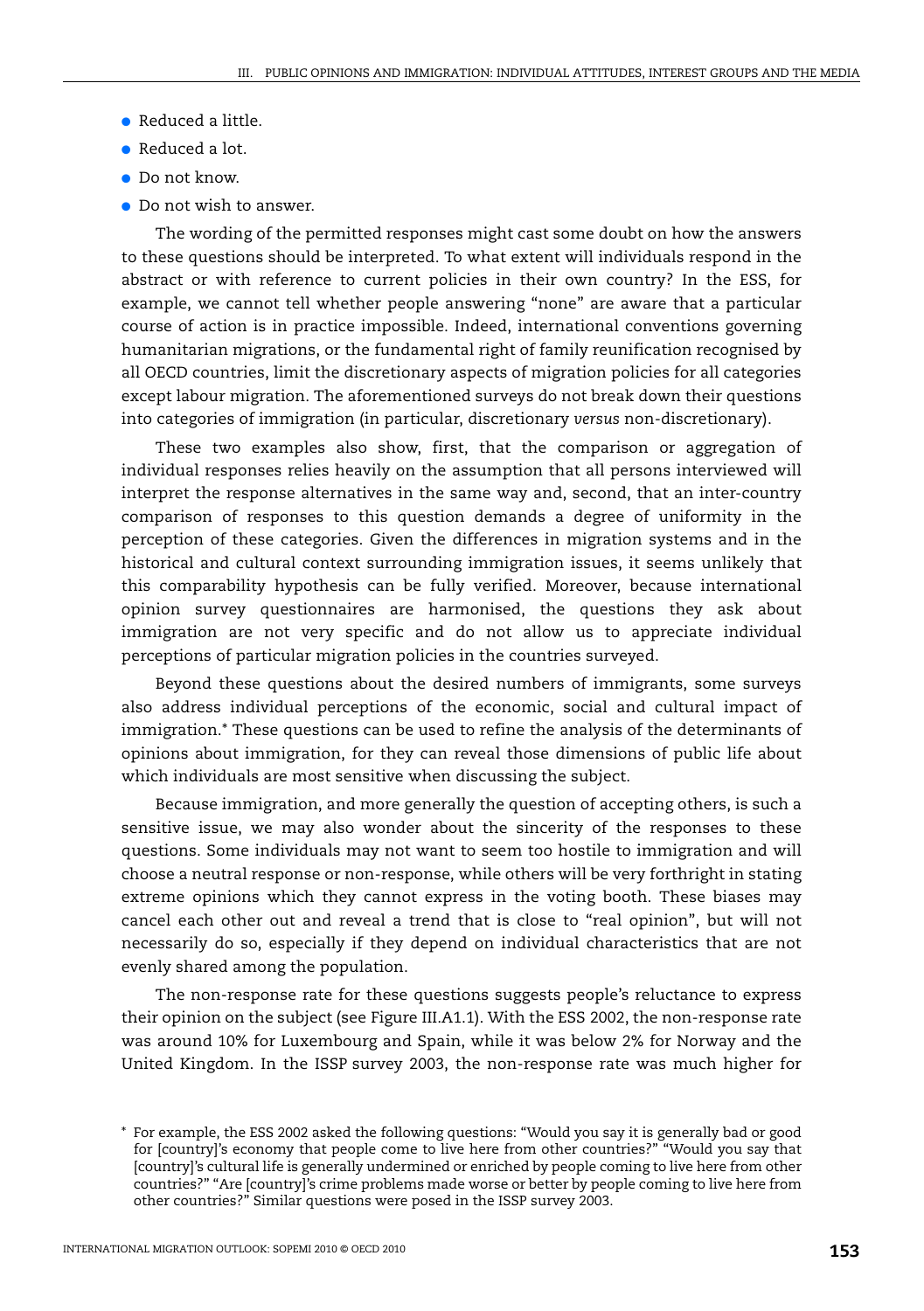- Reduced a little.
- Reduced a lot.
- Do not know.
- Do not wish to answer.

The wording of the permitted responses might cast some doubt on how the answers to these questions should be interpreted. To what extent will individuals respond in the abstract or with reference to current policies in their own country? In the ESS, for example, we cannot tell whether people answering "none" are aware that a particular course of action is in practice impossible. Indeed, international conventions governing humanitarian migrations, or the fundamental right of family reunification recognised by all OECD countries, limit the discretionary aspects of migration policies for all categories except labour migration. The aforementioned surveys do not break down their questions into categories of immigration (in particular, discretionary *versus* non-discretionary).

These two examples also show, first, that the comparison or aggregation of individual responses relies heavily on the assumption that all persons interviewed will interpret the response alternatives in the same way and, second, that an inter-country comparison of responses to this question demands a degree of uniformity in the perception of these categories. Given the differences in migration systems and in the historical and cultural context surrounding immigration issues, it seems unlikely that this comparability hypothesis can be fully verified. Moreover, because international opinion survey questionnaires are harmonised, the questions they ask about immigration are not very specific and do not allow us to appreciate individual perceptions of particular migration policies in the countries surveyed.

Beyond these questions about the desired numbers of immigrants, some surveys also address individual perceptions of the economic, social and cultural impact of immigration.* These questions can be used to refine the analysis of the determinants of opinions about immigration, for they can reveal those dimensions of public life about which individuals are most sensitive when discussing the subject.

Because immigration, and more generally the question of accepting others, is such a sensitive issue, we may also wonder about the sincerity of the responses to these questions. Some individuals may not want to seem too hostile to immigration and will choose a neutral response or non-response, while others will be very forthright in stating extreme opinions which they cannot express in the voting booth. These biases may cancel each other out and reveal a trend that is close to "real opinion", but will not necessarily do so, especially if they depend on individual characteristics that are not evenly shared among the population.

The non-response rate for these questions suggests people's reluctance to express their opinion on the subject (see Figure III.A1.1). With the ESS 2002, the non-response rate was around 10% for Luxembourg and Spain, while it was below 2% for Norway and the United Kingdom. In the ISSP survey 2003, the non-response rate was much higher for

\* For example, the ESS 2002 asked the following questions: "Would you say it is generally bad or good for [country]'s economy that people come to live here from other countries?" "Would you say that [country]'s cultural life is generally undermined or enriched by people coming to live here from other countries?" "Are [country]'s crime problems made worse or better by people coming to live here from other countries?" Similar questions were posed in the ISSP survey 2003.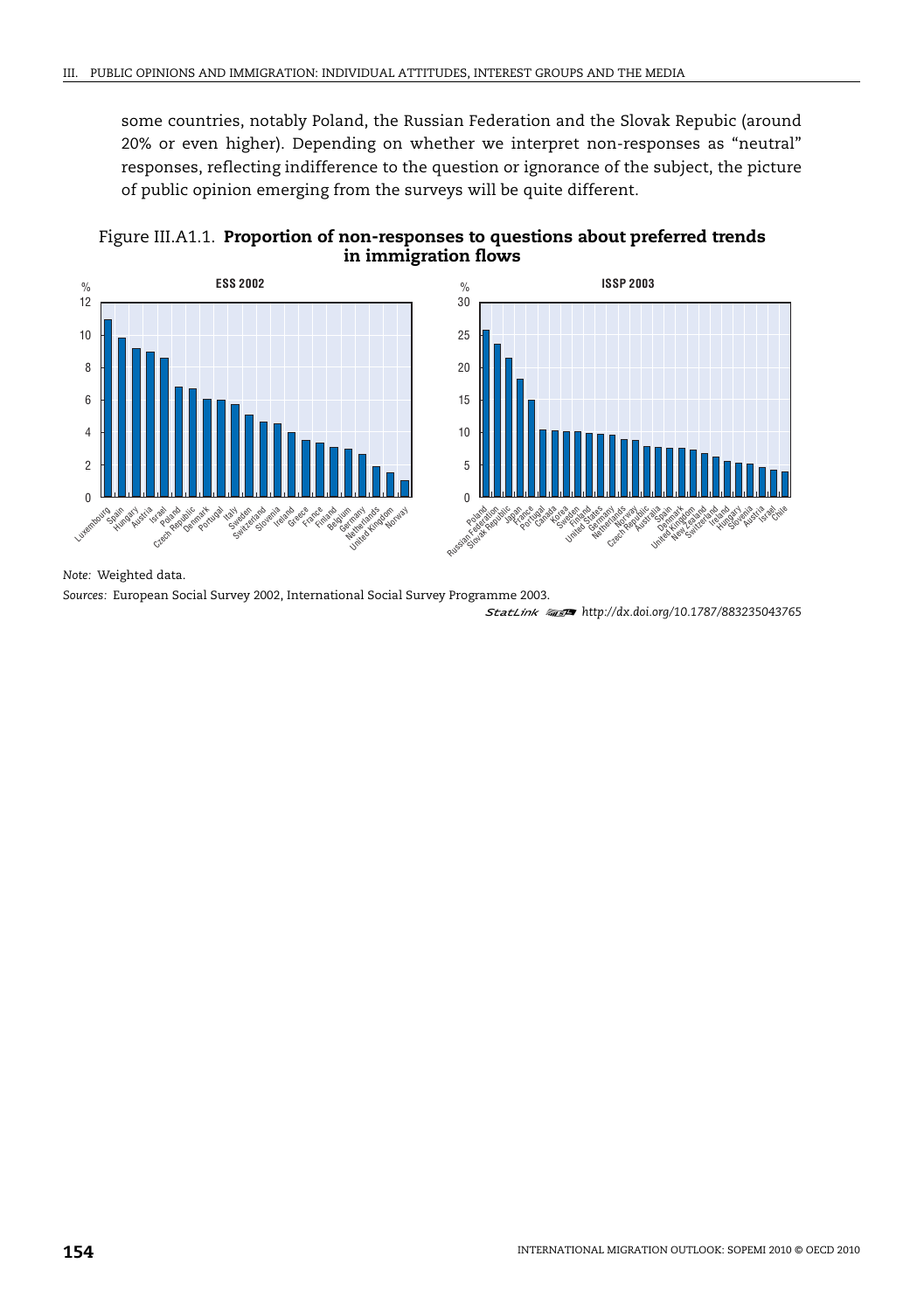some countries, notably Poland, the Russian Federation and the Slovak Republic (around 20% or even higher). Depending on whether we interpret non-responses as "neutral" responses, reflecting indifference to the question or ignorance of the subject, the picture of public opinion emerging from the surveys will be quite different.

Figure III.A1.1. **Proportion of non-responses to questions about preferred trends in immigration flows**

*Note:* Weighted data.

*Sources:* European Social Survey 2002, International Social Survey Programme 2003.

StatLink http://dx.doi.org/10.1787/883235043765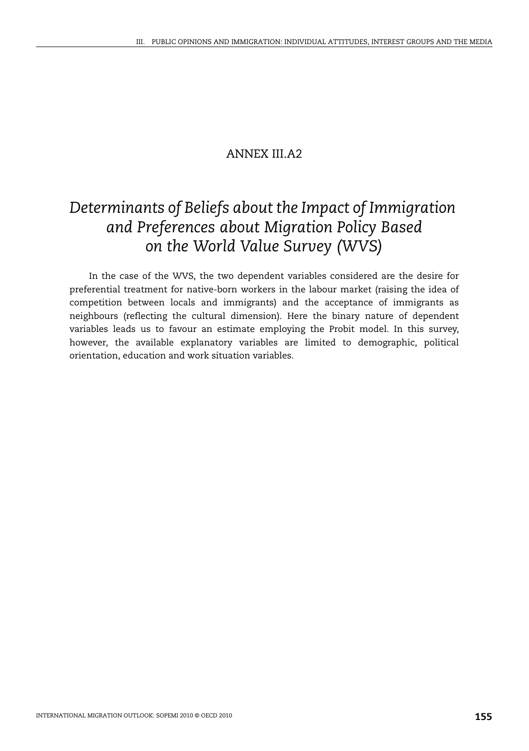# ANNEX III.A2

## *Determinants of Beliefs about the Impact of Immigration and Preferences about Migration Policy Based on the World Value Survey (WVS)*

In the case of the WVS, the two dependent variables considered are the desire for preferential treatment for native-born workers in the labour market (raising the idea of competition between locals and immigrants) and the acceptance of immigrants as neighbours (reflecting the cultural dimension). Here the binary nature of dependent variables leads us to favour an estimate employing the Probit model. In this survey, however, the available explanatory variables are limited to demographic, political orientation, education and work situation variables.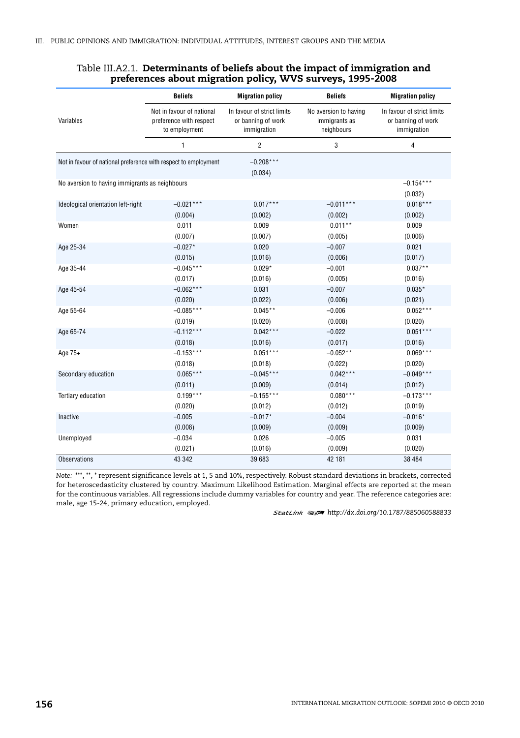Table III.A2.1. **Determinants of beliefs about the impact of immigration and preferences about migration policy, WVS surveys, 1995-2008**

| Variables | Beliefs | Migration policy | Beliefs | Migration policy |
|---|---|---|---|---|
| | Not in favour of national preference with respect to employment | In favour of strict limits or banning of work immigration | No aversion to having immigrants as neighbours | In favour of strict limits or banning of work immigration |
| | 1 | 2 | 3 | 4 |
| Not in favour of national preference with respect to employment | | −0.208*** | | |
| | | (0.034) | | |
| No aversion to having immigrants as neighbours | | | | −0.154*** |
| | | | | (0.032) |
| Ideological orientation left-right | −0.021*** | 0.017*** | −0.011*** | 0.018*** |
| | (0.004) | (0.002) | (0.002) | (0.002) |
| Women | 0.011 | 0.009 | 0.011** | 0.009 |
| | (0.007) | (0.007) | (0.005) | (0.006) |
| Age 25-34 | −0.027* | 0.020 | −0.007 | 0.021 |
| | (0.015) | (0.016) | (0.006) | (0.017) |
| Age 35-44 | −0.045*** | 0.029* | −0.001 | 0.037** |
| | (0.017) | (0.016) | (0.005) | (0.016) |
| Age 45-54 | −0.062*** | 0.031 | −0.007 | 0.035* |
| | (0.020) | (0.022) | (0.006) | (0.021) |
| Age 55-64 | −0.085*** | 0.045** | −0.006 | 0.052*** |
| | (0.019) | (0.020) | (0.008) | (0.020) |
| Age 65-74 | −0.112*** | 0.042*** | −0.022 | 0.051*** |
| | (0.018) | (0.016) | (0.017) | (0.016) |
| Age 75+ | −0.153*** | 0.051*** | −0.052** | 0.069*** |
| | (0.018) | (0.018) | (0.022) | (0.020) |
| Secondary education | 0.065*** | −0.045*** | 0.042*** | −0.049*** |
| | (0.011) | (0.009) | (0.014) | (0.012) |
| Tertiary education | 0.199*** | −0.155*** | 0.080*** | −0.173*** |
| | (0.020) | (0.012) | (0.012) | (0.019) |
| Inactive | −0.005 | −0.017* | −0.004 | −0.016* |
| | (0.008) | (0.009) | (0.009) | (0.009) |
| Unemployed | −0.034 | 0.026 | −0.005 | 0.031 |
| | (0.021) | (0.016) | (0.009) | (0.020) |
| Observations | 43 342 | 39 683 | 42 181 | 38 484 |

*Note:* ***, **, * represent significance levels at 1, 5 and 10%, respectively. Robust standard deviations in brackets, corrected for heteroscedasticity clustered by country. Maximum Likelihood Estimation. Marginal effects are reported at the mean for the continuous variables. All regressions include dummy variables for country and year. The reference categories are: male, age 15-24, primary education, employed.

StatLink http://dx.doi.org/10.1787/885060588833